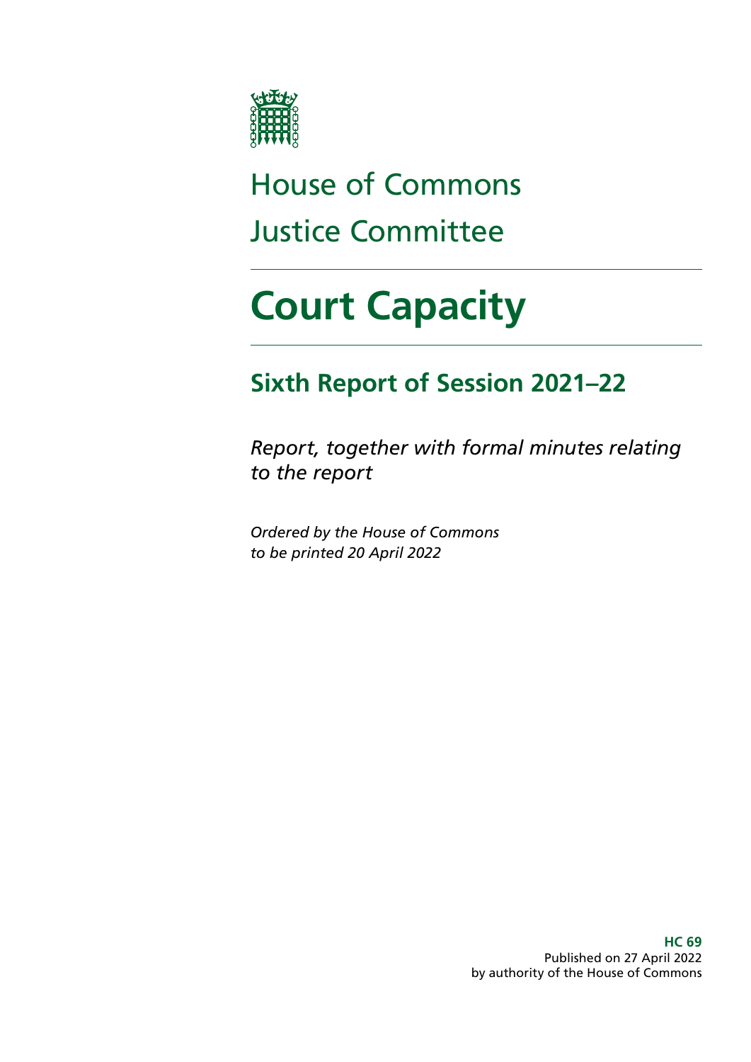House of Commons

Justice Committee

# Court Capacity

## Sixth Report of Session 2021–22

*Report, together with formal minutes relating to the report*

*Ordered by the House of Commons to be printed 20 April 2022*

**HC 69**
Published on 27 April 2022
by authority of the House of Commons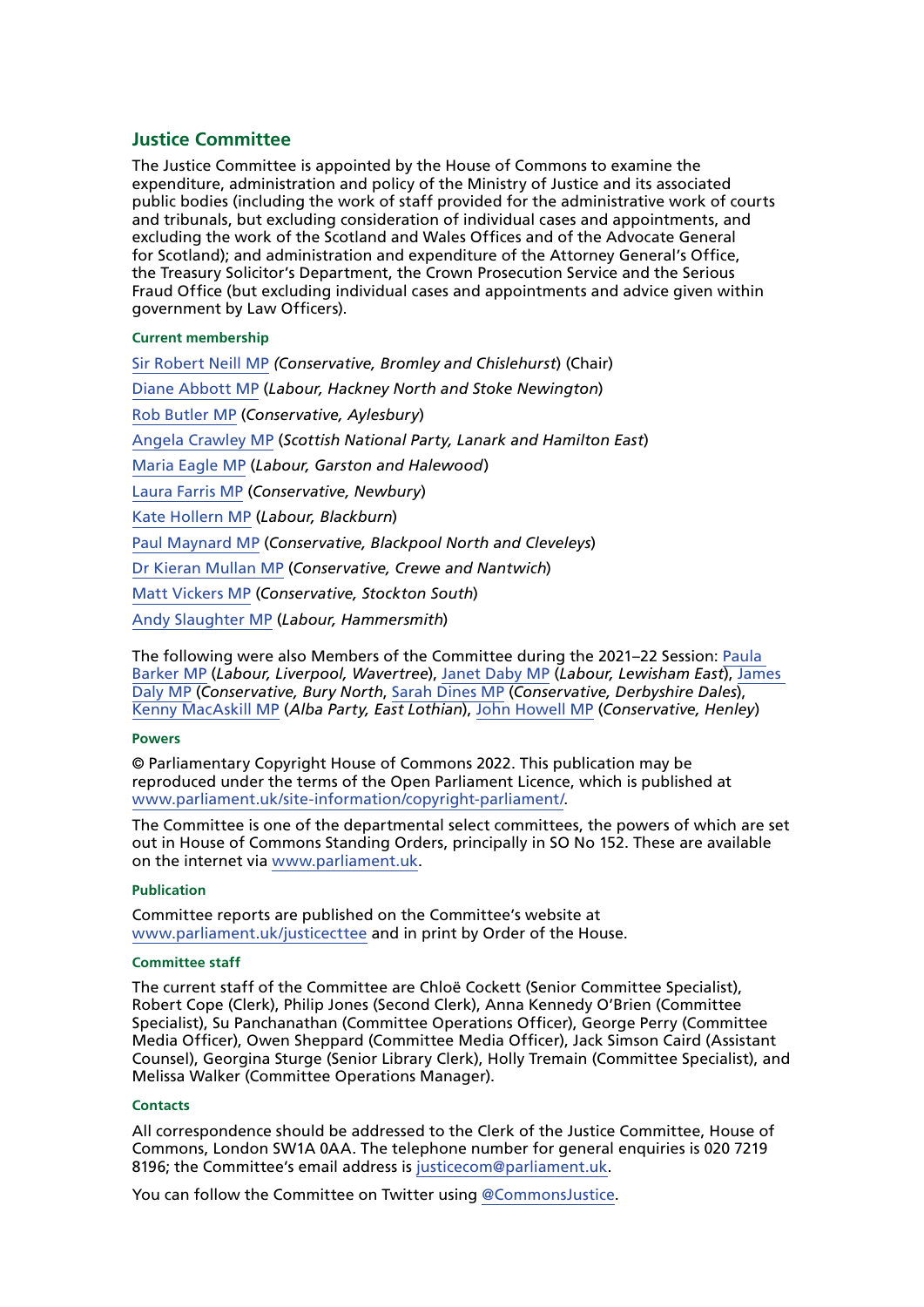## Justice Committee

The Justice Committee is appointed by the House of Commons to examine the expenditure, administration and policy of the Ministry of Justice and its associated public bodies (including the work of staff provided for the administrative work of courts and tribunals, but excluding consideration of individual cases and appointments, and excluding the work of the Scotland and Wales Offices and of the Advocate General for Scotland); and administration and expenditure of the Attorney General's Office, the Treasury Solicitor's Department, the Crown Prosecution Service and the Serious Fraud Office (but excluding individual cases and appointments and advice given within government by Law Officers).

### Current membership

Sir Robert Neill MP *(Conservative, Bromley and Chislehurst)* (Chair)

Diane Abbott MP (*Labour, Hackney North and Stoke Newington*)

Rob Butler MP (*Conservative, Aylesbury*)

Angela Crawley MP (*Scottish National Party, Lanark and Hamilton East*)

Maria Eagle MP (*Labour, Garston and Halewood*)

Laura Farris MP (*Conservative, Newbury*)

Kate Hollern MP (*Labour, Blackburn*)

Paul Maynard MP (*Conservative, Blackpool North and Cleveleys*)

Dr Kieran Mullan MP (*Conservative, Crewe and Nantwich*)

Matt Vickers MP (*Conservative, Stockton South*)

Andy Slaughter MP (*Labour, Hammersmith*)

The following were also Members of the Committee during the 2021–22 Session: Paula Barker MP (*Labour, Liverpool, Wavertree*), Janet Daby MP (*Labour, Lewisham East*), James Daly MP (*Conservative, Bury North*, Sarah Dines MP (*Conservative, Derbyshire Dales*), Kenny MacAskill MP (*Alba Party, East Lothian*), John Howell MP (*Conservative, Henley*)

### Powers

© Parliamentary Copyright House of Commons 2022. This publication may be reproduced under the terms of the Open Parliament Licence, which is published at www.parliament.uk/site-information/copyright-parliament/.

The Committee is one of the departmental select committees, the powers of which are set out in House of Commons Standing Orders, principally in SO No 152. These are available on the internet via www.parliament.uk.

### Publication

Committee reports are published on the Committee's website at www.parliament.uk/justicecttee and in print by Order of the House.

### Committee staff

The current staff of the Committee are Chloë Cockett (Senior Committee Specialist), Robert Cope (Clerk), Philip Jones (Second Clerk), Anna Kennedy O'Brien (Committee Specialist), Su Panchanathan (Committee Operations Officer), George Perry (Committee Media Officer), Owen Sheppard (Committee Media Officer), Jack Simson Caird (Assistant Counsel), Georgina Sturge (Senior Library Clerk), Holly Tremain (Committee Specialist), and Melissa Walker (Committee Operations Manager).

### Contacts

All correspondence should be addressed to the Clerk of the Justice Committee, House of Commons, London SW1A 0AA. The telephone number for general enquiries is 020 7219 8196; the Committee's email address is justicecom@parliament.uk.

You can follow the Committee on Twitter using @CommonsJustice.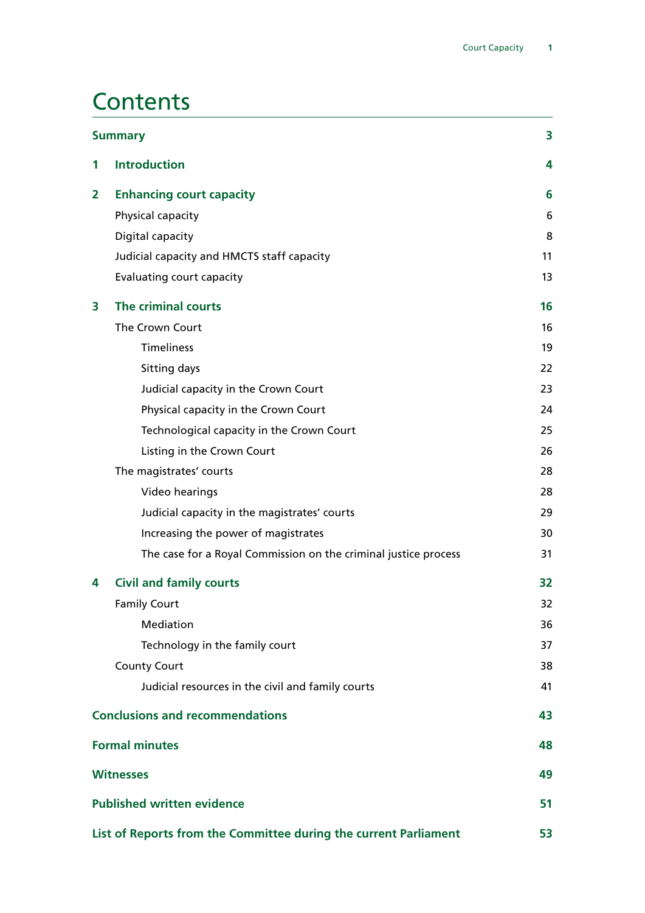# Contents

| | | |
|---|---|---|
| **Summary** | | **3** |
| **1** | **Introduction** | **4** |
| **2** | **Enhancing court capacity** | **6** |
| | Physical capacity | 6 |
| | Digital capacity | 8 |
| | Judicial capacity and HMCTS staff capacity | 11 |
| | Evaluating court capacity | 13 |
| **3** | **The criminal courts** | **16** |
| | The Crown Court | 16 |
| | Timeliness | 19 |
| | Sitting days | 22 |
| | Judicial capacity in the Crown Court | 23 |
| | Physical capacity in the Crown Court | 24 |
| | Technological capacity in the Crown Court | 25 |
| | Listing in the Crown Court | 26 |
| | The magistrates' courts | 28 |
| | Video hearings | 28 |
| | Judicial capacity in the magistrates' courts | 29 |
| | Increasing the power of magistrates | 30 |
| | The case for a Royal Commission on the criminal justice process | 31 |
| **4** | **Civil and family courts** | **32** |
| | Family Court | 32 |
| | Mediation | 36 |
| | Technology in the family court | 37 |
| | County Court | 38 |
| | Judicial resources in the civil and family courts | 41 |
| **Conclusions and recommendations** | | **43** |
| **Formal minutes** | | **48** |
| **Witnesses** | | **49** |
| **Published written evidence** | | **51** |
| **List of Reports from the Committee during the current Parliament** | | **53** |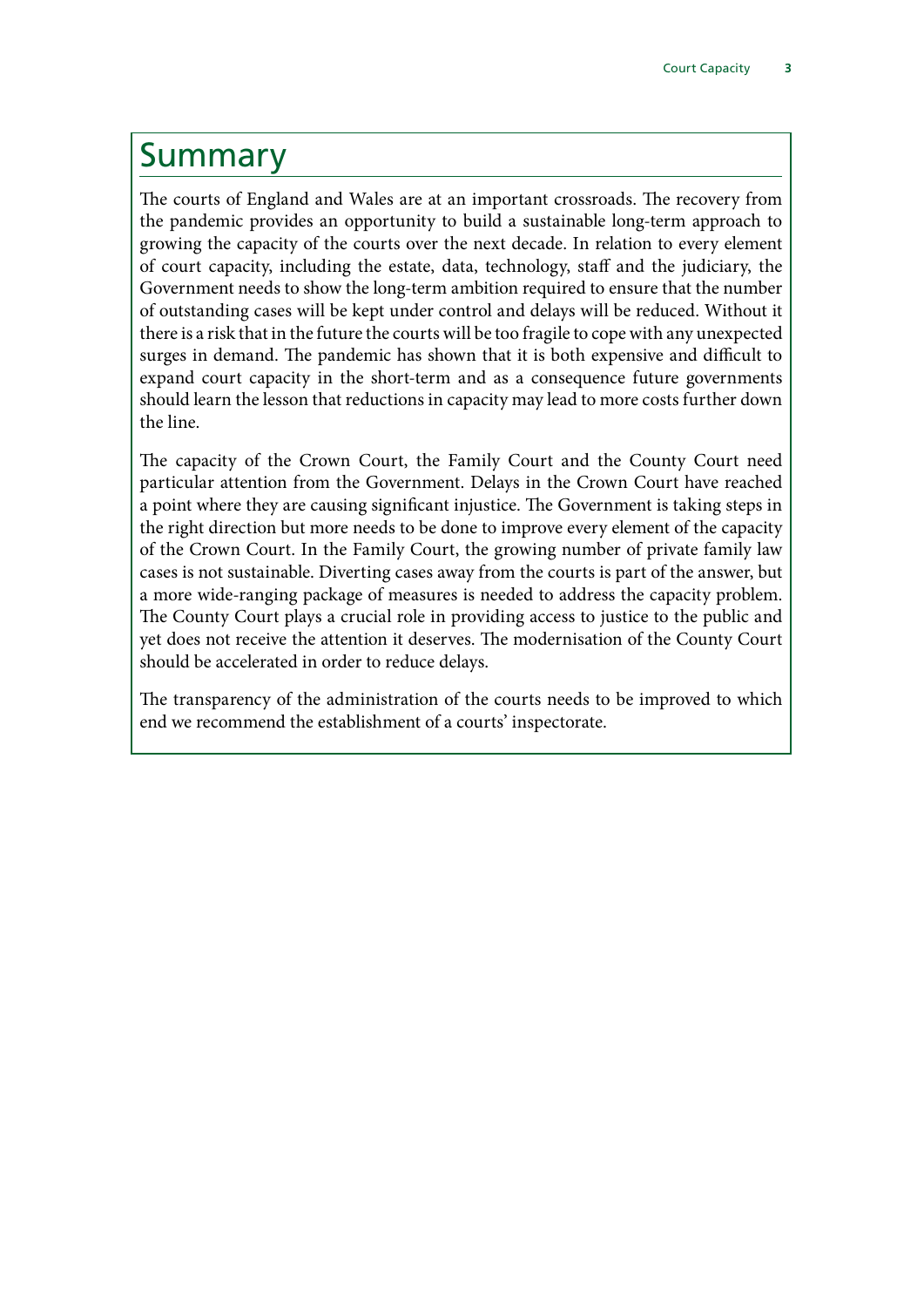# Summary

The courts of England and Wales are at an important crossroads. The recovery from the pandemic provides an opportunity to build a sustainable long-term approach to growing the capacity of the courts over the next decade. In relation to every element of court capacity, including the estate, data, technology, staff and the judiciary, the Government needs to show the long-term ambition required to ensure that the number of outstanding cases will be kept under control and delays will be reduced. Without it there is a risk that in the future the courts will be too fragile to cope with any unexpected surges in demand. The pandemic has shown that it is both expensive and difficult to expand court capacity in the short-term and as a consequence future governments should learn the lesson that reductions in capacity may lead to more costs further down the line.

The capacity of the Crown Court, the Family Court and the County Court need particular attention from the Government. Delays in the Crown Court have reached a point where they are causing significant injustice. The Government is taking steps in the right direction but more needs to be done to improve every element of the capacity of the Crown Court. In the Family Court, the growing number of private family law cases is not sustainable. Diverting cases away from the courts is part of the answer, but a more wide-ranging package of measures is needed to address the capacity problem. The County Court plays a crucial role in providing access to justice to the public and yet does not receive the attention it deserves. The modernisation of the County Court should be accelerated in order to reduce delays.

The transparency of the administration of the courts needs to be improved to which end we recommend the establishment of a courts' inspectorate.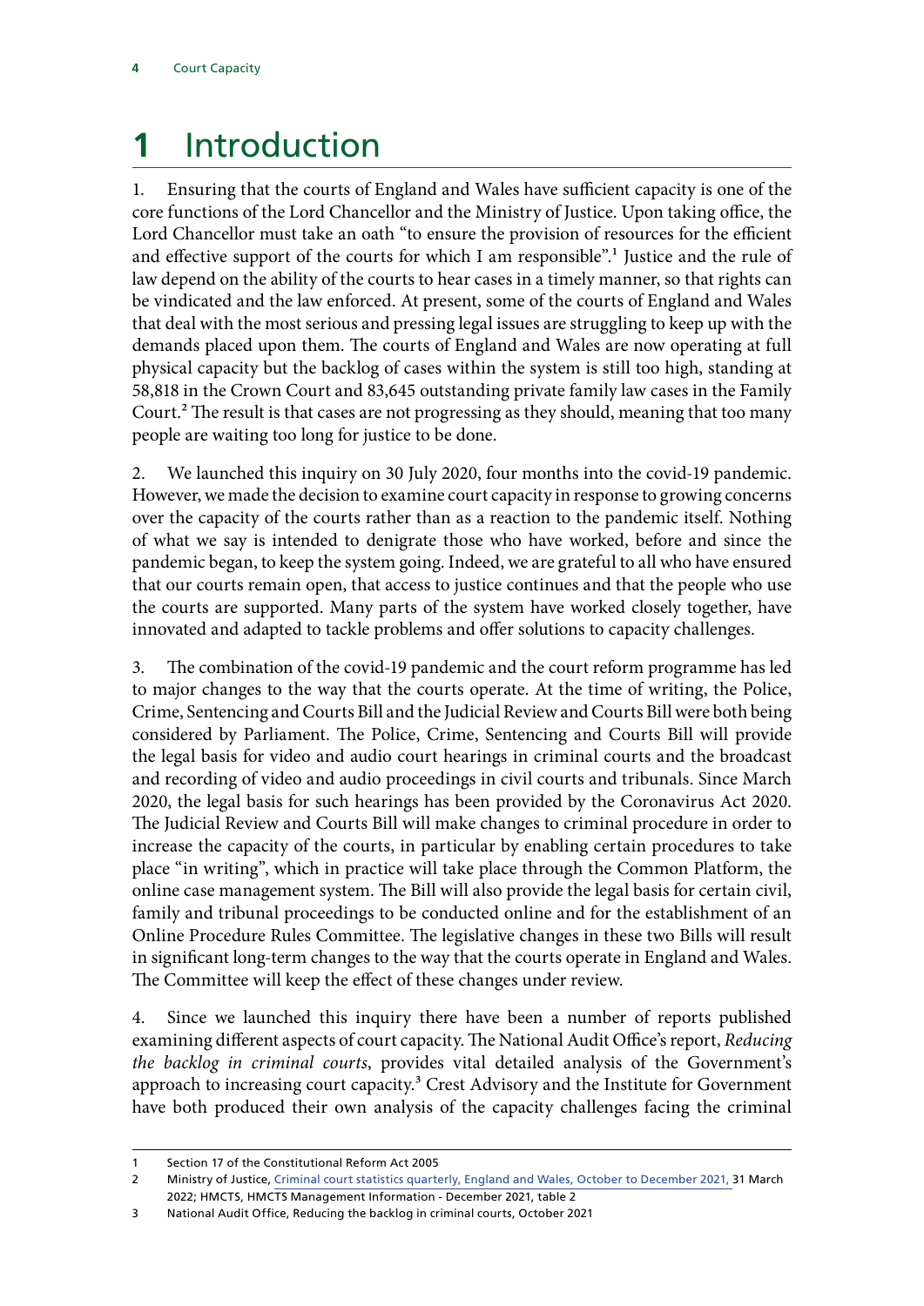# 1 Introduction

1. Ensuring that the courts of England and Wales have sufficient capacity is one of the core functions of the Lord Chancellor and the Ministry of Justice. Upon taking office, the Lord Chancellor must take an oath "to ensure the provision of resources for the efficient and effective support of the courts for which I am responsible".[1] Justice and the rule of law depend on the ability of the courts to hear cases in a timely manner, so that rights can be vindicated and the law enforced. At present, some of the courts of England and Wales that deal with the most serious and pressing legal issues are struggling to keep up with the demands placed upon them. The courts of England and Wales are now operating at full physical capacity but the backlog of cases within the system is still too high, standing at 58,818 in the Crown Court and 83,645 outstanding private family law cases in the Family Court.[2] The result is that cases are not progressing as they should, meaning that too many people are waiting too long for justice to be done.

2. We launched this inquiry on 30 July 2020, four months into the covid-19 pandemic. However, we made the decision to examine court capacity in response to growing concerns over the capacity of the courts rather than as a reaction to the pandemic itself. Nothing of what we say is intended to denigrate those who have worked, before and since the pandemic began, to keep the system going. Indeed, we are grateful to all who have ensured that our courts remain open, that access to justice continues and that the people who use the courts are supported. Many parts of the system have worked closely together, have innovated and adapted to tackle problems and offer solutions to capacity challenges.

3. The combination of the covid-19 pandemic and the court reform programme has led to major changes to the way that the courts operate. At the time of writing, the Police, Crime, Sentencing and Courts Bill and the Judicial Review and Courts Bill were both being considered by Parliament. The Police, Crime, Sentencing and Courts Bill will provide the legal basis for video and audio court hearings in criminal courts and the broadcast and recording of video and audio proceedings in civil courts and tribunals. Since March 2020, the legal basis for such hearings has been provided by the Coronavirus Act 2020. The Judicial Review and Courts Bill will make changes to criminal procedure in order to increase the capacity of the courts, in particular by enabling certain procedures to take place "in writing", which in practice will take place through the Common Platform, the online case management system. The Bill will also provide the legal basis for certain civil, family and tribunal proceedings to be conducted online and for the establishment of an Online Procedure Rules Committee. The legislative changes in these two Bills will result in significant long-term changes to the way that the courts operate in England and Wales. The Committee will keep the effect of these changes under review.

4. Since we launched this inquiry there have been a number of reports published examining different aspects of court capacity. The National Audit Office's report, *Reducing the backlog in criminal courts*, provides vital detailed analysis of the Government's approach to increasing court capacity.[3] Crest Advisory and the Institute for Government have both produced their own analysis of the capacity challenges facing the criminal

---

1 Section 17 of the Constitutional Reform Act 2005

2 Ministry of Justice, Criminal court statistics quarterly, England and Wales, October to December 2021, 31 March 2022; HMCTS, HMCTS Management Information - December 2021, table 2

3 National Audit Office, Reducing the backlog in criminal courts, October 2021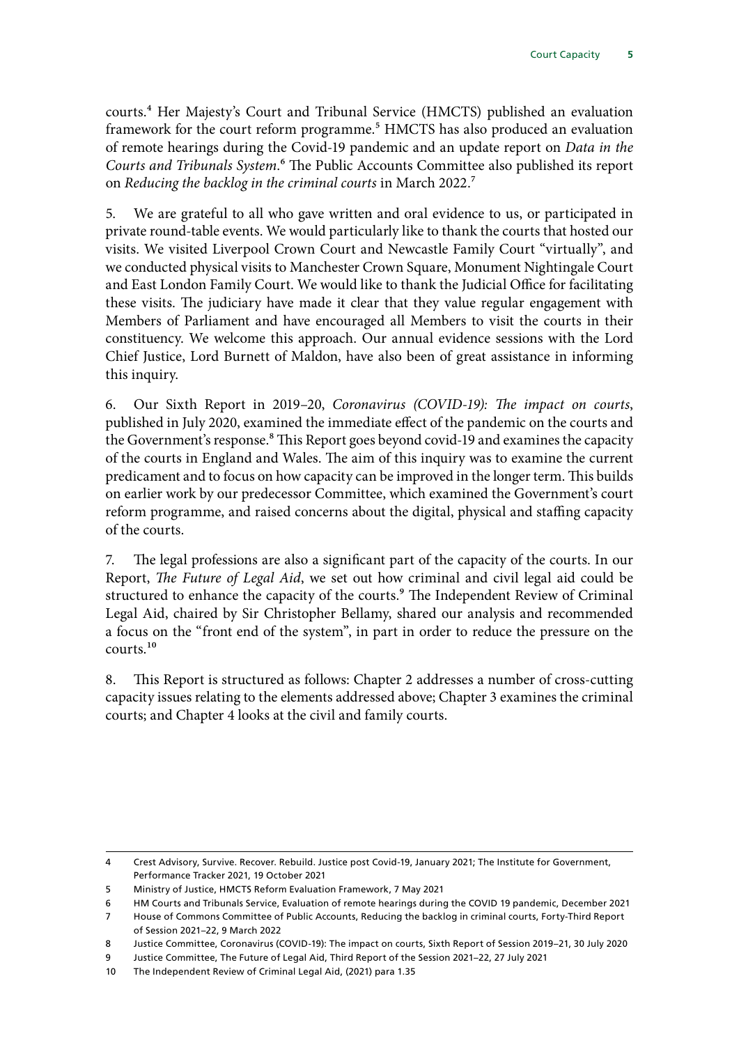courts.[4] Her Majesty's Court and Tribunal Service (HMCTS) published an evaluation framework for the court reform programme.[5] HMCTS has also produced an evaluation of remote hearings during the Covid-19 pandemic and an update report on *Data in the Courts and Tribunals System*.[6] The Public Accounts Committee also published its report on *Reducing the backlog in the criminal courts* in March 2022.[7]

5. We are grateful to all who gave written and oral evidence to us, or participated in private round-table events. We would particularly like to thank the courts that hosted our visits. We visited Liverpool Crown Court and Newcastle Family Court "virtually", and we conducted physical visits to Manchester Crown Square, Monument Nightingale Court and East London Family Court. We would like to thank the Judicial Office for facilitating these visits. The judiciary have made it clear that they value regular engagement with Members of Parliament and have encouraged all Members to visit the courts in their constituency. We welcome this approach. Our annual evidence sessions with the Lord Chief Justice, Lord Burnett of Maldon, have also been of great assistance in informing this inquiry.

6. Our Sixth Report in 2019–20, *Coronavirus (COVID-19): The impact on courts*, published in July 2020, examined the immediate effect of the pandemic on the courts and the Government's response.[8] This Report goes beyond covid-19 and examines the capacity of the courts in England and Wales. The aim of this inquiry was to examine the current predicament and to focus on how capacity can be improved in the longer term. This builds on earlier work by our predecessor Committee, which examined the Government's court reform programme, and raised concerns about the digital, physical and staffing capacity of the courts.

7. The legal professions are also a significant part of the capacity of the courts. In our Report, *The Future of Legal Aid*, we set out how criminal and civil legal aid could be structured to enhance the capacity of the courts.[9] The Independent Review of Criminal Legal Aid, chaired by Sir Christopher Bellamy, shared our analysis and recommended a focus on the "front end of the system", in part in order to reduce the pressure on the courts.[10]

8. This Report is structured as follows: Chapter 2 addresses a number of cross-cutting capacity issues relating to the elements addressed above; Chapter 3 examines the criminal courts; and Chapter 4 looks at the civil and family courts.

---

4 Crest Advisory, Survive. Recover. Rebuild. Justice post Covid-19, January 2021; The Institute for Government, Performance Tracker 2021, 19 October 2021

5 Ministry of Justice, HMCTS Reform Evaluation Framework, 7 May 2021

6 HM Courts and Tribunals Service, Evaluation of remote hearings during the COVID 19 pandemic, December 2021

7 House of Commons Committee of Public Accounts, Reducing the backlog in criminal courts, Forty-Third Report of Session 2021–22, 9 March 2022

8 Justice Committee, Coronavirus (COVID-19): The impact on courts, Sixth Report of Session 2019–21, 30 July 2020

9 Justice Committee, The Future of Legal Aid, Third Report of the Session 2021–22, 27 July 2021

10 The Independent Review of Criminal Legal Aid, (2021) para 1.35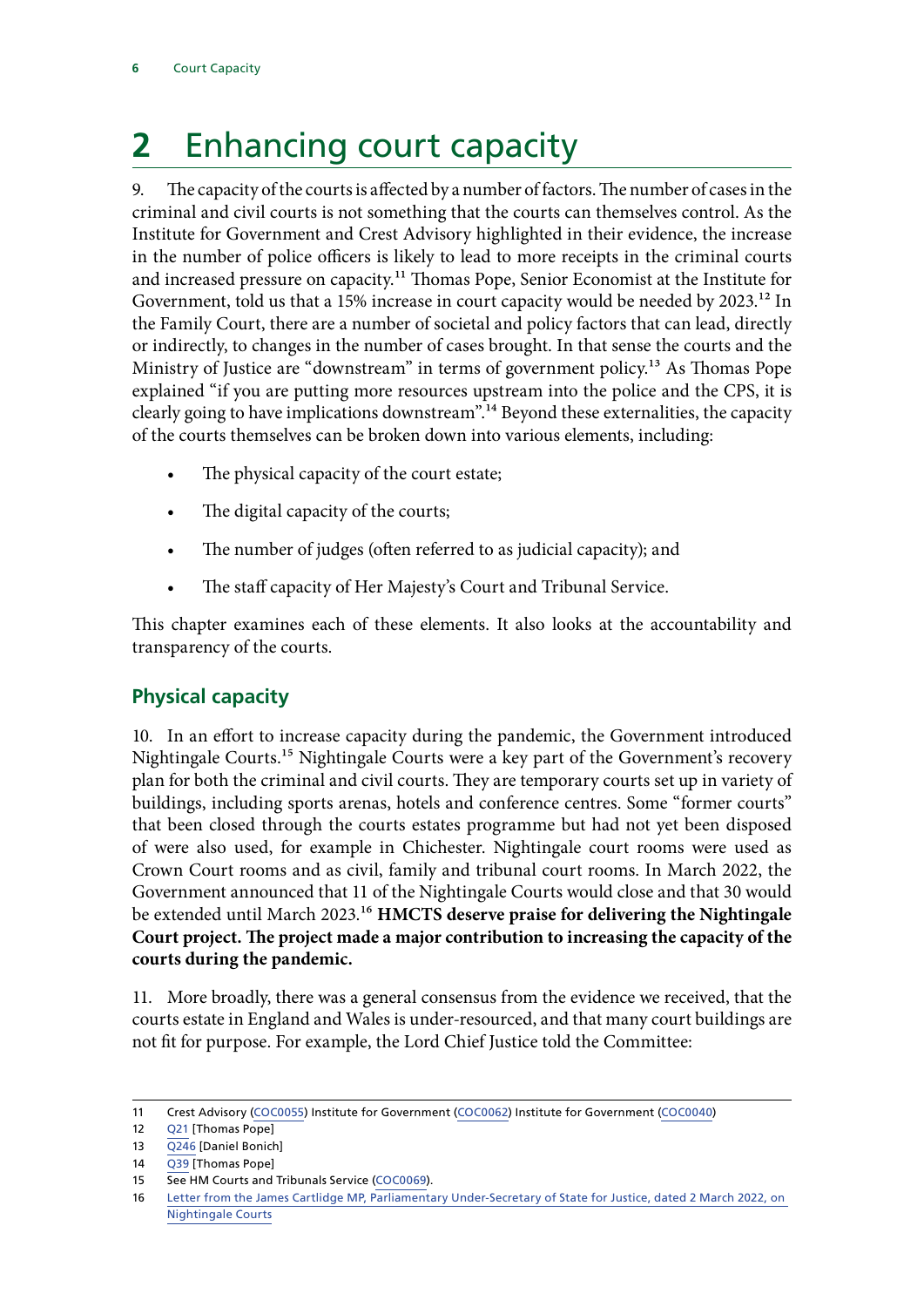# 2 Enhancing court capacity

9. The capacity of the courts is affected by a number of factors. The number of cases in the criminal and civil courts is not something that the courts can themselves control. As the Institute for Government and Crest Advisory highlighted in their evidence, the increase in the number of police officers is likely to lead to more receipts in the criminal courts and increased pressure on capacity.[11] Thomas Pope, Senior Economist at the Institute for Government, told us that a 15% increase in court capacity would be needed by 2023.[12] In the Family Court, there are a number of societal and policy factors that can lead, directly or indirectly, to changes in the number of cases brought. In that sense the courts and the Ministry of Justice are "downstream" in terms of government policy.[13] As Thomas Pope explained "if you are putting more resources upstream into the police and the CPS, it is clearly going to have implications downstream".[14] Beyond these externalities, the capacity of the courts themselves can be broken down into various elements, including:

- The physical capacity of the court estate;
- The digital capacity of the courts;
- The number of judges (often referred to as judicial capacity); and
- The staff capacity of Her Majesty's Court and Tribunal Service.

This chapter examines each of these elements. It also looks at the accountability and transparency of the courts.

## Physical capacity

10. In an effort to increase capacity during the pandemic, the Government introduced Nightingale Courts.[15] Nightingale Courts were a key part of the Government's recovery plan for both the criminal and civil courts. They are temporary courts set up in variety of buildings, including sports arenas, hotels and conference centres. Some "former courts" that been closed through the courts estates programme but had not yet been disposed of were also used, for example in Chichester. Nightingale court rooms were used as Crown Court rooms and as civil, family and tribunal court rooms. In March 2022, the Government announced that 11 of the Nightingale Courts would close and that 30 would be extended until March 2023.[16] **HMCTS deserve praise for delivering the Nightingale Court project. The project made a major contribution to increasing the capacity of the courts during the pandemic.**

11. More broadly, there was a general consensus from the evidence we received, that the courts estate in England and Wales is under-resourced, and that many court buildings are not fit for purpose. For example, the Lord Chief Justice told the Committee:

---

11 Crest Advisory (COC0055) Institute for Government (COC0062) Institute for Government (COC0040)

12 Q21 [Thomas Pope]

13 Q246 [Daniel Bonich]

14 Q39 [Thomas Pope]

15 See HM Courts and Tribunals Service (COC0069).

16 Letter from the James Cartlidge MP, Parliamentary Under-Secretary of State for Justice, dated 2 March 2022, on Nightingale Courts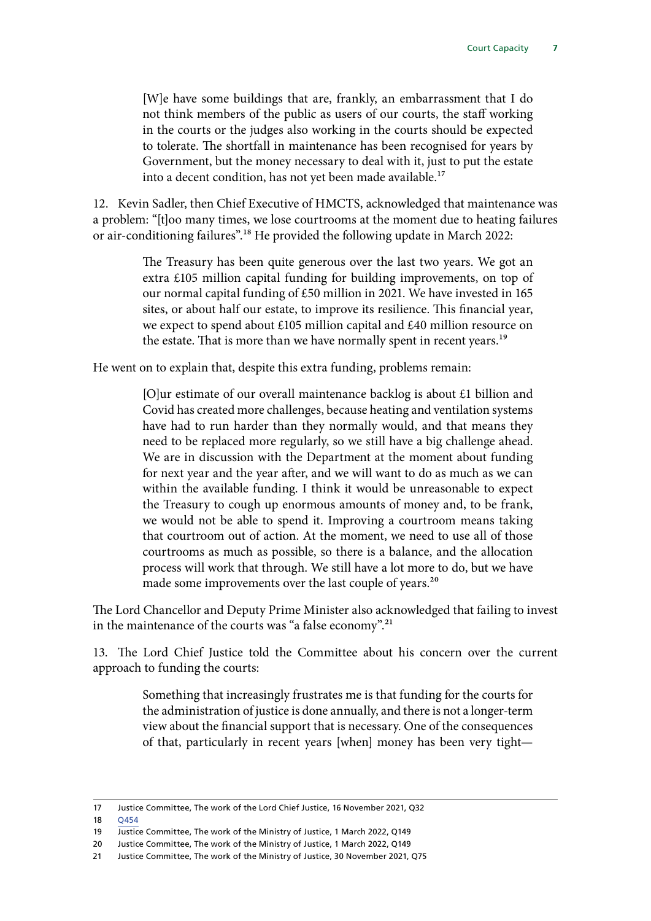> [W]e have some buildings that are, frankly, an embarrassment that I do not think members of the public as users of our courts, the staff working in the courts or the judges also working in the courts should be expected to tolerate. The shortfall in maintenance has been recognised for years by Government, but the money necessary to deal with it, just to put the estate into a decent condition, has not yet been made available.[17]

12. Kevin Sadler, then Chief Executive of HMCTS, acknowledged that maintenance was a problem: "[t]oo many times, we lose courtrooms at the moment due to heating failures or air-conditioning failures".[18] He provided the following update in March 2022:

> The Treasury has been quite generous over the last two years. We got an extra £105 million capital funding for building improvements, on top of our normal capital funding of £50 million in 2021. We have invested in 165 sites, or about half our estate, to improve its resilience. This financial year, we expect to spend about £105 million capital and £40 million resource on the estate. That is more than we have normally spent in recent years.[19]

He went on to explain that, despite this extra funding, problems remain:

> [O]ur estimate of our overall maintenance backlog is about £1 billion and Covid has created more challenges, because heating and ventilation systems have had to run harder than they normally would, and that means they need to be replaced more regularly, so we still have a big challenge ahead. We are in discussion with the Department at the moment about funding for next year and the year after, and we will want to do as much as we can within the available funding. I think it would be unreasonable to expect the Treasury to cough up enormous amounts of money and, to be frank, we would not be able to spend it. Improving a courtroom means taking that courtroom out of action. At the moment, we need to use all of those courtrooms as much as possible, so there is a balance, and the allocation process will work that through. We still have a lot more to do, but we have made some improvements over the last couple of years.[20]

The Lord Chancellor and Deputy Prime Minister also acknowledged that failing to invest in the maintenance of the courts was "a false economy".[21]

13. The Lord Chief Justice told the Committee about his concern over the current approach to funding the courts:

> Something that increasingly frustrates me is that funding for the courts for the administration of justice is done annually, and there is not a longer-term view about the financial support that is necessary. One of the consequences of that, particularly in recent years [when] money has been very tight—

17 Justice Committee, The work of the Lord Chief Justice, 16 November 2021, Q32
18 Q454
19 Justice Committee, The work of the Ministry of Justice, 1 March 2022, Q149
20 Justice Committee, The work of the Ministry of Justice, 1 March 2022, Q149
21 Justice Committee, The work of the Ministry of Justice, 30 November 2021, Q75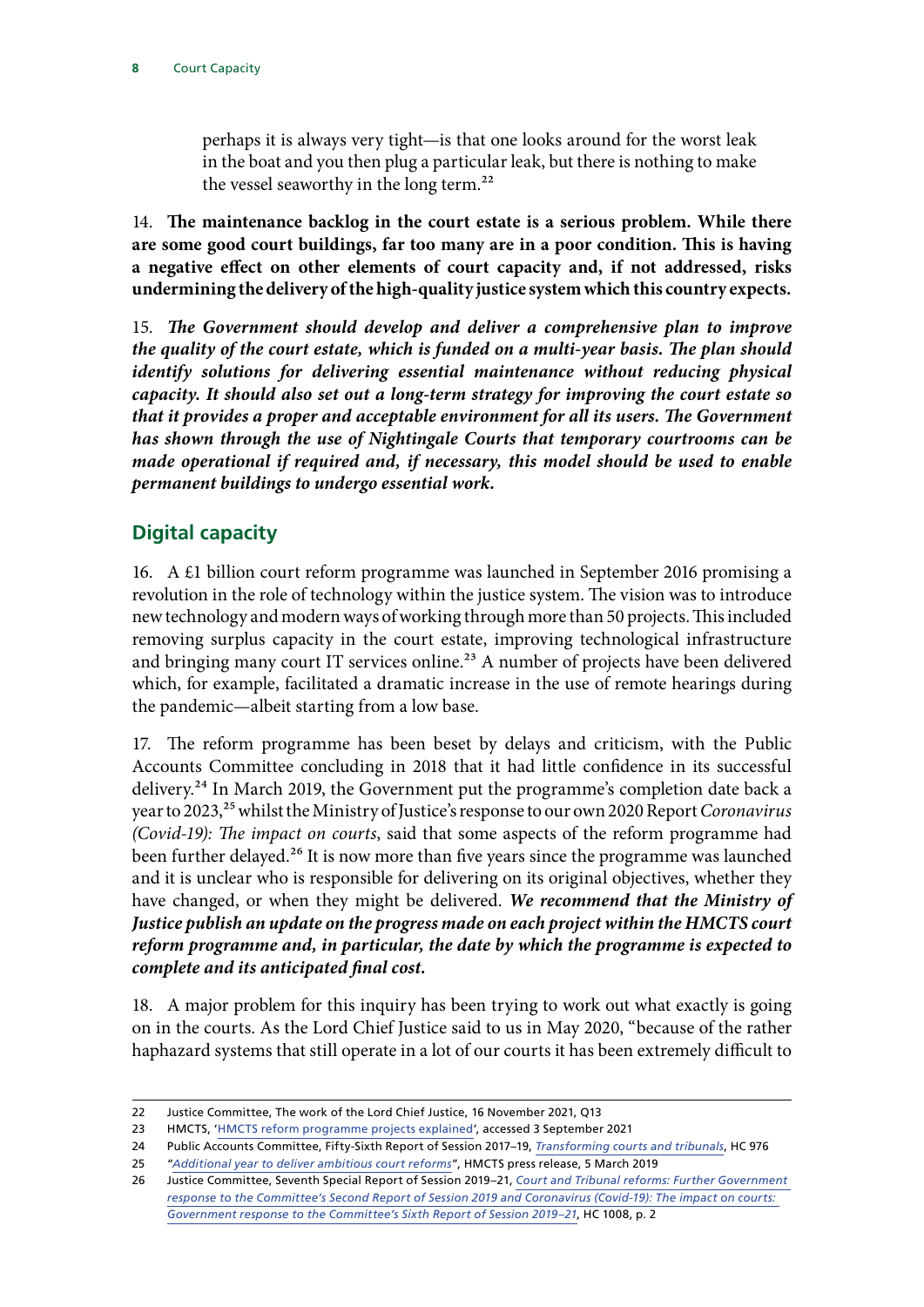> perhaps it is always very tight—is that one looks around for the worst leak in the boat and you then plug a particular leak, but there is nothing to make the vessel seaworthy in the long term.[22]

14. **The maintenance backlog in the court estate is a serious problem. While there are some good court buildings, far too many are in a poor condition. This is having a negative effect on other elements of court capacity and, if not addressed, risks undermining the delivery of the high-quality justice system which this country expects.**

15. ***The Government should develop and deliver a comprehensive plan to improve the quality of the court estate, which is funded on a multi-year basis. The plan should identify solutions for delivering essential maintenance without reducing physical capacity. It should also set out a long-term strategy for improving the court estate so that it provides a proper and acceptable environment for all its users. The Government has shown through the use of Nightingale Courts that temporary courtrooms can be made operational if required and, if necessary, this model should be used to enable permanent buildings to undergo essential work.***

## Digital capacity

16. A £1 billion court reform programme was launched in September 2016 promising a revolution in the role of technology within the justice system. The vision was to introduce new technology and modern ways of working through more than 50 projects. This included removing surplus capacity in the court estate, improving technological infrastructure and bringing many court IT services online.[23] A number of projects have been delivered which, for example, facilitated a dramatic increase in the use of remote hearings during the pandemic—albeit starting from a low base.

17. The reform programme has been beset by delays and criticism, with the Public Accounts Committee concluding in 2018 that it had little confidence in its successful delivery.[24] In March 2019, the Government put the programme's completion date back a year to 2023,[25] whilst the Ministry of Justice's response to our own 2020 Report *Coronavirus (Covid-19): The impact on courts*, said that some aspects of the reform programme had been further delayed.[26] It is now more than five years since the programme was launched and it is unclear who is responsible for delivering on its original objectives, whether they have changed, or when they might be delivered. ***We recommend that the Ministry of Justice publish an update on the progress made on each project within the HMCTS court reform programme and, in particular, the date by which the programme is expected to complete and its anticipated final cost.***

18. A major problem for this inquiry has been trying to work out what exactly is going on in the courts. As the Lord Chief Justice said to us in May 2020, "because of the rather haphazard systems that still operate in a lot of our courts it has been extremely difficult to

---

22 Justice Committee, The work of the Lord Chief Justice, 16 November 2021, Q13

23 HMCTS, 'HMCTS reform programme projects explained', accessed 3 September 2021

24 Public Accounts Committee, Fifty-Sixth Report of Session 2017–19, *Transforming courts and tribunals*, HC 976

25 "*Additional year to deliver ambitious court reforms*", HMCTS press release, 5 March 2019

26 Justice Committee, Seventh Special Report of Session 2019–21, *Court and Tribunal reforms: Further Government response to the Committee's Second Report of Session 2019 and Coronavirus (Covid-19): The impact on courts: Government response to the Committee's Sixth Report of Session 2019–21*, HC 1008, p. 2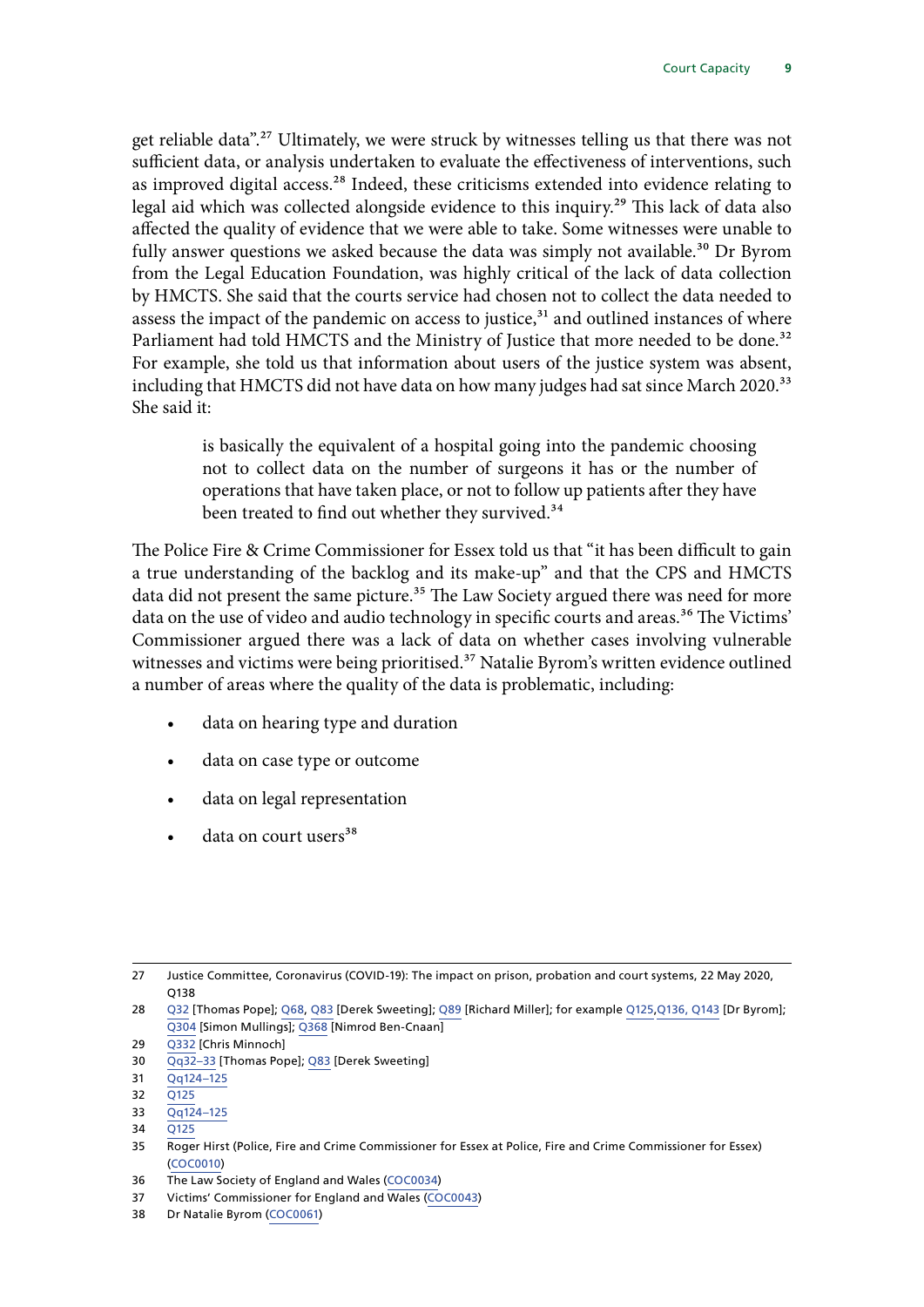get reliable data".[27] Ultimately, we were struck by witnesses telling us that there was not sufficient data, or analysis undertaken to evaluate the effectiveness of interventions, such as improved digital access.[28] Indeed, these criticisms extended into evidence relating to legal aid which was collected alongside evidence to this inquiry.[29] This lack of data also affected the quality of evidence that we were able to take. Some witnesses were unable to fully answer questions we asked because the data was simply not available.[30] Dr Byrom from the Legal Education Foundation, was highly critical of the lack of data collection by HMCTS. She said that the courts service had chosen not to collect the data needed to assess the impact of the pandemic on access to justice,[31] and outlined instances of where Parliament had told HMCTS and the Ministry of Justice that more needed to be done.[32] For example, she told us that information about users of the justice system was absent, including that HMCTS did not have data on how many judges had sat since March 2020.[33] She said it:

> is basically the equivalent of a hospital going into the pandemic choosing not to collect data on the number of surgeons it has or the number of operations that have taken place, or not to follow up patients after they have been treated to find out whether they survived.[34]

The Police Fire & Crime Commissioner for Essex told us that "it has been difficult to gain a true understanding of the backlog and its make-up" and that the CPS and HMCTS data did not present the same picture.[35] The Law Society argued there was need for more data on the use of video and audio technology in specific courts and areas.[36] The Victims' Commissioner argued there was a lack of data on whether cases involving vulnerable witnesses and victims were being prioritised.[37] Natalie Byrom's written evidence outlined a number of areas where the quality of the data is problematic, including:

- data on hearing type and duration
- data on case type or outcome
- data on legal representation
- data on court users[38]

---

27 Justice Committee, Coronavirus (COVID-19): The impact on prison, probation and court systems, 22 May 2020, Q138

28 Q32 [Thomas Pope]; Q68, Q83 [Derek Sweeting]; Q89 [Richard Miller]; for example Q125,Q136, Q143 [Dr Byrom]; Q304 [Simon Mullings]; Q368 [Nimrod Ben-Cnaan]

29 Q332 [Chris Minnoch]

30 Qq32–33 [Thomas Pope]; Q83 [Derek Sweeting]

31 Qq124–125

32 Q125

33 Qq124–125

34 Q125

35 Roger Hirst (Police, Fire and Crime Commissioner for Essex at Police, Fire and Crime Commissioner for Essex) (COC0010)

36 The Law Society of England and Wales (COC0034)

37 Victims' Commissioner for England and Wales (COC0043)

38 Dr Natalie Byrom (COC0061)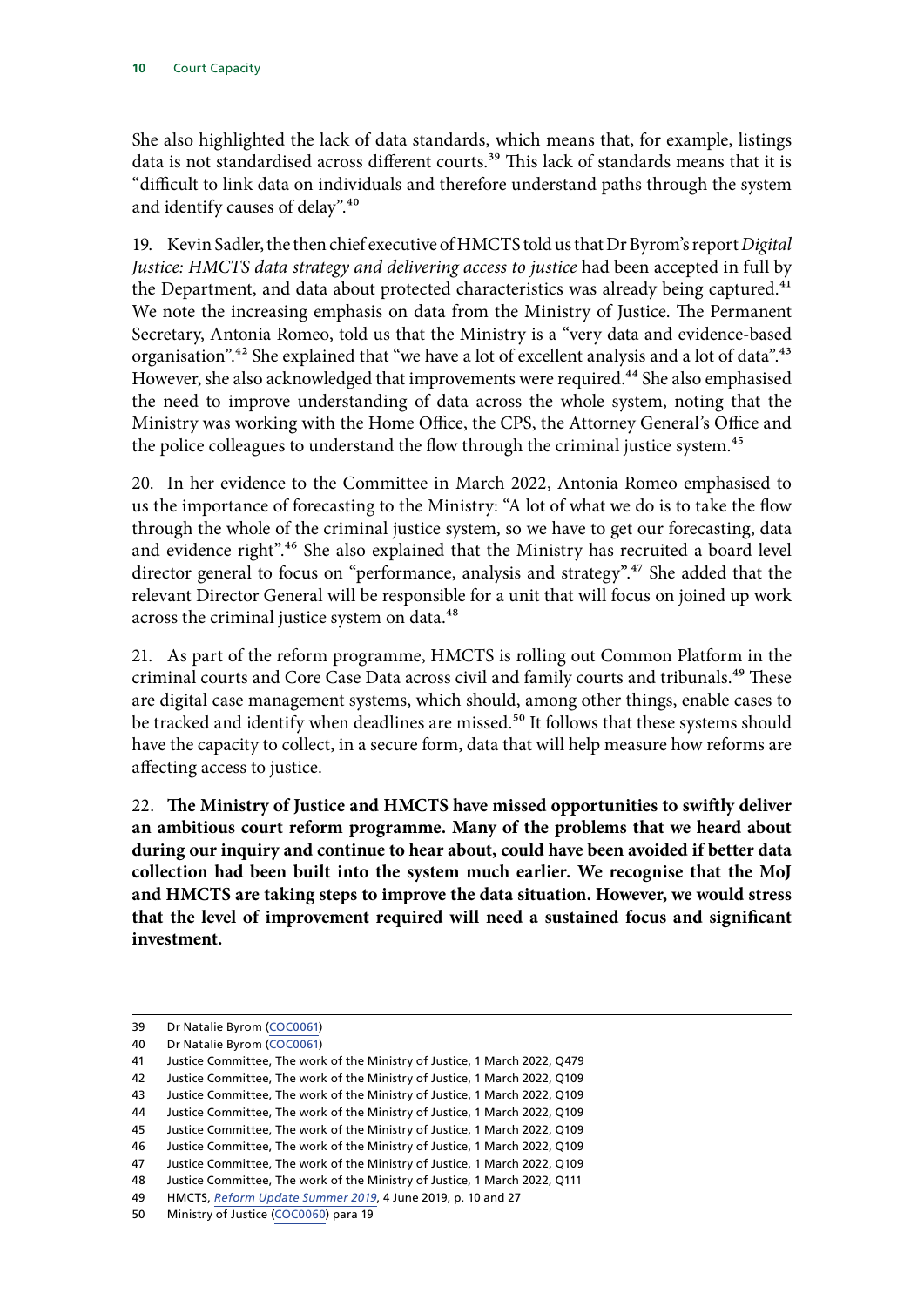She also highlighted the lack of data standards, which means that, for example, listings data is not standardised across different courts.[39] This lack of standards means that it is "difficult to link data on individuals and therefore understand paths through the system and identify causes of delay".[40]

19. Kevin Sadler, the then chief executive of HMCTS told us that Dr Byrom's report *Digital Justice: HMCTS data strategy and delivering access to justice* had been accepted in full by the Department, and data about protected characteristics was already being captured.[41] We note the increasing emphasis on data from the Ministry of Justice. The Permanent Secretary, Antonia Romeo, told us that the Ministry is a "very data and evidence-based organisation".[42] She explained that "we have a lot of excellent analysis and a lot of data".[43] However, she also acknowledged that improvements were required.[44] She also emphasised the need to improve understanding of data across the whole system, noting that the Ministry was working with the Home Office, the CPS, the Attorney General's Office and the police colleagues to understand the flow through the criminal justice system.[45]

20. In her evidence to the Committee in March 2022, Antonia Romeo emphasised to us the importance of forecasting to the Ministry: "A lot of what we do is to take the flow through the whole of the criminal justice system, so we have to get our forecasting, data and evidence right".[46] She also explained that the Ministry has recruited a board level director general to focus on "performance, analysis and strategy".[47] She added that the relevant Director General will be responsible for a unit that will focus on joined up work across the criminal justice system on data.[48]

21. As part of the reform programme, HMCTS is rolling out Common Platform in the criminal courts and Core Case Data across civil and family courts and tribunals.[49] These are digital case management systems, which should, among other things, enable cases to be tracked and identify when deadlines are missed.[50] It follows that these systems should have the capacity to collect, in a secure form, data that will help measure how reforms are affecting access to justice.

22. **The Ministry of Justice and HMCTS have missed opportunities to swiftly deliver an ambitious court reform programme. Many of the problems that we heard about during our inquiry and continue to hear about, could have been avoided if better data collection had been built into the system much earlier. We recognise that the MoJ and HMCTS are taking steps to improve the data situation. However, we would stress that the level of improvement required will need a sustained focus and significant investment.**

---

39 Dr Natalie Byrom (COC0061)
40 Dr Natalie Byrom (COC0061)
41 Justice Committee, The work of the Ministry of Justice, 1 March 2022, Q479
42 Justice Committee, The work of the Ministry of Justice, 1 March 2022, Q109
43 Justice Committee, The work of the Ministry of Justice, 1 March 2022, Q109
44 Justice Committee, The work of the Ministry of Justice, 1 March 2022, Q109
45 Justice Committee, The work of the Ministry of Justice, 1 March 2022, Q109
46 Justice Committee, The work of the Ministry of Justice, 1 March 2022, Q109
47 Justice Committee, The work of the Ministry of Justice, 1 March 2022, Q109
48 Justice Committee, The work of the Ministry of Justice, 1 March 2022, Q111
49 HMCTS, *Reform Update Summer 2019*, 4 June 2019, p. 10 and 27
50 Ministry of Justice (COC0060) para 19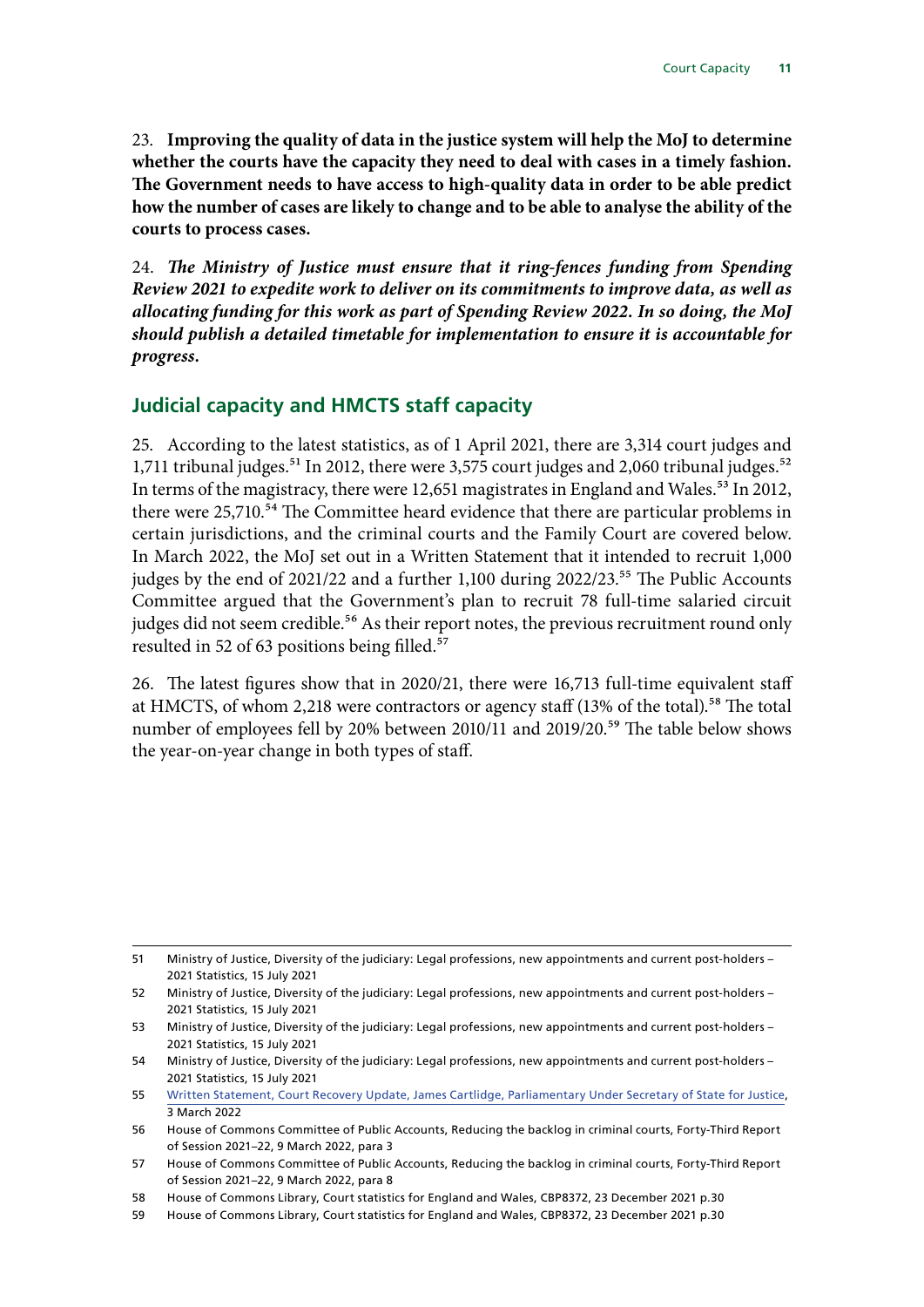23. **Improving the quality of data in the justice system will help the MoJ to determine whether the courts have the capacity they need to deal with cases in a timely fashion. The Government needs to have access to high-quality data in order to be able predict how the number of cases are likely to change and to be able to analyse the ability of the courts to process cases.**

24. ***The Ministry of Justice must ensure that it ring-fences funding from Spending Review 2021 to expedite work to deliver on its commitments to improve data, as well as allocating funding for this work as part of Spending Review 2022. In so doing, the MoJ should publish a detailed timetable for implementation to ensure it is accountable for progress.***

## Judicial capacity and HMCTS staff capacity

25. According to the latest statistics, as of 1 April 2021, there are 3,314 court judges and 1,711 tribunal judges.[51] In 2012, there were 3,575 court judges and 2,060 tribunal judges.[52] In terms of the magistracy, there were 12,651 magistrates in England and Wales.[53] In 2012, there were 25,710.[54] The Committee heard evidence that there are particular problems in certain jurisdictions, and the criminal courts and the Family Court are covered below. In March 2022, the MoJ set out in a Written Statement that it intended to recruit 1,000 judges by the end of 2021/22 and a further 1,100 during 2022/23.[55] The Public Accounts Committee argued that the Government's plan to recruit 78 full-time salaried circuit judges did not seem credible.[56] As their report notes, the previous recruitment round only resulted in 52 of 63 positions being filled.[57]

26. The latest figures show that in 2020/21, there were 16,713 full-time equivalent staff at HMCTS, of whom 2,218 were contractors or agency staff (13% of the total).[58] The total number of employees fell by 20% between 2010/11 and 2019/20.[59] The table below shows the year-on-year change in both types of staff.

---

51 Ministry of Justice, Diversity of the judiciary: Legal professions, new appointments and current post-holders – 2021 Statistics, 15 July 2021

52 Ministry of Justice, Diversity of the judiciary: Legal professions, new appointments and current post-holders – 2021 Statistics, 15 July 2021

53 Ministry of Justice, Diversity of the judiciary: Legal professions, new appointments and current post-holders – 2021 Statistics, 15 July 2021

54 Ministry of Justice, Diversity of the judiciary: Legal professions, new appointments and current post-holders – 2021 Statistics, 15 July 2021

55 Written Statement, Court Recovery Update, James Cartlidge, Parliamentary Under Secretary of State for Justice, 3 March 2022

56 House of Commons Committee of Public Accounts, Reducing the backlog in criminal courts, Forty-Third Report of Session 2021–22, 9 March 2022, para 3

57 House of Commons Committee of Public Accounts, Reducing the backlog in criminal courts, Forty-Third Report of Session 2021–22, 9 March 2022, para 8

58 House of Commons Library, Court statistics for England and Wales, CBP8372, 23 December 2021 p.30

59 House of Commons Library, Court statistics for England and Wales, CBP8372, 23 December 2021 p.30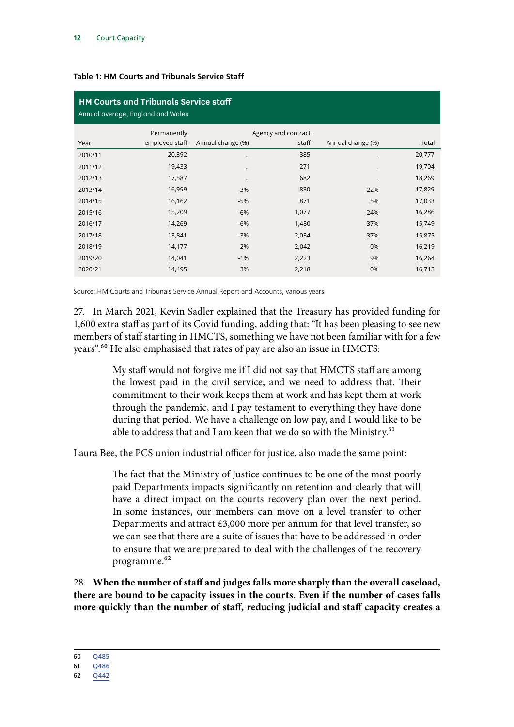**Table 1: HM Courts and Tribunals Service Staff**

**HM Courts and Tribunals Service staff**

Annual average, England and Wales

| Year | Permanently employed staff | Annual change (%) | Agency and contract staff | Annual change (%) | Total |
|---|---|---|---|---|---|
| 2010/11 | 20,392 | .. | 385 | .. | 20,777 |
| 2011/12 | 19,433 | .. | 271 | .. | 19,704 |
| 2012/13 | 17,587 | .. | 682 | .. | 18,269 |
| 2013/14 | 16,999 | -3% | 830 | 22% | 17,829 |
| 2014/15 | 16,162 | -5% | 871 | 5% | 17,033 |
| 2015/16 | 15,209 | -6% | 1,077 | 24% | 16,286 |
| 2016/17 | 14,269 | -6% | 1,480 | 37% | 15,749 |
| 2017/18 | 13,841 | -3% | 2,034 | 37% | 15,875 |
| 2018/19 | 14,177 | 2% | 2,042 | 0% | 16,219 |
| 2019/20 | 14,041 | -1% | 2,223 | 9% | 16,264 |
| 2020/21 | 14,495 | 3% | 2,218 | 0% | 16,713 |

Source: HM Courts and Tribunals Service Annual Report and Accounts, various years

27. In March 2021, Kevin Sadler explained that the Treasury has provided funding for 1,600 extra staff as part of its Covid funding, adding that: "It has been pleasing to see new members of staff starting in HMCTS, something we have not been familiar with for a few years".[60] He also emphasised that rates of pay are also an issue in HMCTS:

> My staff would not forgive me if I did not say that HMCTS staff are among the lowest paid in the civil service, and we need to address that. Their commitment to their work keeps them at work and has kept them at work through the pandemic, and I pay testament to everything they have done during that period. We have a challenge on low pay, and I would like to be able to address that and I am keen that we do so with the Ministry.[61]

Laura Bee, the PCS union industrial officer for justice, also made the same point:

> The fact that the Ministry of Justice continues to be one of the most poorly paid Departments impacts significantly on retention and clearly that will have a direct impact on the courts recovery plan over the next period. In some instances, our members can move on a level transfer to other Departments and attract £3,000 more per annum for that level transfer, so we can see that there are a suite of issues that have to be addressed in order to ensure that we are prepared to deal with the challenges of the recovery programme.[62]

28. **When the number of staff and judges falls more sharply than the overall caseload, there are bound to be capacity issues in the courts. Even if the number of cases falls more quickly than the number of staff, reducing judicial and staff capacity creates a**

60 Q485

61 Q486

62 Q442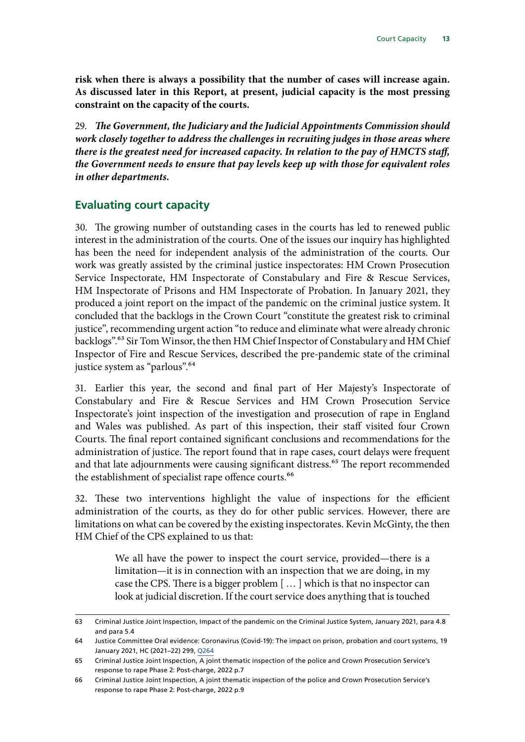**risk when there is always a possibility that the number of cases will increase again. As discussed later in this Report, at present, judicial capacity is the most pressing constraint on the capacity of the courts.**

29. ***The Government, the Judiciary and the Judicial Appointments Commission should work closely together to address the challenges in recruiting judges in those areas where there is the greatest need for increased capacity. In relation to the pay of HMCTS staff, the Government needs to ensure that pay levels keep up with those for equivalent roles in other departments.***

## Evaluating court capacity

30. The growing number of outstanding cases in the courts has led to renewed public interest in the administration of the courts. One of the issues our inquiry has highlighted has been the need for independent analysis of the administration of the courts. Our work was greatly assisted by the criminal justice inspectorates: HM Crown Prosecution Service Inspectorate, HM Inspectorate of Constabulary and Fire & Rescue Services, HM Inspectorate of Prisons and HM Inspectorate of Probation. In January 2021, they produced a joint report on the impact of the pandemic on the criminal justice system. It concluded that the backlogs in the Crown Court "constitute the greatest risk to criminal justice", recommending urgent action "to reduce and eliminate what were already chronic backlogs".[63] Sir Tom Winsor, the then HM Chief Inspector of Constabulary and HM Chief Inspector of Fire and Rescue Services, described the pre-pandemic state of the criminal justice system as "parlous".[64]

31. Earlier this year, the second and final part of Her Majesty's Inspectorate of Constabulary and Fire & Rescue Services and HM Crown Prosecution Service Inspectorate's joint inspection of the investigation and prosecution of rape in England and Wales was published. As part of this inspection, their staff visited four Crown Courts. The final report contained significant conclusions and recommendations for the administration of justice. The report found that in rape cases, court delays were frequent and that late adjournments were causing significant distress.[65] The report recommended the establishment of specialist rape offence courts.[66]

32. These two interventions highlight the value of inspections for the efficient administration of the courts, as they do for other public services. However, there are limitations on what can be covered by the existing inspectorates. Kevin McGinty, the then HM Chief of the CPS explained to us that:

> We all have the power to inspect the court service, provided—there is a limitation—it is in connection with an inspection that we are doing, in my case the CPS. There is a bigger problem [ … ] which is that no inspector can look at judicial discretion. If the court service does anything that is touched

---

63 Criminal Justice Joint Inspection, Impact of the pandemic on the Criminal Justice System, January 2021, para 4.8 and para 5.4

64 Justice Committee Oral evidence: Coronavirus (Covid-19): The impact on prison, probation and court systems, 19 January 2021, HC (2021–22) 299, Q264

65 Criminal Justice Joint Inspection, A joint thematic inspection of the police and Crown Prosecution Service's response to rape Phase 2: Post-charge, 2022 p.7

66 Criminal Justice Joint Inspection, A joint thematic inspection of the police and Crown Prosecution Service's response to rape Phase 2: Post-charge, 2022 p.9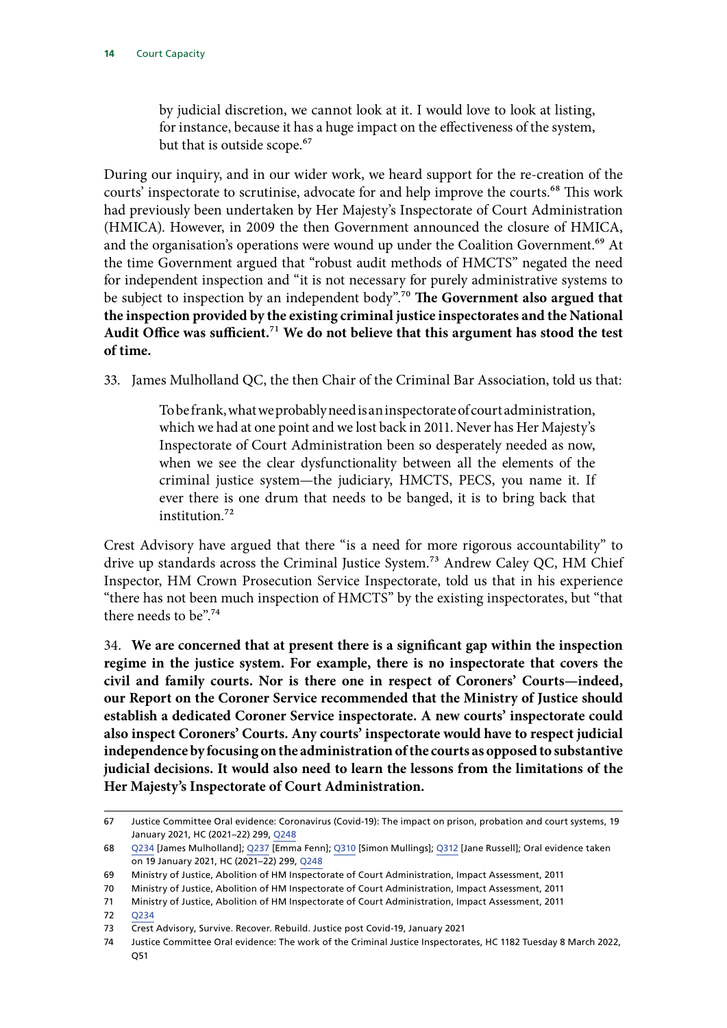> by judicial discretion, we cannot look at it. I would love to look at listing, for instance, because it has a huge impact on the effectiveness of the system, but that is outside scope.[67]

During our inquiry, and in our wider work, we heard support for the re-creation of the courts' inspectorate to scrutinise, advocate for and help improve the courts.[68] This work had previously been undertaken by Her Majesty's Inspectorate of Court Administration (HMICA). However, in 2009 the then Government announced the closure of HMICA, and the organisation's operations were wound up under the Coalition Government.[69] At the time Government argued that "robust audit methods of HMCTS" negated the need for independent inspection and "it is not necessary for purely administrative systems to be subject to inspection by an independent body".[70] **The Government also argued that the inspection provided by the existing criminal justice inspectorates and the National Audit Office was sufficient.[71] We do not believe that this argument has stood the test of time.**

33. James Mulholland QC, the then Chair of the Criminal Bar Association, told us that:

> To be frank, what we probably need is an inspectorate of court administration, which we had at one point and we lost back in 2011. Never has Her Majesty's Inspectorate of Court Administration been so desperately needed as now, when we see the clear dysfunctionality between all the elements of the criminal justice system—the judiciary, HMCTS, PECS, you name it. If ever there is one drum that needs to be banged, it is to bring back that institution.[72]

Crest Advisory have argued that there "is a need for more rigorous accountability" to drive up standards across the Criminal Justice System.[73] Andrew Caley QC, HM Chief Inspector, HM Crown Prosecution Service Inspectorate, told us that in his experience "there has not been much inspection of HMCTS" by the existing inspectorates, but "that there needs to be".[74]

34. **We are concerned that at present there is a significant gap within the inspection regime in the justice system. For example, there is no inspectorate that covers the civil and family courts. Nor is there one in respect of Coroners' Courts—indeed, our Report on the Coroner Service recommended that the Ministry of Justice should establish a dedicated Coroner Service inspectorate. A new courts' inspectorate could also inspect Coroners' Courts. Any courts' inspectorate would have to respect judicial independence by focusing on the administration of the courts as opposed to substantive judicial decisions. It would also need to learn the lessons from the limitations of the Her Majesty's Inspectorate of Court Administration.**

---

67 Justice Committee Oral evidence: Coronavirus (Covid-19): The impact on prison, probation and court systems, 19 January 2021, HC (2021–22) 299, Q248

68 Q234 [James Mulholland]; Q237 [Emma Fenn]; Q310 [Simon Mullings]; Q312 [Jane Russell]; Oral evidence taken on 19 January 2021, HC (2021–22) 299, Q248

69 Ministry of Justice, Abolition of HM Inspectorate of Court Administration, Impact Assessment, 2011

70 Ministry of Justice, Abolition of HM Inspectorate of Court Administration, Impact Assessment, 2011

71 Ministry of Justice, Abolition of HM Inspectorate of Court Administration, Impact Assessment, 2011

72 Q234

73 Crest Advisory, Survive. Recover. Rebuild. Justice post Covid-19, January 2021

74 Justice Committee Oral evidence: The work of the Criminal Justice Inspectorates, HC 1182 Tuesday 8 March 2022, Q51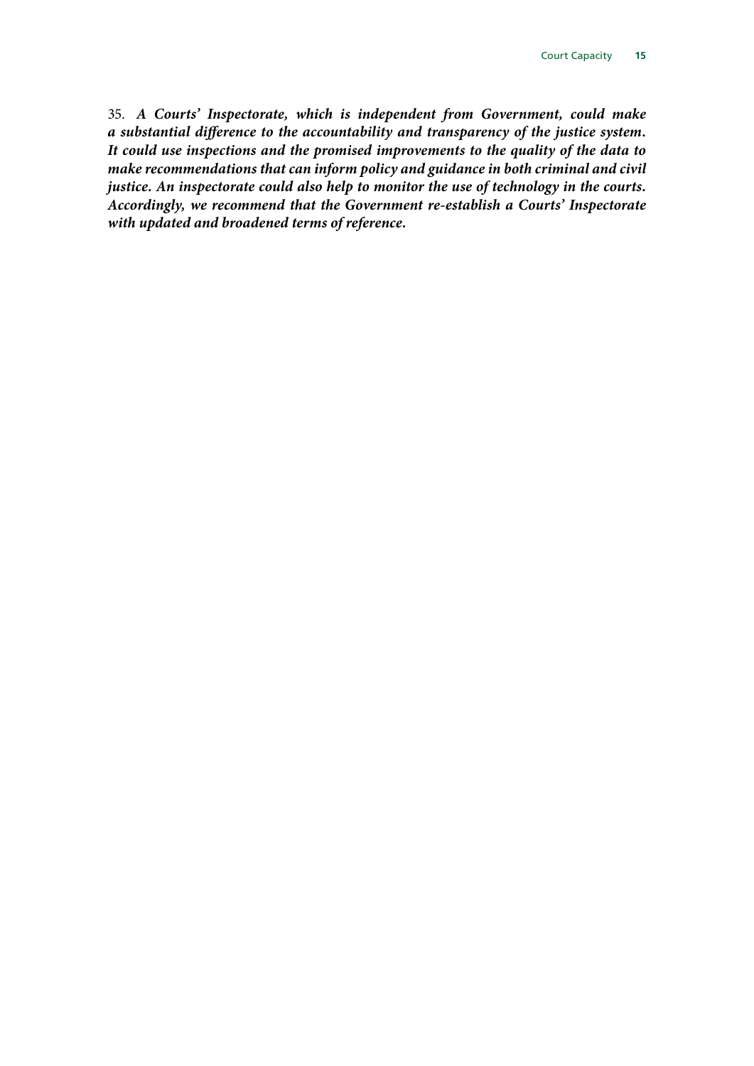35. ***A Courts' Inspectorate, which is independent from Government, could make a substantial difference to the accountability and transparency of the justice system. It could use inspections and the promised improvements to the quality of the data to make recommendations that can inform policy and guidance in both criminal and civil justice. An inspectorate could also help to monitor the use of technology in the courts. Accordingly, we recommend that the Government re-establish a Courts' Inspectorate with updated and broadened terms of reference.***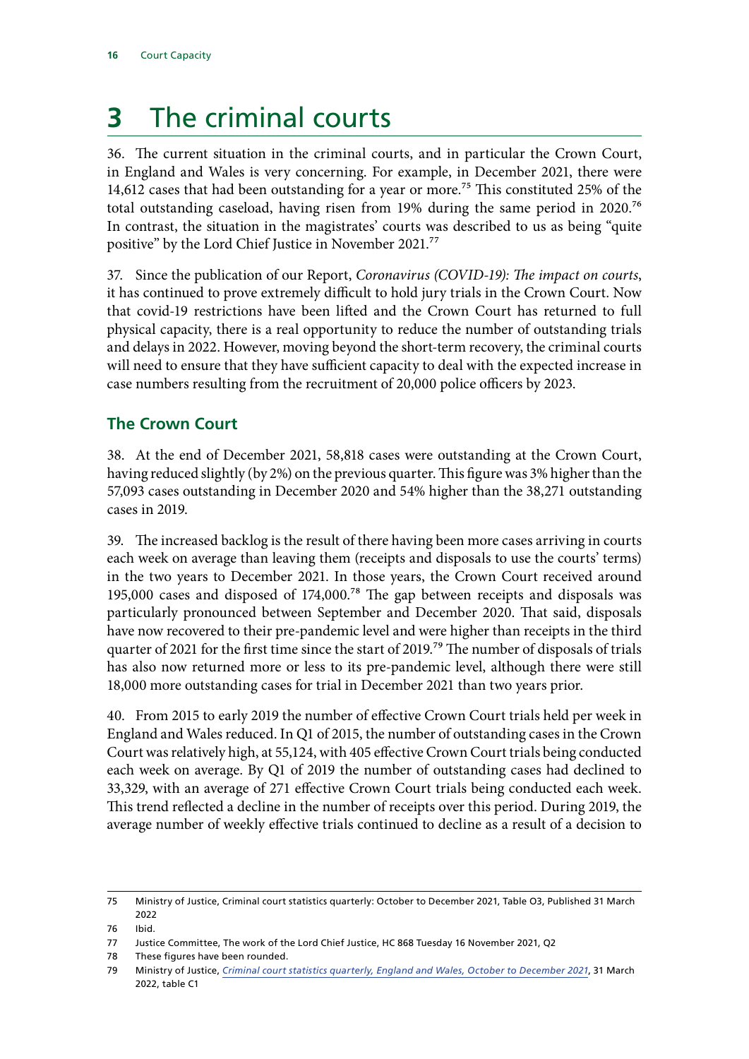# 3 The criminal courts

36. The current situation in the criminal courts, and in particular the Crown Court, in England and Wales is very concerning. For example, in December 2021, there were 14,612 cases that had been outstanding for a year or more.[75] This constituted 25% of the total outstanding caseload, having risen from 19% during the same period in 2020.[76] In contrast, the situation in the magistrates' courts was described to us as being "quite positive" by the Lord Chief Justice in November 2021.[77]

37. Since the publication of our Report, *Coronavirus (COVID-19): The impact on courts*, it has continued to prove extremely difficult to hold jury trials in the Crown Court. Now that covid-19 restrictions have been lifted and the Crown Court has returned to full physical capacity, there is a real opportunity to reduce the number of outstanding trials and delays in 2022. However, moving beyond the short-term recovery, the criminal courts will need to ensure that they have sufficient capacity to deal with the expected increase in case numbers resulting from the recruitment of 20,000 police officers by 2023.

## The Crown Court

38. At the end of December 2021, 58,818 cases were outstanding at the Crown Court, having reduced slightly (by 2%) on the previous quarter. This figure was 3% higher than the 57,093 cases outstanding in December 2020 and 54% higher than the 38,271 outstanding cases in 2019.

39. The increased backlog is the result of there having been more cases arriving in courts each week on average than leaving them (receipts and disposals to use the courts' terms) in the two years to December 2021. In those years, the Crown Court received around 195,000 cases and disposed of 174,000.[78] The gap between receipts and disposals was particularly pronounced between September and December 2020. That said, disposals have now recovered to their pre-pandemic level and were higher than receipts in the third quarter of 2021 for the first time since the start of 2019.[79] The number of disposals of trials has also now returned more or less to its pre-pandemic level, although there were still 18,000 more outstanding cases for trial in December 2021 than two years prior.

40. From 2015 to early 2019 the number of effective Crown Court trials held per week in England and Wales reduced. In Q1 of 2015, the number of outstanding cases in the Crown Court was relatively high, at 55,124, with 405 effective Crown Court trials being conducted each week on average. By Q1 of 2019 the number of outstanding cases had declined to 33,329, with an average of 271 effective Crown Court trials being conducted each week. This trend reflected a decline in the number of receipts over this period. During 2019, the average number of weekly effective trials continued to decline as a result of a decision to

75 Ministry of Justice, Criminal court statistics quarterly: October to December 2021, Table O3, Published 31 March 2022

76 Ibid.

77 Justice Committee, The work of the Lord Chief Justice, HC 868 Tuesday 16 November 2021, Q2

78 These figures have been rounded.

79 Ministry of Justice, *Criminal court statistics quarterly, England and Wales, October to December 2021*, 31 March 2022, table C1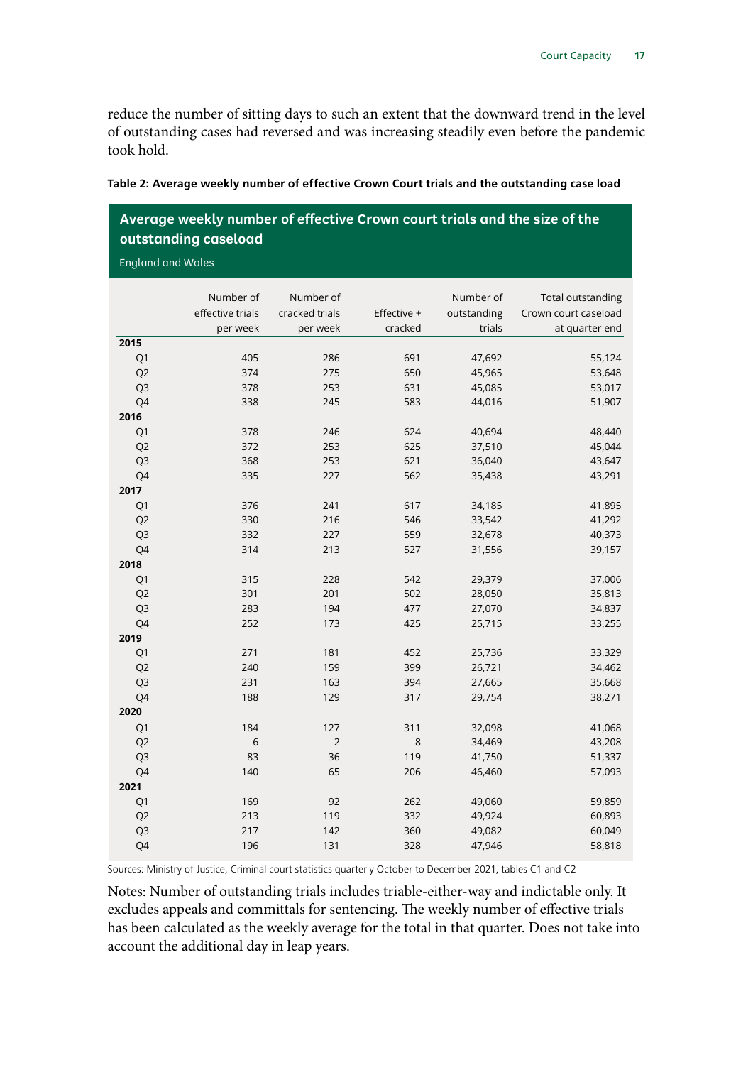reduce the number of sitting days to such an extent that the downward trend in the level of outstanding cases had reversed and was increasing steadily even before the pandemic took hold.

**Table 2: Average weekly number of effective Crown Court trials and the outstanding case load**

**Average weekly number of effective Crown court trials and the size of the outstanding caseload**

England and Wales

| | Number of effective trials per week | Number of cracked trials per week | Effective + cracked | Number of outstanding trials | Total outstanding Crown court caseload at quarter end |
|---|---|---|---|---|---|
| **2015** | | | | | |
| Q1 | 405 | 286 | 691 | 47,692 | 55,124 |
| Q2 | 374 | 275 | 650 | 45,965 | 53,648 |
| Q3 | 378 | 253 | 631 | 45,085 | 53,017 |
| Q4 | 338 | 245 | 583 | 44,016 | 51,907 |
| **2016** | | | | | |
| Q1 | 378 | 246 | 624 | 40,694 | 48,440 |
| Q2 | 372 | 253 | 625 | 37,510 | 45,044 |
| Q3 | 368 | 253 | 621 | 36,040 | 43,647 |
| Q4 | 335 | 227 | 562 | 35,438 | 43,291 |
| **2017** | | | | | |
| Q1 | 376 | 241 | 617 | 34,185 | 41,895 |
| Q2 | 330 | 216 | 546 | 33,542 | 41,292 |
| Q3 | 332 | 227 | 559 | 32,678 | 40,373 |
| Q4 | 314 | 213 | 527 | 31,556 | 39,157 |
| **2018** | | | | | |
| Q1 | 315 | 228 | 542 | 29,379 | 37,006 |
| Q2 | 301 | 201 | 502 | 28,050 | 35,813 |
| Q3 | 283 | 194 | 477 | 27,070 | 34,837 |
| Q4 | 252 | 173 | 425 | 25,715 | 33,255 |
| **2019** | | | | | |
| Q1 | 271 | 181 | 452 | 25,736 | 33,329 |
| Q2 | 240 | 159 | 399 | 26,721 | 34,462 |
| Q3 | 231 | 163 | 394 | 27,665 | 35,668 |
| Q4 | 188 | 129 | 317 | 29,754 | 38,271 |
| **2020** | | | | | |
| Q1 | 184 | 127 | 311 | 32,098 | 41,068 |
| Q2 | 6 | 2 | 8 | 34,469 | 43,208 |
| Q3 | 83 | 36 | 119 | 41,750 | 51,337 |
| Q4 | 140 | 65 | 206 | 46,460 | 57,093 |
| **2021** | | | | | |
| Q1 | 169 | 92 | 262 | 49,060 | 59,859 |
| Q2 | 213 | 119 | 332 | 49,924 | 60,893 |
| Q3 | 217 | 142 | 360 | 49,082 | 60,049 |
| Q4 | 196 | 131 | 328 | 47,946 | 58,818 |

Sources: Ministry of Justice, Criminal court statistics quarterly October to December 2021, tables C1 and C2

Notes: Number of outstanding trials includes triable-either-way and indictable only. It excludes appeals and committals for sentencing. The weekly number of effective trials has been calculated as the weekly average for the total in that quarter. Does not take into account the additional day in leap years.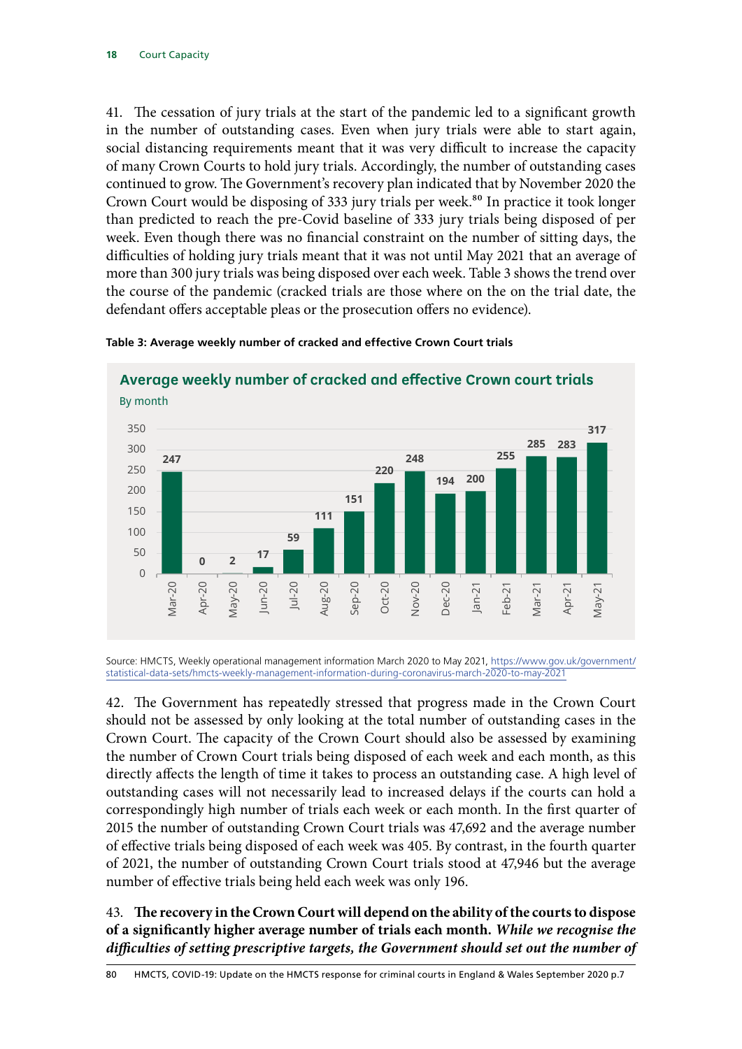41. The cessation of jury trials at the start of the pandemic led to a significant growth in the number of outstanding cases. Even when jury trials were able to start again, social distancing requirements meant that it was very difficult to increase the capacity of many Crown Courts to hold jury trials. Accordingly, the number of outstanding cases continued to grow. The Government's recovery plan indicated that by November 2020 the Crown Court would be disposing of 333 jury trials per week.[80] In practice it took longer than predicted to reach the pre-Covid baseline of 333 jury trials being disposed of per week. Even though there was no financial constraint on the number of sitting days, the difficulties of holding jury trials meant that it was not until May 2021 that an average of more than 300 jury trials was being disposed over each week. Table 3 shows the trend over the course of the pandemic (cracked trials are those where on the on the trial date, the defendant offers acceptable pleas or the prosecution offers no evidence).

**Table 3: Average weekly number of cracked and effective Crown Court trials**

**Average weekly number of cracked and effective Crown court trials**

By month

| Month | Average weekly number |
|---|---|
| Mar-20 | 247 |
| Apr-20 | 0 |
| May-20 | 2 |
| Jun-20 | 17 |
| Jul-20 | 59 |
| Aug-20 | 111 |
| Sep-20 | 151 |
| Oct-20 | 220 |
| Nov-20 | 248 |
| Dec-20 | 194 |
| Jan-21 | 200 |
| Feb-21 | 255 |
| Mar-21 | 285 |
| Apr-21 | 283 |
| May-21 | 317 |

Source: HMCTS, Weekly operational management information March 2020 to May 2021, https://www.gov.uk/government/statistical-data-sets/hmcts-weekly-management-information-during-coronavirus-march-2020-to-may-2021

42. The Government has repeatedly stressed that progress made in the Crown Court should not be assessed by only looking at the total number of outstanding cases in the Crown Court. The capacity of the Crown Court should also be assessed by examining the number of Crown Court trials being disposed of each week and each month, as this directly affects the length of time it takes to process an outstanding case. A high level of outstanding cases will not necessarily lead to increased delays if the courts can hold a correspondingly high number of trials each week or each month. In the first quarter of 2015 the number of outstanding Crown Court trials was 47,692 and the average number of effective trials being disposed of each week was 405. By contrast, in the fourth quarter of 2021, the number of outstanding Crown Court trials stood at 47,946 but the average number of effective trials being held each week was only 196.

43. **The recovery in the Crown Court will depend on the ability of the courts to dispose of a significantly higher average number of trials each month.** ***While we recognise the difficulties of setting prescriptive targets, the Government should set out the number of***

[80] HMCTS, COVID-19: Update on the HMCTS response for criminal courts in England & Wales September 2020 p.7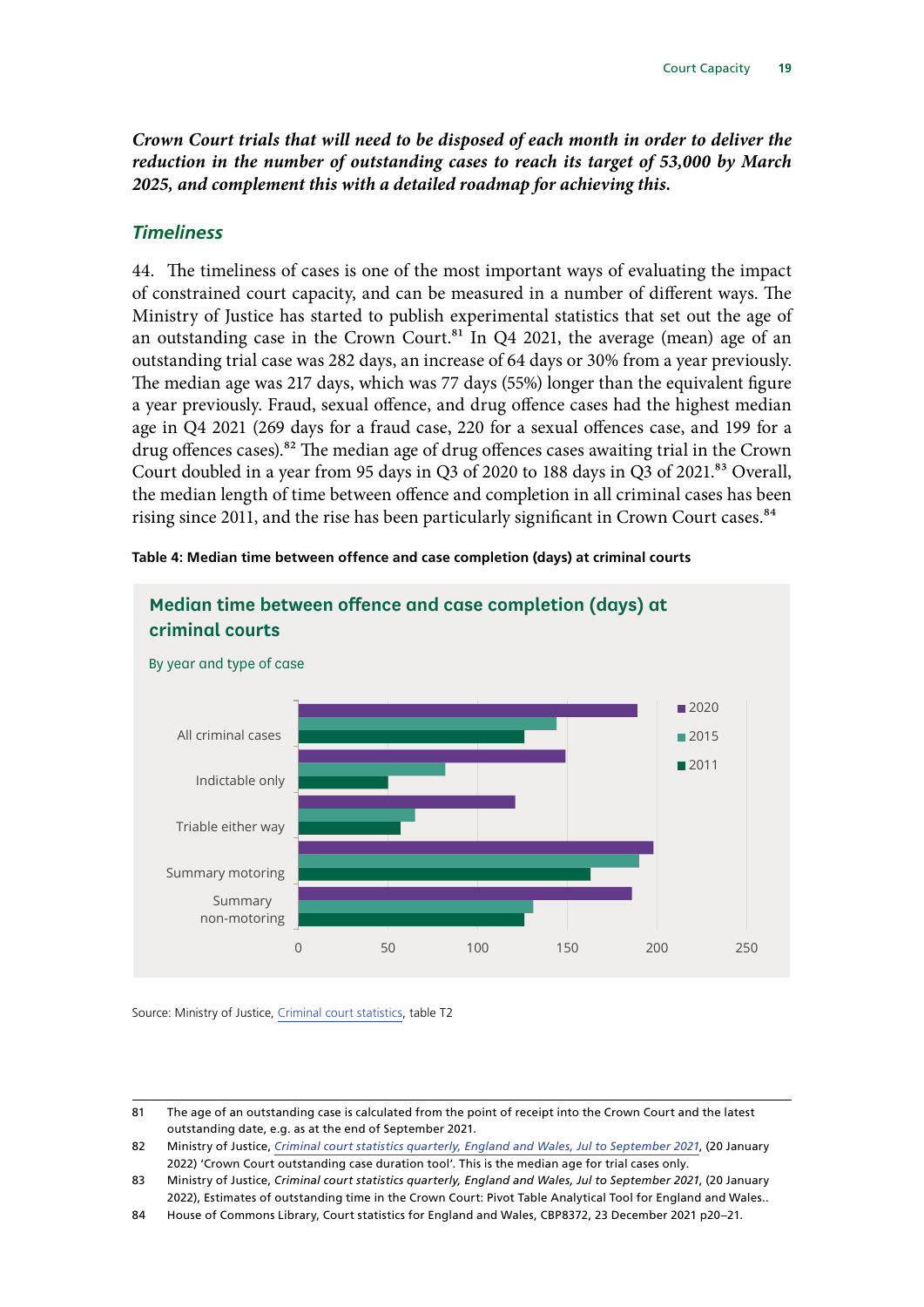***Crown Court trials that will need to be disposed of each month in order to deliver the reduction in the number of outstanding cases to reach its target of 53,000 by March 2025, and complement this with a detailed roadmap for achieving this.***

### *Timeliness*

44. The timeliness of cases is one of the most important ways of evaluating the impact of constrained court capacity, and can be measured in a number of different ways. The Ministry of Justice has started to publish experimental statistics that set out the age of an outstanding case in the Crown Court.[81] In Q4 2021, the average (mean) age of an outstanding trial case was 282 days, an increase of 64 days or 30% from a year previously. The median age was 217 days, which was 77 days (55%) longer than the equivalent figure a year previously. Fraud, sexual offence, and drug offence cases had the highest median age in Q4 2021 (269 days for a fraud case, 220 for a sexual offences case, and 199 for a drug offences cases).[82] The median age of drug offences cases awaiting trial in the Crown Court doubled in a year from 95 days in Q3 of 2020 to 188 days in Q3 of 2021.[83] Overall, the median length of time between offence and completion in all criminal cases has been rising since 2011, and the rise has been particularly significant in Crown Court cases.[84]

**Table 4: Median time between offence and case completion (days) at criminal courts**

**Median time between offence and case completion (days) at criminal courts**

By year and type of case

| Type of case | 2020 | 2015 | 2011 |
|---|---|---|---|
| All criminal cases | 189 | 144 | 126 |
| Indictable only | 149 | 82 | 50 |
| Triable either way | 121 | 65 | 57 |
| Summary motoring | 198 | 190 | 163 |
| Summary non-motoring | 186 | 131 | 126 |

Source: Ministry of Justice, Criminal court statistics, table T2

---

81 The age of an outstanding case is calculated from the point of receipt into the Crown Court and the latest outstanding date, e.g. as at the end of September 2021.

82 Ministry of Justice, *Criminal court statistics quarterly, England and Wales, Jul to September 2021*, (20 January 2022) 'Crown Court outstanding case duration tool'. This is the median age for trial cases only.

83 Ministry of Justice, *Criminal court statistics quarterly, England and Wales, Jul to September 2021*, (20 January 2022), Estimates of outstanding time in the Crown Court: Pivot Table Analytical Tool for England and Wales..

84 House of Commons Library, Court statistics for England and Wales, CBP8372, 23 December 2021 p20–21.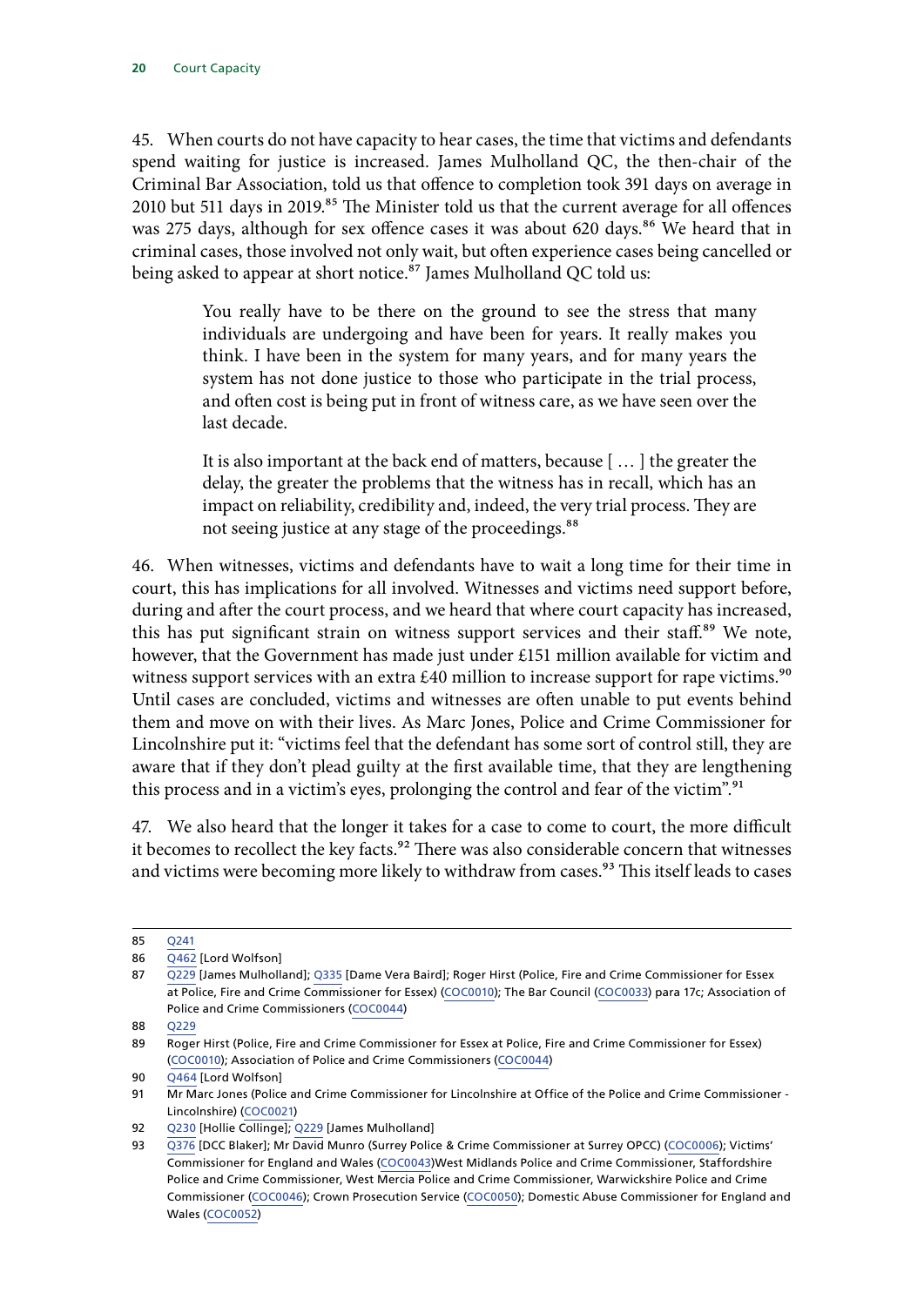45. When courts do not have capacity to hear cases, the time that victims and defendants spend waiting for justice is increased. James Mulholland QC, the then-chair of the Criminal Bar Association, told us that offence to completion took 391 days on average in 2010 but 511 days in 2019.[85] The Minister told us that the current average for all offences was 275 days, although for sex offence cases it was about 620 days.[86] We heard that in criminal cases, those involved not only wait, but often experience cases being cancelled or being asked to appear at short notice.[87] James Mulholland QC told us:

> You really have to be there on the ground to see the stress that many individuals are undergoing and have been for years. It really makes you think. I have been in the system for many years, and for many years the system has not done justice to those who participate in the trial process, and often cost is being put in front of witness care, as we have seen over the last decade.
>
> It is also important at the back end of matters, because [ … ] the greater the delay, the greater the problems that the witness has in recall, which has an impact on reliability, credibility and, indeed, the very trial process. They are not seeing justice at any stage of the proceedings.[88]

46. When witnesses, victims and defendants have to wait a long time for their time in court, this has implications for all involved. Witnesses and victims need support before, during and after the court process, and we heard that where court capacity has increased, this has put significant strain on witness support services and their staff.[89] We note, however, that the Government has made just under £151 million available for victim and witness support services with an extra £40 million to increase support for rape victims.[90] Until cases are concluded, victims and witnesses are often unable to put events behind them and move on with their lives. As Marc Jones, Police and Crime Commissioner for Lincolnshire put it: "victims feel that the defendant has some sort of control still, they are aware that if they don't plead guilty at the first available time, that they are lengthening this process and in a victim's eyes, prolonging the control and fear of the victim".[91]

47. We also heard that the longer it takes for a case to come to court, the more difficult it becomes to recollect the key facts.[92] There was also considerable concern that witnesses and victims were becoming more likely to withdraw from cases.[93] This itself leads to cases

---

85 Q241

86 Q462 [Lord Wolfson]

87 Q229 [James Mulholland]; Q335 [Dame Vera Baird]; Roger Hirst (Police, Fire and Crime Commissioner for Essex at Police, Fire and Crime Commissioner for Essex) (COC0010); The Bar Council (COC0033) para 17c; Association of Police and Crime Commissioners (COC0044)

88 Q229

89 Roger Hirst (Police, Fire and Crime Commissioner for Essex at Police, Fire and Crime Commissioner for Essex) (COC0010); Association of Police and Crime Commissioners (COC0044)

90 Q464 [Lord Wolfson]

91 Mr Marc Jones (Police and Crime Commissioner for Lincolnshire at Office of the Police and Crime Commissioner - Lincolnshire) (COC0021)

92 Q230 [Hollie Collinge]; Q229 [James Mulholland]

93 Q376 [DCC Blaker]; Mr David Munro (Surrey Police & Crime Commissioner at Surrey OPCC) (COC0006); Victims' Commissioner for England and Wales (COC0043)West Midlands Police and Crime Commissioner, Staffordshire Police and Crime Commissioner, West Mercia Police and Crime Commissioner, Warwickshire Police and Crime Commissioner (COC0046); Crown Prosecution Service (COC0050); Domestic Abuse Commissioner for England and Wales (COC0052)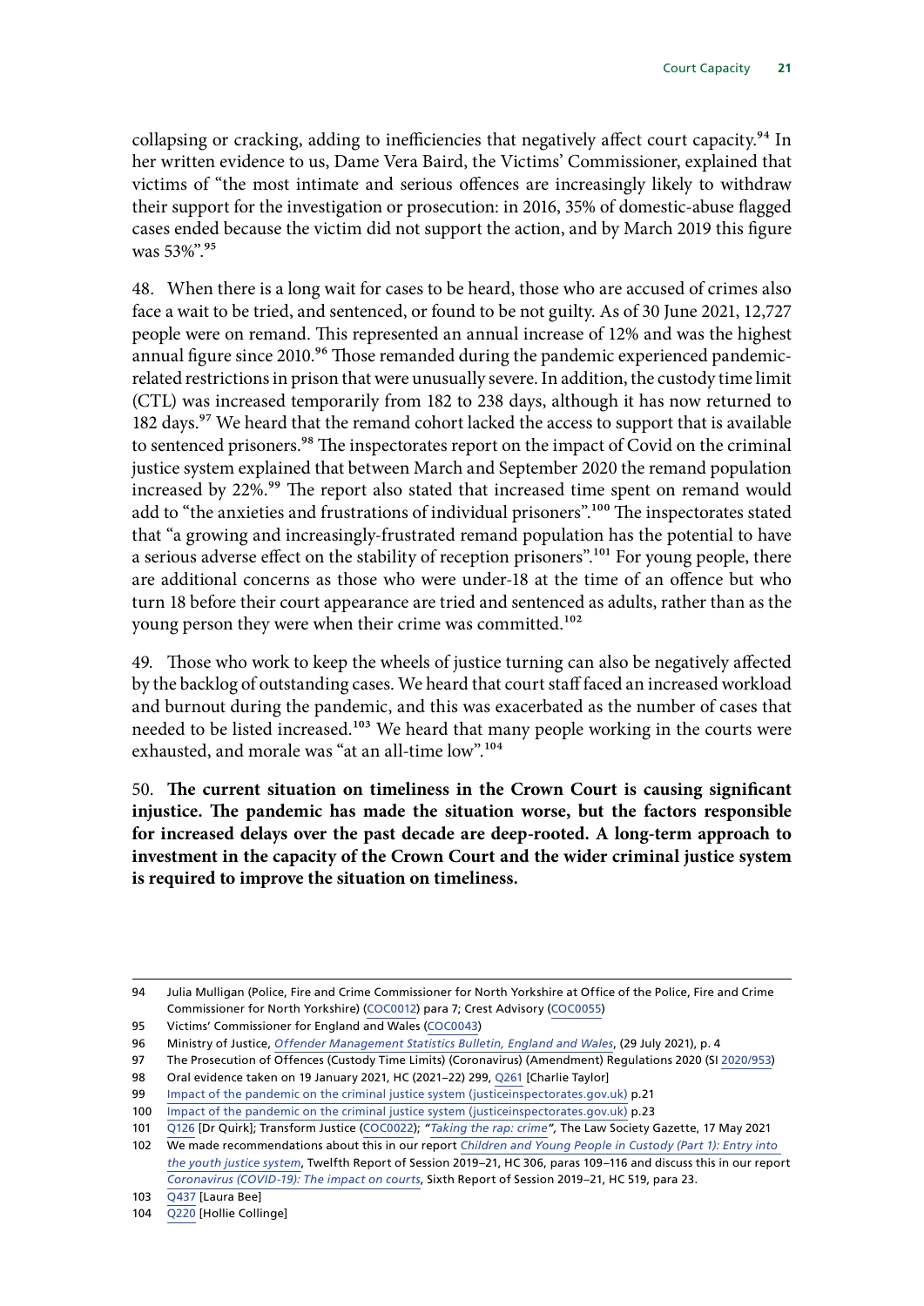collapsing or cracking, adding to inefficiencies that negatively affect court capacity.[94] In her written evidence to us, Dame Vera Baird, the Victims' Commissioner, explained that victims of "the most intimate and serious offences are increasingly likely to withdraw their support for the investigation or prosecution: in 2016, 35% of domestic-abuse flagged cases ended because the victim did not support the action, and by March 2019 this figure was 53%".[95]

48. When there is a long wait for cases to be heard, those who are accused of crimes also face a wait to be tried, and sentenced, or found to be not guilty. As of 30 June 2021, 12,727 people were on remand. This represented an annual increase of 12% and was the highest annual figure since 2010.[96] Those remanded during the pandemic experienced pandemic-related restrictions in prison that were unusually severe. In addition, the custody time limit (CTL) was increased temporarily from 182 to 238 days, although it has now returned to 182 days.[97] We heard that the remand cohort lacked the access to support that is available to sentenced prisoners.[98] The inspectorates report on the impact of Covid on the criminal justice system explained that between March and September 2020 the remand population increased by 22%.[99] The report also stated that increased time spent on remand would add to "the anxieties and frustrations of individual prisoners".[100] The inspectorates stated that "a growing and increasingly-frustrated remand population has the potential to have a serious adverse effect on the stability of reception prisoners".[101] For young people, there are additional concerns as those who were under-18 at the time of an offence but who turn 18 before their court appearance are tried and sentenced as adults, rather than as the young person they were when their crime was committed.[102]

49. Those who work to keep the wheels of justice turning can also be negatively affected by the backlog of outstanding cases. We heard that court staff faced an increased workload and burnout during the pandemic, and this was exacerbated as the number of cases that needed to be listed increased.[103] We heard that many people working in the courts were exhausted, and morale was "at an all-time low".[104]

50. **The current situation on timeliness in the Crown Court is causing significant injustice. The pandemic has made the situation worse, but the factors responsible for increased delays over the past decade are deep-rooted. A long-term approach to investment in the capacity of the Crown Court and the wider criminal justice system is required to improve the situation on timeliness.**

---

94 Julia Mulligan (Police, Fire and Crime Commissioner for North Yorkshire at Office of the Police, Fire and Crime Commissioner for North Yorkshire) (COC0012) para 7; Crest Advisory (COC0055)

95 Victims' Commissioner for England and Wales (COC0043)

96 Ministry of Justice, *Offender Management Statistics Bulletin, England and Wales*, (29 July 2021), p. 4

97 The Prosecution of Offences (Custody Time Limits) (Coronavirus) (Amendment) Regulations 2020 (SI 2020/953)

98 Oral evidence taken on 19 January 2021, HC (2021–22) 299, Q261 [Charlie Taylor]

99 Impact of the pandemic on the criminal justice system (justiceinspectorates.gov.uk) p.21

100 Impact of the pandemic on the criminal justice system (justiceinspectorates.gov.uk) p.23

101 Q126 [Dr Quirk]; Transform Justice (COC0022); "*Taking the rap: crime*", The Law Society Gazette, 17 May 2021

102 We made recommendations about this in our report *Children and Young People in Custody (Part 1): Entry into the youth justice system*, Twelfth Report of Session 2019–21, HC 306, paras 109–116 and discuss this in our report *Coronavirus (COVID-19): The impact on courts*, Sixth Report of Session 2019–21, HC 519, para 23.

103 Q437 [Laura Bee]

104 Q220 [Hollie Collinge]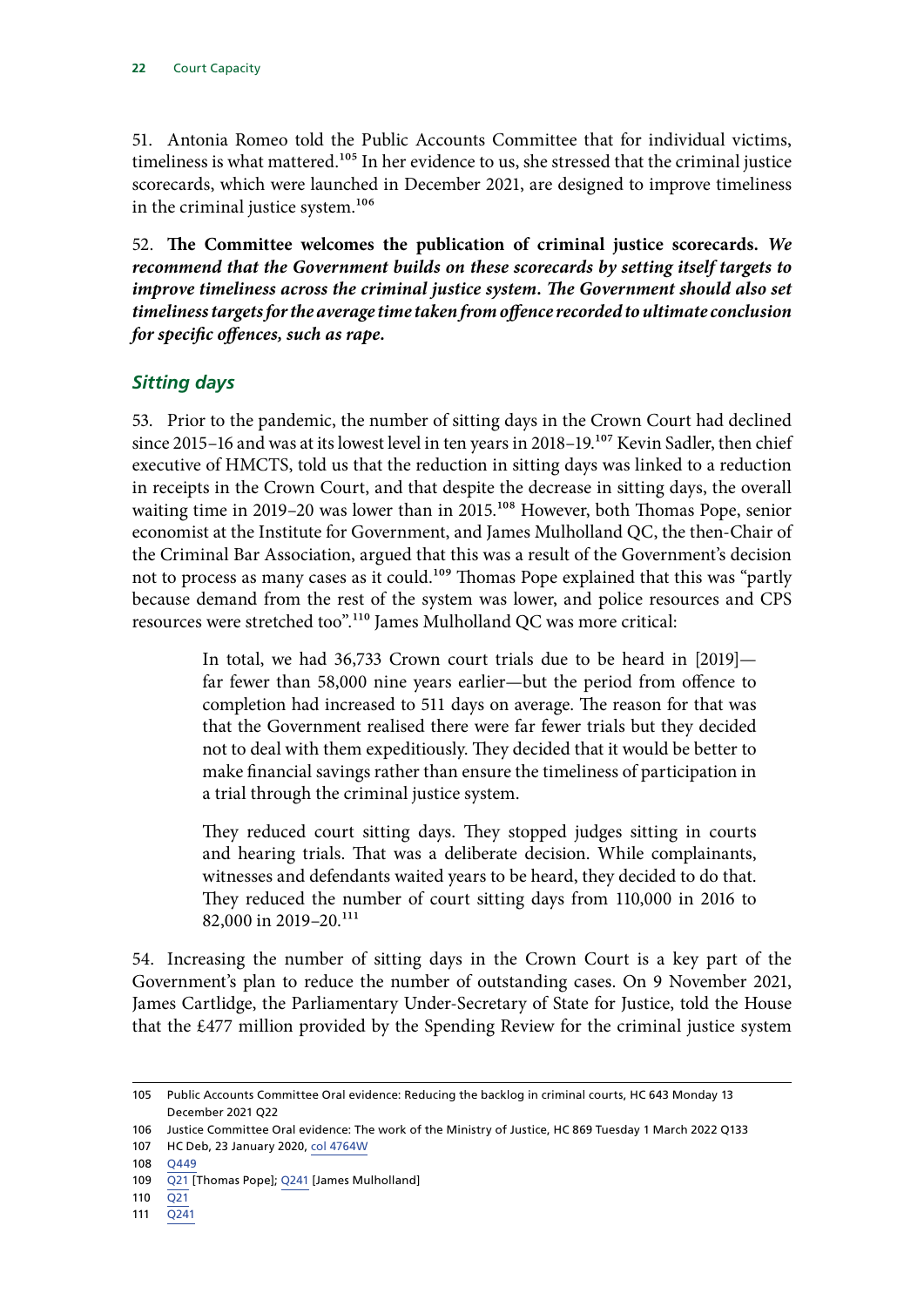51. Antonia Romeo told the Public Accounts Committee that for individual victims, timeliness is what mattered.[105] In her evidence to us, she stressed that the criminal justice scorecards, which were launched in December 2021, are designed to improve timeliness in the criminal justice system.[106]

52. **The Committee welcomes the publication of criminal justice scorecards.** ***We recommend that the Government builds on these scorecards by setting itself targets to improve timeliness across the criminal justice system. The Government should also set timeliness targets for the average time taken from offence recorded to ultimate conclusion for specific offences, such as rape.***

### *Sitting days*

53. Prior to the pandemic, the number of sitting days in the Crown Court had declined since 2015–16 and was at its lowest level in ten years in 2018–19.[107] Kevin Sadler, then chief executive of HMCTS, told us that the reduction in sitting days was linked to a reduction in receipts in the Crown Court, and that despite the decrease in sitting days, the overall waiting time in 2019–20 was lower than in 2015.[108] However, both Thomas Pope, senior economist at the Institute for Government, and James Mulholland QC, the then-Chair of the Criminal Bar Association, argued that this was a result of the Government's decision not to process as many cases as it could.[109] Thomas Pope explained that this was "partly because demand from the rest of the system was lower, and police resources and CPS resources were stretched too".[110] James Mulholland QC was more critical:

> In total, we had 36,733 Crown court trials due to be heard in [2019]—far fewer than 58,000 nine years earlier—but the period from offence to completion had increased to 511 days on average. The reason for that was that the Government realised there were far fewer trials but they decided not to deal with them expeditiously. They decided that it would be better to make financial savings rather than ensure the timeliness of participation in a trial through the criminal justice system.
>
> They reduced court sitting days. They stopped judges sitting in courts and hearing trials. That was a deliberate decision. While complainants, witnesses and defendants waited years to be heard, they decided to do that. They reduced the number of court sitting days from 110,000 in 2016 to 82,000 in 2019–20.[111]

54. Increasing the number of sitting days in the Crown Court is a key part of the Government's plan to reduce the number of outstanding cases. On 9 November 2021, James Cartlidge, the Parliamentary Under-Secretary of State for Justice, told the House that the £477 million provided by the Spending Review for the criminal justice system

---

105 Public Accounts Committee Oral evidence: Reducing the backlog in criminal courts, HC 643 Monday 13 December 2021 Q22

106 Justice Committee Oral evidence: The work of the Ministry of Justice, HC 869 Tuesday 1 March 2022 Q133

107 HC Deb, 23 January 2020, col 4764W

108 Q449

109 Q21 [Thomas Pope]; Q241 [James Mulholland]

110 Q21

111 Q241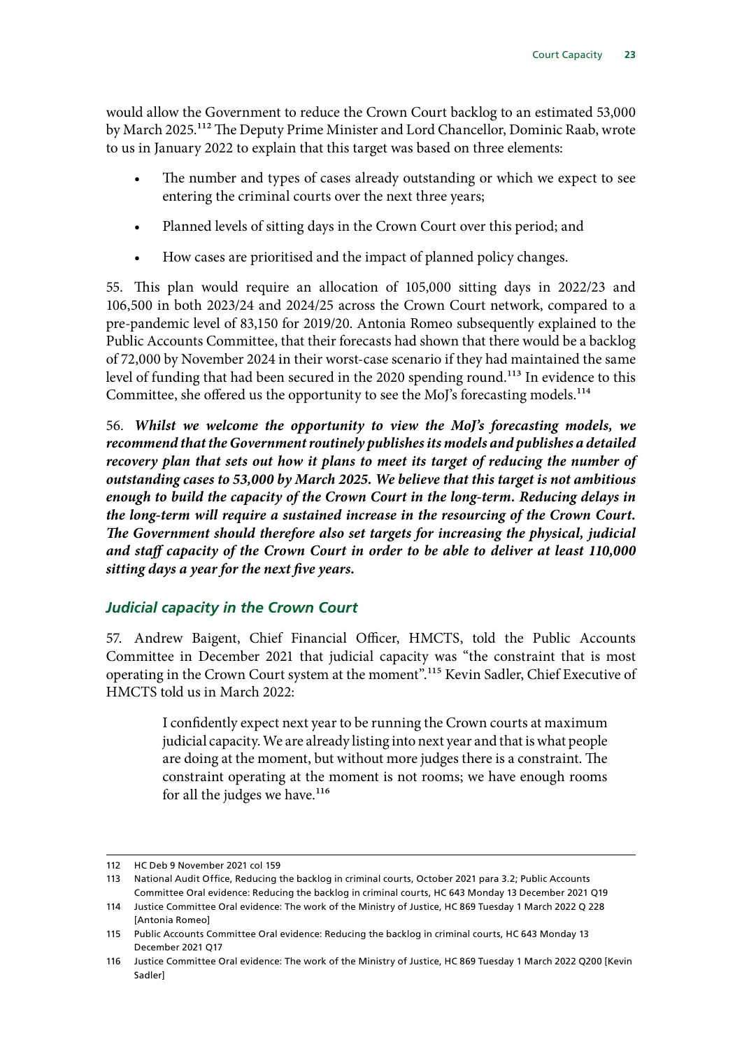would allow the Government to reduce the Crown Court backlog to an estimated 53,000 by March 2025.[112] The Deputy Prime Minister and Lord Chancellor, Dominic Raab, wrote to us in January 2022 to explain that this target was based on three elements:

- The number and types of cases already outstanding or which we expect to see entering the criminal courts over the next three years;
- Planned levels of sitting days in the Crown Court over this period; and
- How cases are prioritised and the impact of planned policy changes.

55. This plan would require an allocation of 105,000 sitting days in 2022/23 and 106,500 in both 2023/24 and 2024/25 across the Crown Court network, compared to a pre-pandemic level of 83,150 for 2019/20. Antonia Romeo subsequently explained to the Public Accounts Committee, that their forecasts had shown that there would be a backlog of 72,000 by November 2024 in their worst-case scenario if they had maintained the same level of funding that had been secured in the 2020 spending round.[113] In evidence to this Committee, she offered us the opportunity to see the MoJ's forecasting models.[114]

56. ***Whilst we welcome the opportunity to view the MoJ's forecasting models, we recommend that the Government routinely publishes its models and publishes a detailed recovery plan that sets out how it plans to meet its target of reducing the number of outstanding cases to 53,000 by March 2025. We believe that this target is not ambitious enough to build the capacity of the Crown Court in the long-term. Reducing delays in the long-term will require a sustained increase in the resourcing of the Crown Court. The Government should therefore also set targets for increasing the physical, judicial and staff capacity of the Crown Court in order to be able to deliver at least 110,000 sitting days a year for the next five years.***

### *Judicial capacity in the Crown Court*

57. Andrew Baigent, Chief Financial Officer, HMCTS, told the Public Accounts Committee in December 2021 that judicial capacity was "the constraint that is most operating in the Crown Court system at the moment".[115] Kevin Sadler, Chief Executive of HMCTS told us in March 2022:

> I confidently expect next year to be running the Crown courts at maximum judicial capacity. We are already listing into next year and that is what people are doing at the moment, but without more judges there is a constraint. The constraint operating at the moment is not rooms; we have enough rooms for all the judges we have.[116]

---

112 HC Deb 9 November 2021 col 159

113 National Audit Office, Reducing the backlog in criminal courts, October 2021 para 3.2; Public Accounts Committee Oral evidence: Reducing the backlog in criminal courts, HC 643 Monday 13 December 2021 Q19

114 Justice Committee Oral evidence: The work of the Ministry of Justice, HC 869 Tuesday 1 March 2022 Q 228 [Antonia Romeo]

115 Public Accounts Committee Oral evidence: Reducing the backlog in criminal courts, HC 643 Monday 13 December 2021 Q17

116 Justice Committee Oral evidence: The work of the Ministry of Justice, HC 869 Tuesday 1 March 2022 Q200 [Kevin Sadler]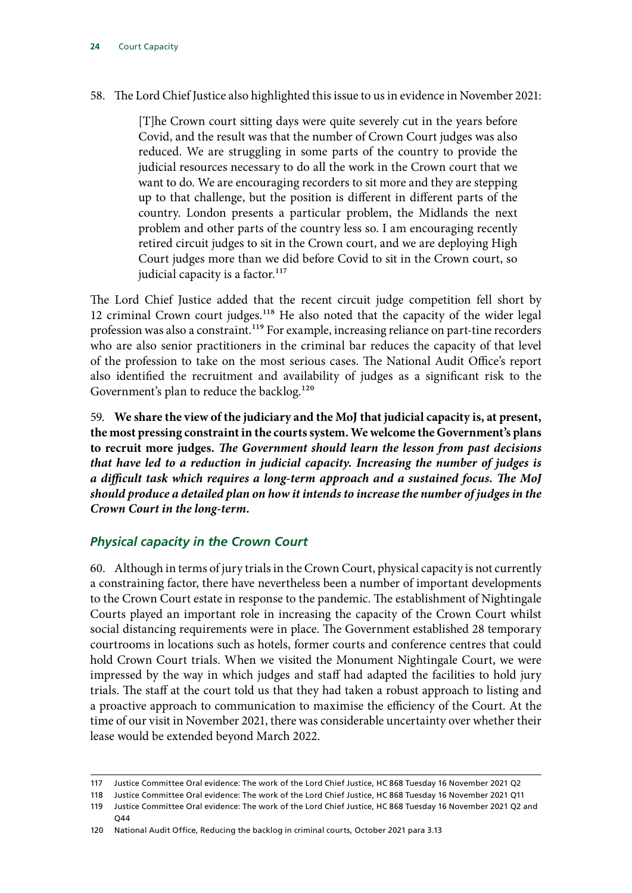58. The Lord Chief Justice also highlighted this issue to us in evidence in November 2021:

> [T]he Crown court sitting days were quite severely cut in the years before Covid, and the result was that the number of Crown Court judges was also reduced. We are struggling in some parts of the country to provide the judicial resources necessary to do all the work in the Crown court that we want to do. We are encouraging recorders to sit more and they are stepping up to that challenge, but the position is different in different parts of the country. London presents a particular problem, the Midlands the next problem and other parts of the country less so. I am encouraging recently retired circuit judges to sit in the Crown court, and we are deploying High Court judges more than we did before Covid to sit in the Crown court, so judicial capacity is a factor.[117]

The Lord Chief Justice added that the recent circuit judge competition fell short by 12 criminal Crown court judges.[118] He also noted that the capacity of the wider legal profession was also a constraint.[119] For example, increasing reliance on part-tine recorders who are also senior practitioners in the criminal bar reduces the capacity of that level of the profession to take on the most serious cases. The National Audit Office's report also identified the recruitment and availability of judges as a significant risk to the Government's plan to reduce the backlog.[120]

59. **We share the view of the judiciary and the MoJ that judicial capacity is, at present, the most pressing constraint in the courts system. We welcome the Government's plans to recruit more judges.** ***The Government should learn the lesson from past decisions that have led to a reduction in judicial capacity. Increasing the number of judges is a difficult task which requires a long-term approach and a sustained focus. The MoJ should produce a detailed plan on how it intends to increase the number of judges in the Crown Court in the long-term.***

### *Physical capacity in the Crown Court*

60. Although in terms of jury trials in the Crown Court, physical capacity is not currently a constraining factor, there have nevertheless been a number of important developments to the Crown Court estate in response to the pandemic. The establishment of Nightingale Courts played an important role in increasing the capacity of the Crown Court whilst social distancing requirements were in place. The Government established 28 temporary courtrooms in locations such as hotels, former courts and conference centres that could hold Crown Court trials. When we visited the Monument Nightingale Court, we were impressed by the way in which judges and staff had adapted the facilities to hold jury trials. The staff at the court told us that they had taken a robust approach to listing and a proactive approach to communication to maximise the efficiency of the Court. At the time of our visit in November 2021, there was considerable uncertainty over whether their lease would be extended beyond March 2022.

---

117 Justice Committee Oral evidence: The work of the Lord Chief Justice, HC 868 Tuesday 16 November 2021 Q2

118 Justice Committee Oral evidence: The work of the Lord Chief Justice, HC 868 Tuesday 16 November 2021 Q11

119 Justice Committee Oral evidence: The work of the Lord Chief Justice, HC 868 Tuesday 16 November 2021 Q2 and Q44

120 National Audit Office, Reducing the backlog in criminal courts, October 2021 para 3.13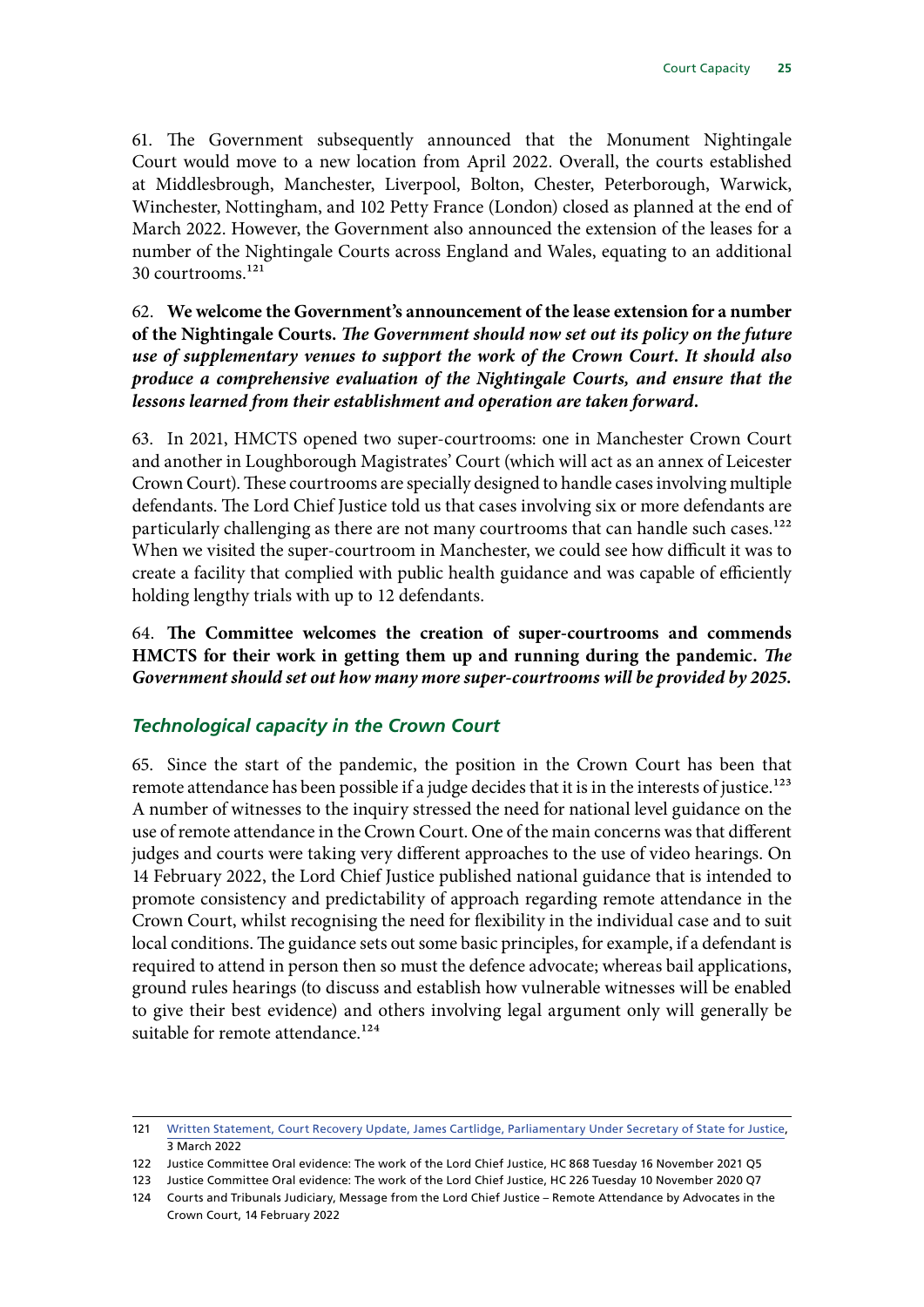61. The Government subsequently announced that the Monument Nightingale Court would move to a new location from April 2022. Overall, the courts established at Middlesbrough, Manchester, Liverpool, Bolton, Chester, Peterborough, Warwick, Winchester, Nottingham, and 102 Petty France (London) closed as planned at the end of March 2022. However, the Government also announced the extension of the leases for a number of the Nightingale Courts across England and Wales, equating to an additional 30 courtrooms.[121]

62. **We welcome the Government's announcement of the lease extension for a number of the Nightingale Courts.** ***The Government should now set out its policy on the future use of supplementary venues to support the work of the Crown Court. It should also produce a comprehensive evaluation of the Nightingale Courts, and ensure that the lessons learned from their establishment and operation are taken forward.***

63. In 2021, HMCTS opened two super-courtrooms: one in Manchester Crown Court and another in Loughborough Magistrates' Court (which will act as an annex of Leicester Crown Court). These courtrooms are specially designed to handle cases involving multiple defendants. The Lord Chief Justice told us that cases involving six or more defendants are particularly challenging as there are not many courtrooms that can handle such cases.[122] When we visited the super-courtroom in Manchester, we could see how difficult it was to create a facility that complied with public health guidance and was capable of efficiently holding lengthy trials with up to 12 defendants.

64. **The Committee welcomes the creation of super-courtrooms and commends HMCTS for their work in getting them up and running during the pandemic.** ***The Government should set out how many more super-courtrooms will be provided by 2025.***

### *Technological capacity in the Crown Court*

65. Since the start of the pandemic, the position in the Crown Court has been that remote attendance has been possible if a judge decides that it is in the interests of justice.[123] A number of witnesses to the inquiry stressed the need for national level guidance on the use of remote attendance in the Crown Court. One of the main concerns was that different judges and courts were taking very different approaches to the use of video hearings. On 14 February 2022, the Lord Chief Justice published national guidance that is intended to promote consistency and predictability of approach regarding remote attendance in the Crown Court, whilst recognising the need for flexibility in the individual case and to suit local conditions. The guidance sets out some basic principles, for example, if a defendant is required to attend in person then so must the defence advocate; whereas bail applications, ground rules hearings (to discuss and establish how vulnerable witnesses will be enabled to give their best evidence) and others involving legal argument only will generally be suitable for remote attendance.[124]

---

121 Written Statement, Court Recovery Update, James Cartlidge, Parliamentary Under Secretary of State for Justice, 3 March 2022

122 Justice Committee Oral evidence: The work of the Lord Chief Justice, HC 868 Tuesday 16 November 2021 Q5

123 Justice Committee Oral evidence: The work of the Lord Chief Justice, HC 226 Tuesday 10 November 2020 Q7

124 Courts and Tribunals Judiciary, Message from the Lord Chief Justice – Remote Attendance by Advocates in the Crown Court, 14 February 2022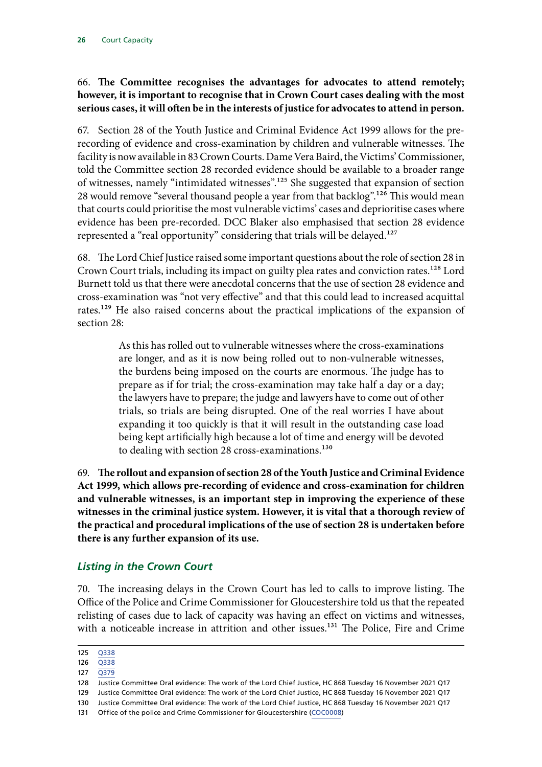66. **The Committee recognises the advantages for advocates to attend remotely; however, it is important to recognise that in Crown Court cases dealing with the most serious cases, it will often be in the interests of justice for advocates to attend in person.**

67. Section 28 of the Youth Justice and Criminal Evidence Act 1999 allows for the pre-recording of evidence and cross-examination by children and vulnerable witnesses. The facility is now available in 83 Crown Courts. Dame Vera Baird, the Victims' Commissioner, told the Committee section 28 recorded evidence should be available to a broader range of witnesses, namely "intimidated witnesses".[125] She suggested that expansion of section 28 would remove "several thousand people a year from that backlog".[126] This would mean that courts could prioritise the most vulnerable victims' cases and deprioritise cases where evidence has been pre-recorded. DCC Blaker also emphasised that section 28 evidence represented a "real opportunity" considering that trials will be delayed.[127]

68. The Lord Chief Justice raised some important questions about the role of section 28 in Crown Court trials, including its impact on guilty plea rates and conviction rates.[128] Lord Burnett told us that there were anecdotal concerns that the use of section 28 evidence and cross-examination was "not very effective" and that this could lead to increased acquittal rates.[129] He also raised concerns about the practical implications of the expansion of section 28:

> As this has rolled out to vulnerable witnesses where the cross-examinations are longer, and as it is now being rolled out to non-vulnerable witnesses, the burdens being imposed on the courts are enormous. The judge has to prepare as if for trial; the cross-examination may take half a day or a day; the lawyers have to prepare; the judge and lawyers have to come out of other trials, so trials are being disrupted. One of the real worries I have about expanding it too quickly is that it will result in the outstanding case load being kept artificially high because a lot of time and energy will be devoted to dealing with section 28 cross-examinations.[130]

69. **The rollout and expansion of section 28 of the Youth Justice and Criminal Evidence Act 1999, which allows pre-recording of evidence and cross-examination for children and vulnerable witnesses, is an important step in improving the experience of these witnesses in the criminal justice system. However, it is vital that a thorough review of the practical and procedural implications of the use of section 28 is undertaken before there is any further expansion of its use.**

### *Listing in the Crown Court*

70. The increasing delays in the Crown Court has led to calls to improve listing. The Office of the Police and Crime Commissioner for Gloucestershire told us that the repeated relisting of cases due to lack of capacity was having an effect on victims and witnesses, with a noticeable increase in attrition and other issues.[131] The Police, Fire and Crime

---

125 Q338

126 Q338

127 Q379

128 Justice Committee Oral evidence: The work of the Lord Chief Justice, HC 868 Tuesday 16 November 2021 Q17

129 Justice Committee Oral evidence: The work of the Lord Chief Justice, HC 868 Tuesday 16 November 2021 Q17

130 Justice Committee Oral evidence: The work of the Lord Chief Justice, HC 868 Tuesday 16 November 2021 Q17

131 Office of the police and Crime Commissioner for Gloucestershire (COC0008)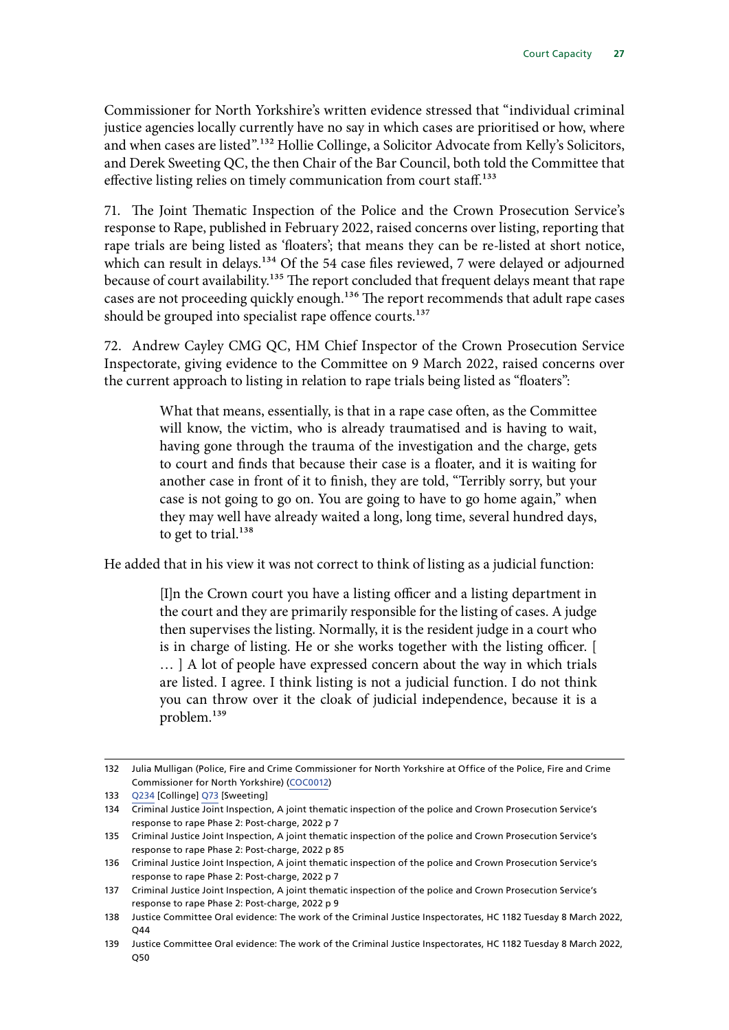Commissioner for North Yorkshire's written evidence stressed that "individual criminal justice agencies locally currently have no say in which cases are prioritised or how, where and when cases are listed".[132] Hollie Collinge, a Solicitor Advocate from Kelly's Solicitors, and Derek Sweeting QC, the then Chair of the Bar Council, both told the Committee that effective listing relies on timely communication from court staff.[133]

71. The Joint Thematic Inspection of the Police and the Crown Prosecution Service's response to Rape, published in February 2022, raised concerns over listing, reporting that rape trials are being listed as 'floaters'; that means they can be re-listed at short notice, which can result in delays.[134] Of the 54 case files reviewed, 7 were delayed or adjourned because of court availability.[135] The report concluded that frequent delays meant that rape cases are not proceeding quickly enough.[136] The report recommends that adult rape cases should be grouped into specialist rape offence courts.[137]

72. Andrew Cayley CMG QC, HM Chief Inspector of the Crown Prosecution Service Inspectorate, giving evidence to the Committee on 9 March 2022, raised concerns over the current approach to listing in relation to rape trials being listed as "floaters":

> What that means, essentially, is that in a rape case often, as the Committee will know, the victim, who is already traumatised and is having to wait, having gone through the trauma of the investigation and the charge, gets to court and finds that because their case is a floater, and it is waiting for another case in front of it to finish, they are told, "Terribly sorry, but your case is not going to go on. You are going to have to go home again," when they may well have already waited a long, long time, several hundred days, to get to trial.[138]

He added that in his view it was not correct to think of listing as a judicial function:

> [I]n the Crown court you have a listing officer and a listing department in the court and they are primarily responsible for the listing of cases. A judge then supervises the listing. Normally, it is the resident judge in a court who is in charge of listing. He or she works together with the listing officer. [ … ] A lot of people have expressed concern about the way in which trials are listed. I agree. I think listing is not a judicial function. I do not think you can throw over it the cloak of judicial independence, because it is a problem.[139]

---

132 Julia Mulligan (Police, Fire and Crime Commissioner for North Yorkshire at Office of the Police, Fire and Crime Commissioner for North Yorkshire) (COC0012)

133 Q234 [Collinge] Q73 [Sweeting]

134 Criminal Justice Joint Inspection, A joint thematic inspection of the police and Crown Prosecution Service's response to rape Phase 2: Post-charge, 2022 p 7

135 Criminal Justice Joint Inspection, A joint thematic inspection of the police and Crown Prosecution Service's response to rape Phase 2: Post-charge, 2022 p 85

136 Criminal Justice Joint Inspection, A joint thematic inspection of the police and Crown Prosecution Service's response to rape Phase 2: Post-charge, 2022 p 7

137 Criminal Justice Joint Inspection, A joint thematic inspection of the police and Crown Prosecution Service's response to rape Phase 2: Post-charge, 2022 p 9

138 Justice Committee Oral evidence: The work of the Criminal Justice Inspectorates, HC 1182 Tuesday 8 March 2022, Q44

139 Justice Committee Oral evidence: The work of the Criminal Justice Inspectorates, HC 1182 Tuesday 8 March 2022, Q50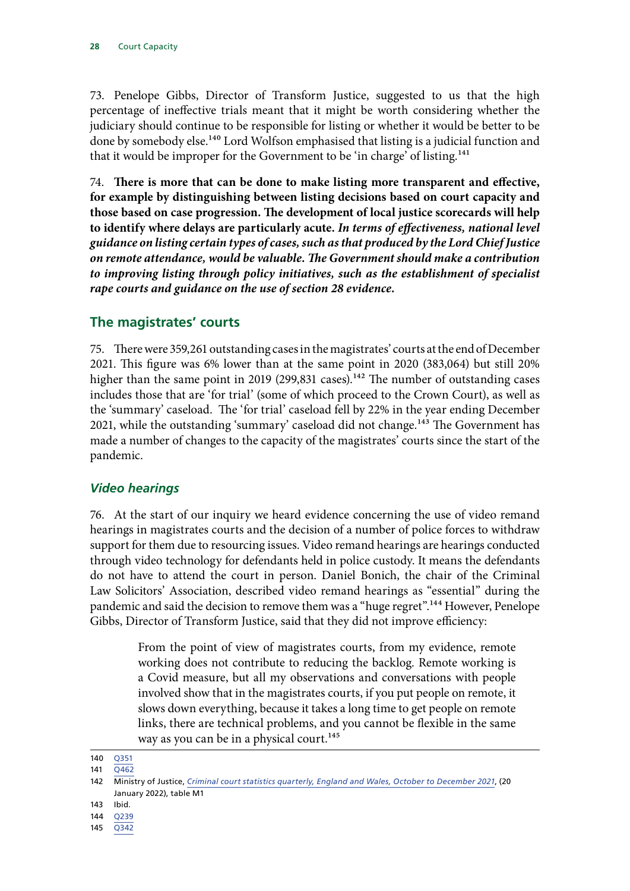73. Penelope Gibbs, Director of Transform Justice, suggested to us that the high percentage of ineffective trials meant that it might be worth considering whether the judiciary should continue to be responsible for listing or whether it would be better to be done by somebody else.[140] Lord Wolfson emphasised that listing is a judicial function and that it would be improper for the Government to be 'in charge' of listing.[141]

74. **There is more that can be done to make listing more transparent and effective, for example by distinguishing between listing decisions based on court capacity and those based on case progression. The development of local justice scorecards will help to identify where delays are particularly acute.** ***In terms of effectiveness, national level guidance on listing certain types of cases, such as that produced by the Lord Chief Justice on remote attendance, would be valuable. The Government should make a contribution to improving listing through policy initiatives, such as the establishment of specialist rape courts and guidance on the use of section 28 evidence.***

## The magistrates' courts

75. There were 359,261 outstanding cases in the magistrates' courts at the end of December 2021. This figure was 6% lower than at the same point in 2020 (383,064) but still 20% higher than the same point in 2019 (299,831 cases).[142] The number of outstanding cases includes those that are 'for trial' (some of which proceed to the Crown Court), as well as the 'summary' caseload. The 'for trial' caseload fell by 22% in the year ending December 2021, while the outstanding 'summary' caseload did not change.[143] The Government has made a number of changes to the capacity of the magistrates' courts since the start of the pandemic.

### *Video hearings*

76. At the start of our inquiry we heard evidence concerning the use of video remand hearings in magistrates courts and the decision of a number of police forces to withdraw support for them due to resourcing issues. Video remand hearings are hearings conducted through video technology for defendants held in police custody. It means the defendants do not have to attend the court in person. Daniel Bonich, the chair of the Criminal Law Solicitors' Association, described video remand hearings as "essential" during the pandemic and said the decision to remove them was a "huge regret".[144] However, Penelope Gibbs, Director of Transform Justice, said that they did not improve efficiency:

> From the point of view of magistrates courts, from my evidence, remote working does not contribute to reducing the backlog. Remote working is a Covid measure, but all my observations and conversations with people involved show that in the magistrates courts, if you put people on remote, it slows down everything, because it takes a long time to get people on remote links, there are technical problems, and you cannot be flexible in the same way as you can be in a physical court.[145]

---

140 Q351

141 Q462

142 Ministry of Justice, *Criminal court statistics quarterly, England and Wales, October to December 2021*, (20 January 2022), table M1

143 Ibid.

144 Q239

145 Q342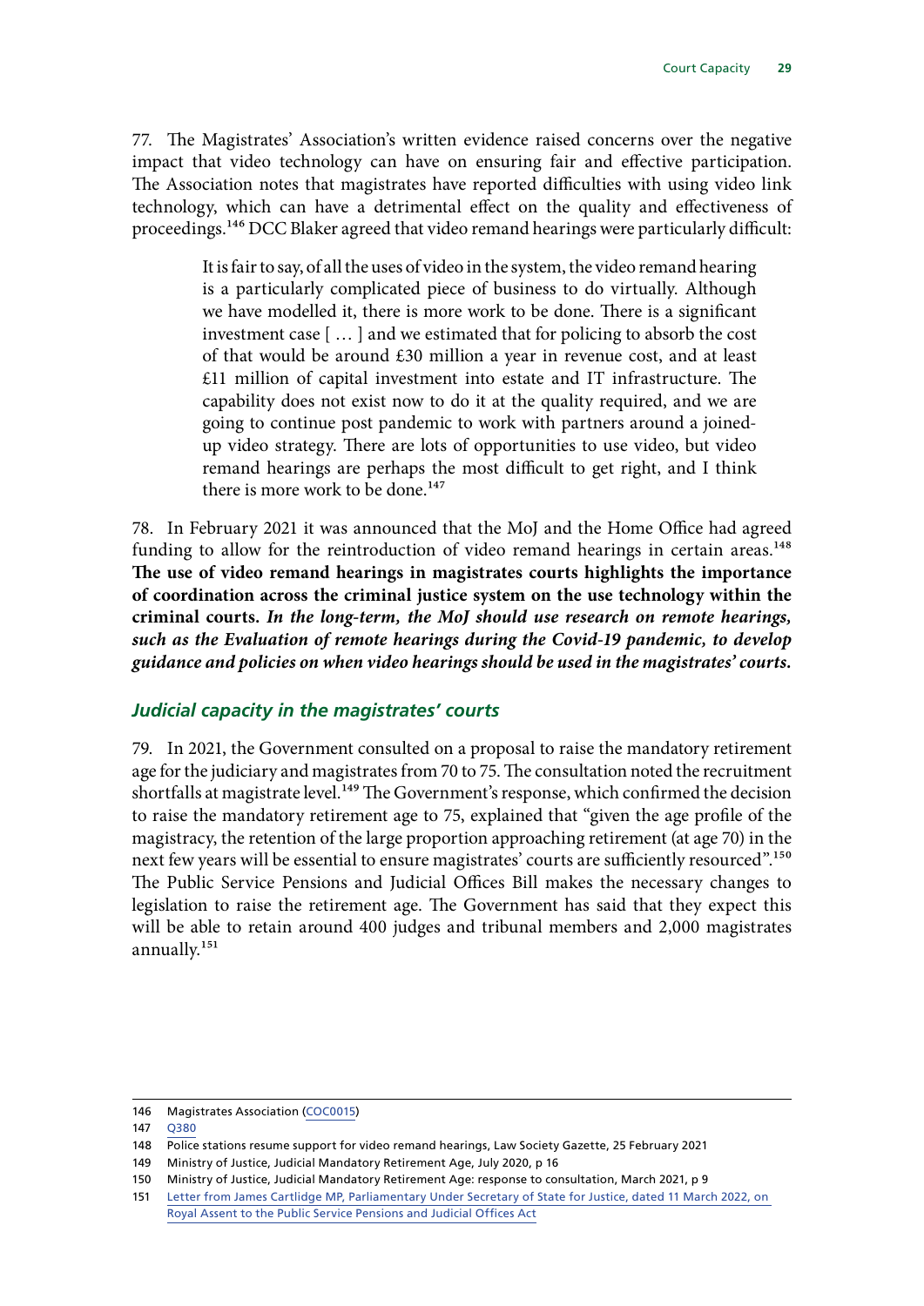77. The Magistrates' Association's written evidence raised concerns over the negative impact that video technology can have on ensuring fair and effective participation. The Association notes that magistrates have reported difficulties with using video link technology, which can have a detrimental effect on the quality and effectiveness of proceedings.[146] DCC Blaker agreed that video remand hearings were particularly difficult:

> It is fair to say, of all the uses of video in the system, the video remand hearing is a particularly complicated piece of business to do virtually. Although we have modelled it, there is more work to be done. There is a significant investment case [ … ] and we estimated that for policing to absorb the cost of that would be around £30 million a year in revenue cost, and at least £11 million of capital investment into estate and IT infrastructure. The capability does not exist now to do it at the quality required, and we are going to continue post pandemic to work with partners around a joined-up video strategy. There are lots of opportunities to use video, but video remand hearings are perhaps the most difficult to get right, and I think there is more work to be done.[147]

78. In February 2021 it was announced that the MoJ and the Home Office had agreed funding to allow for the reintroduction of video remand hearings in certain areas.[148] **The use of video remand hearings in magistrates courts highlights the importance of coordination across the criminal justice system on the use technology within the criminal courts.** ***In the long-term, the MoJ should use research on remote hearings, such as the Evaluation of remote hearings during the Covid-19 pandemic, to develop guidance and policies on when video hearings should be used in the magistrates' courts.***

### *Judicial capacity in the magistrates' courts*

79. In 2021, the Government consulted on a proposal to raise the mandatory retirement age for the judiciary and magistrates from 70 to 75. The consultation noted the recruitment shortfalls at magistrate level.[149] The Government's response, which confirmed the decision to raise the mandatory retirement age to 75, explained that "given the age profile of the magistracy, the retention of the large proportion approaching retirement (at age 70) in the next few years will be essential to ensure magistrates' courts are sufficiently resourced".[150] The Public Service Pensions and Judicial Offices Bill makes the necessary changes to legislation to raise the retirement age. The Government has said that they expect this will be able to retain around 400 judges and tribunal members and 2,000 magistrates annually.[151]

---

146 Magistrates Association (COC0015)

147 Q380

148 Police stations resume support for video remand hearings, Law Society Gazette, 25 February 2021

149 Ministry of Justice, Judicial Mandatory Retirement Age, July 2020, p 16

150 Ministry of Justice, Judicial Mandatory Retirement Age: response to consultation, March 2021, p 9

151 Letter from James Cartlidge MP, Parliamentary Under Secretary of State for Justice, dated 11 March 2022, on Royal Assent to the Public Service Pensions and Judicial Offices Act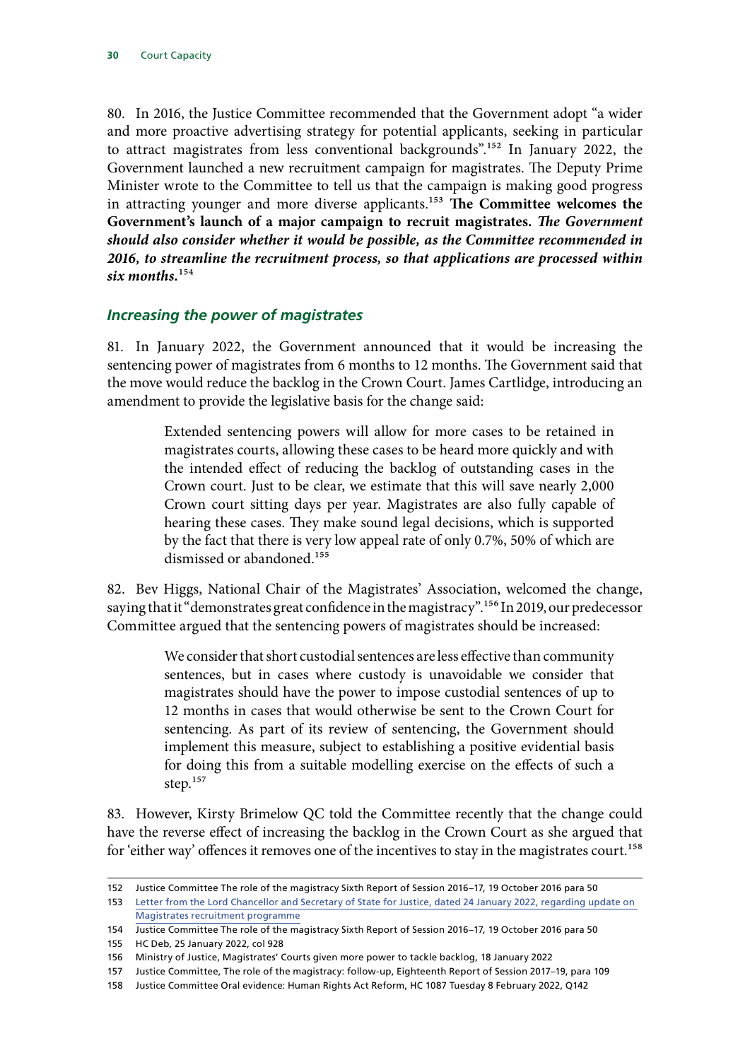80. In 2016, the Justice Committee recommended that the Government adopt "a wider and more proactive advertising strategy for potential applicants, seeking in particular to attract magistrates from less conventional backgrounds".[152] In January 2022, the Government launched a new recruitment campaign for magistrates. The Deputy Prime Minister wrote to the Committee to tell us that the campaign is making good progress in attracting younger and more diverse applicants.[153] **The Committee welcomes the Government's launch of a major campaign to recruit magistrates.** ***The Government should also consider whether it would be possible, as the Committee recommended in 2016, to streamline the recruitment process, so that applications are processed within six months.***[154]

### *Increasing the power of magistrates*

81. In January 2022, the Government announced that it would be increasing the sentencing power of magistrates from 6 months to 12 months. The Government said that the move would reduce the backlog in the Crown Court. James Cartlidge, introducing an amendment to provide the legislative basis for the change said:

> Extended sentencing powers will allow for more cases to be retained in magistrates courts, allowing these cases to be heard more quickly and with the intended effect of reducing the backlog of outstanding cases in the Crown court. Just to be clear, we estimate that this will save nearly 2,000 Crown court sitting days per year. Magistrates are also fully capable of hearing these cases. They make sound legal decisions, which is supported by the fact that there is very low appeal rate of only 0.7%, 50% of which are dismissed or abandoned.[155]

82. Bev Higgs, National Chair of the Magistrates' Association, welcomed the change, saying that it "demonstrates great confidence in the magistracy".[156] In 2019, our predecessor Committee argued that the sentencing powers of magistrates should be increased:

> We consider that short custodial sentences are less effective than community sentences, but in cases where custody is unavoidable we consider that magistrates should have the power to impose custodial sentences of up to 12 months in cases that would otherwise be sent to the Crown Court for sentencing. As part of its review of sentencing, the Government should implement this measure, subject to establishing a positive evidential basis for doing this from a suitable modelling exercise on the effects of such a step.[157]

83. However, Kirsty Brimelow QC told the Committee recently that the change could have the reverse effect of increasing the backlog in the Crown Court as she argued that for 'either way' offences it removes one of the incentives to stay in the magistrates court.[158]

---

152 Justice Committee The role of the magistracy Sixth Report of Session 2016–17, 19 October 2016 para 50

153 Letter from the Lord Chancellor and Secretary of State for Justice, dated 24 January 2022, regarding update on Magistrates recruitment programme

154 Justice Committee The role of the magistracy Sixth Report of Session 2016–17, 19 October 2016 para 50

155 HC Deb, 25 January 2022, col 928

156 Ministry of Justice, Magistrates' Courts given more power to tackle backlog, 18 January 2022

157 Justice Committee, The role of the magistracy: follow-up, Eighteenth Report of Session 2017–19, para 109

158 Justice Committee Oral evidence: Human Rights Act Reform, HC 1087 Tuesday 8 February 2022, Q142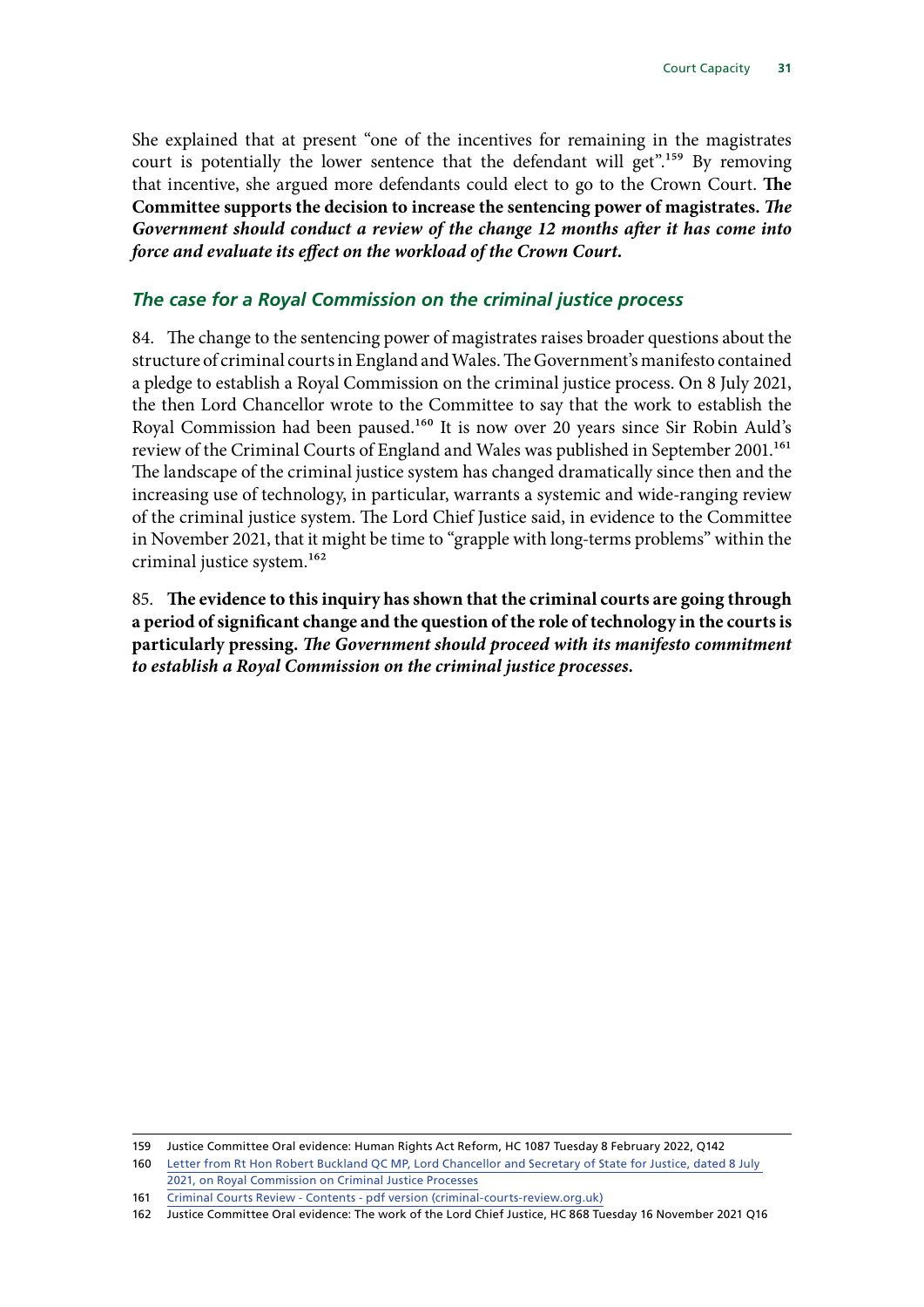She explained that at present "one of the incentives for remaining in the magistrates court is potentially the lower sentence that the defendant will get".[159] By removing that incentive, she argued more defendants could elect to go to the Crown Court. **The Committee supports the decision to increase the sentencing power of magistrates. *The Government should conduct a review of the change 12 months after it has come into force and evaluate its effect on the workload of the Crown Court.***

### *The case for a Royal Commission on the criminal justice process*

84. The change to the sentencing power of magistrates raises broader questions about the structure of criminal courts in England and Wales. The Government's manifesto contained a pledge to establish a Royal Commission on the criminal justice process. On 8 July 2021, the then Lord Chancellor wrote to the Committee to say that the work to establish the Royal Commission had been paused.[160] It is now over 20 years since Sir Robin Auld's review of the Criminal Courts of England and Wales was published in September 2001.[161] The landscape of the criminal justice system has changed dramatically since then and the increasing use of technology, in particular, warrants a systemic and wide-ranging review of the criminal justice system. The Lord Chief Justice said, in evidence to the Committee in November 2021, that it might be time to "grapple with long-terms problems" within the criminal justice system.[162]

85. **The evidence to this inquiry has shown that the criminal courts are going through a period of significant change and the question of the role of technology in the courts is particularly pressing. *The Government should proceed with its manifesto commitment to establish a Royal Commission on the criminal justice processes.***

---

159 Justice Committee Oral evidence: Human Rights Act Reform, HC 1087 Tuesday 8 February 2022, Q142

160 Letter from Rt Hon Robert Buckland QC MP, Lord Chancellor and Secretary of State for Justice, dated 8 July 2021, on Royal Commission on Criminal Justice Processes

161 Criminal Courts Review - Contents - pdf version (criminal-courts-review.org.uk)

162 Justice Committee Oral evidence: The work of the Lord Chief Justice, HC 868 Tuesday 16 November 2021 Q16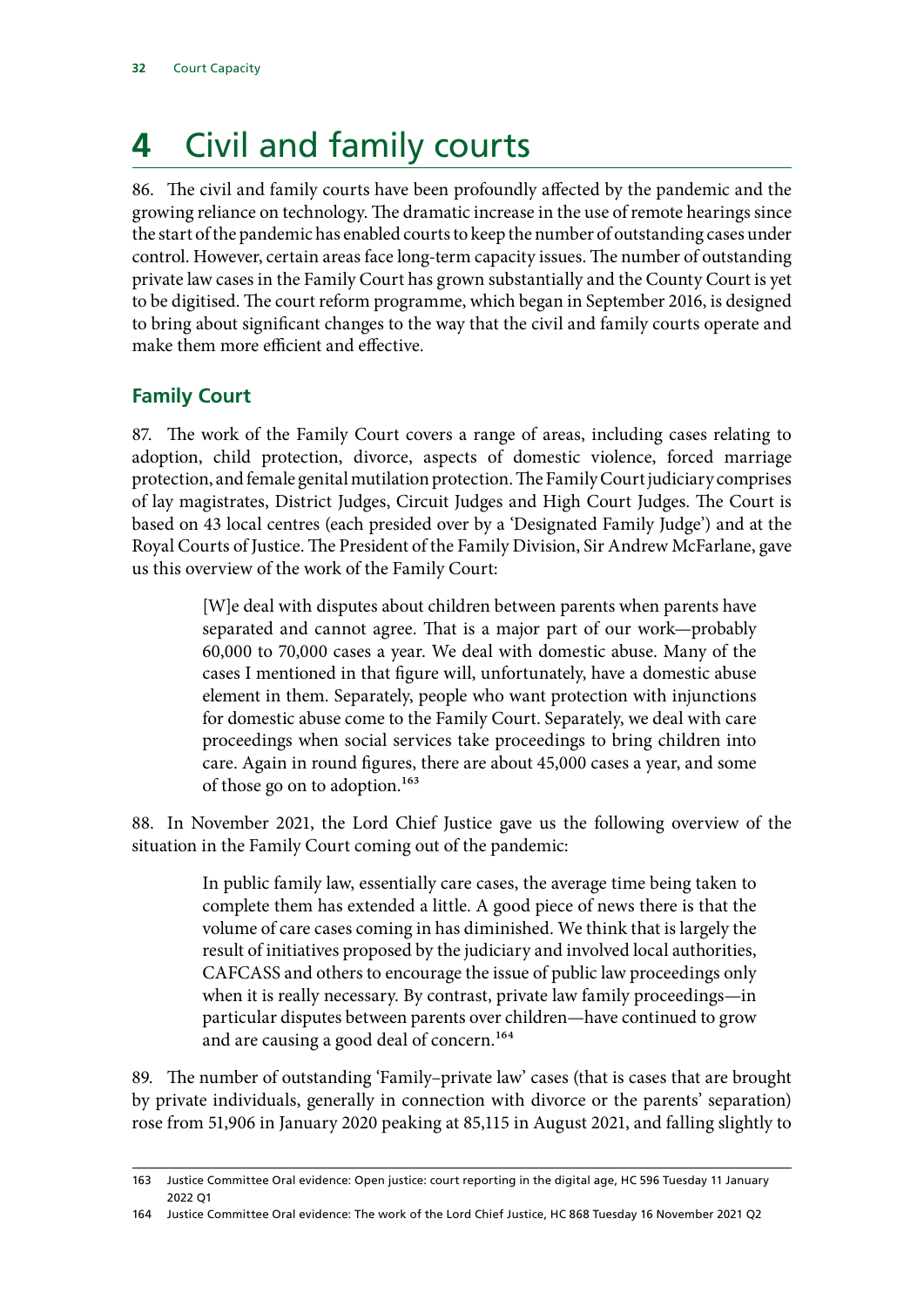# 4 Civil and family courts

86. The civil and family courts have been profoundly affected by the pandemic and the growing reliance on technology. The dramatic increase in the use of remote hearings since the start of the pandemic has enabled courts to keep the number of outstanding cases under control. However, certain areas face long-term capacity issues. The number of outstanding private law cases in the Family Court has grown substantially and the County Court is yet to be digitised. The court reform programme, which began in September 2016, is designed to bring about significant changes to the way that the civil and family courts operate and make them more efficient and effective.

## Family Court

87. The work of the Family Court covers a range of areas, including cases relating to adoption, child protection, divorce, aspects of domestic violence, forced marriage protection, and female genital mutilation protection. The Family Court judiciary comprises of lay magistrates, District Judges, Circuit Judges and High Court Judges. The Court is based on 43 local centres (each presided over by a 'Designated Family Judge') and at the Royal Courts of Justice. The President of the Family Division, Sir Andrew McFarlane, gave us this overview of the work of the Family Court:

> [W]e deal with disputes about children between parents when parents have separated and cannot agree. That is a major part of our work—probably 60,000 to 70,000 cases a year. We deal with domestic abuse. Many of the cases I mentioned in that figure will, unfortunately, have a domestic abuse element in them. Separately, people who want protection with injunctions for domestic abuse come to the Family Court. Separately, we deal with care proceedings when social services take proceedings to bring children into care. Again in round figures, there are about 45,000 cases a year, and some of those go on to adoption.[163]

88. In November 2021, the Lord Chief Justice gave us the following overview of the situation in the Family Court coming out of the pandemic:

> In public family law, essentially care cases, the average time being taken to complete them has extended a little. A good piece of news there is that the volume of care cases coming in has diminished. We think that is largely the result of initiatives proposed by the judiciary and involved local authorities, CAFCASS and others to encourage the issue of public law proceedings only when it is really necessary. By contrast, private law family proceedings—in particular disputes between parents over children—have continued to grow and are causing a good deal of concern.[164]

89. The number of outstanding 'Family–private law' cases (that is cases that are brought by private individuals, generally in connection with divorce or the parents' separation) rose from 51,906 in January 2020 peaking at 85,115 in August 2021, and falling slightly to

163 Justice Committee Oral evidence: Open justice: court reporting in the digital age, HC 596 Tuesday 11 January 2022 Q1

164 Justice Committee Oral evidence: The work of the Lord Chief Justice, HC 868 Tuesday 16 November 2021 Q2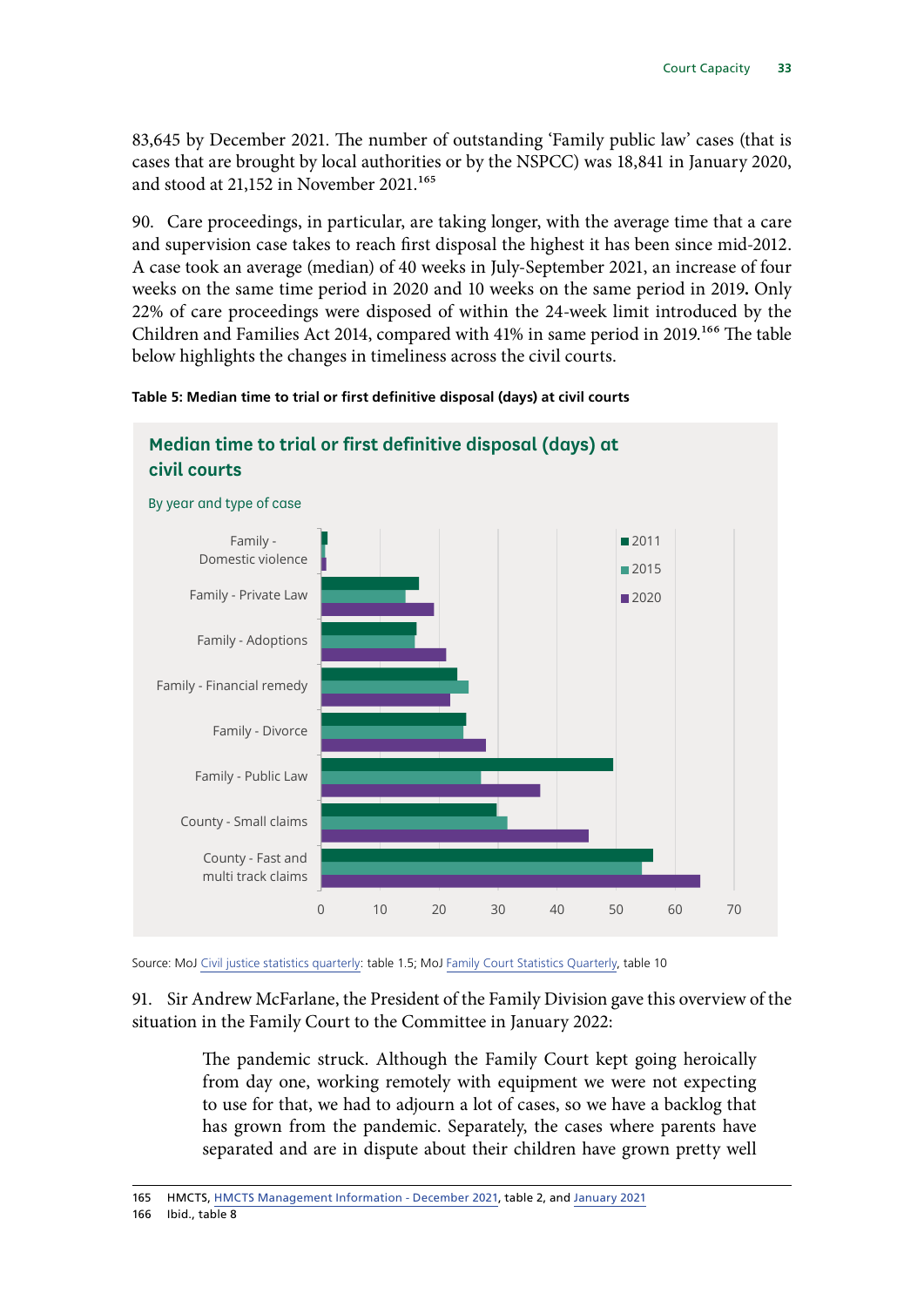83,645 by December 2021. The number of outstanding 'Family public law' cases (that is cases that are brought by local authorities or by the NSPCC) was 18,841 in January 2020, and stood at 21,152 in November 2021.[165]

90. Care proceedings, in particular, are taking longer, with the average time that a care and supervision case takes to reach first disposal the highest it has been since mid-2012. A case took an average (median) of 40 weeks in July-September 2021, an increase of four weeks on the same time period in 2020 and 10 weeks on the same period in 2019. Only 22% of care proceedings were disposed of within the 24-week limit introduced by the Children and Families Act 2014, compared with 41% in same period in 2019.[166] The table below highlights the changes in timeliness across the civil courts.

**Table 5: Median time to trial or first definitive disposal (days) at civil courts**

**Median time to trial or first definitive disposal (days) at civil courts**

By year and type of case

Categories: Family - Domestic violence; Family - Private Law; Family - Adoptions; Family - Financial remedy; Family - Divorce; Family - Public Law; County - Small claims; County - Fast and multi track claims

Legend: 2011; 2015; 2020

Axis: 0, 10, 20, 30, 40, 50, 60, 70

Source: MoJ Civil justice statistics quarterly: table 1.5; MoJ Family Court Statistics Quarterly, table 10

91. Sir Andrew McFarlane, the President of the Family Division gave this overview of the situation in the Family Court to the Committee in January 2022:

> The pandemic struck. Although the Family Court kept going heroically from day one, working remotely with equipment we were not expecting to use for that, we had to adjourn a lot of cases, so we have a backlog that has grown from the pandemic. Separately, the cases where parents have separated and are in dispute about their children have grown pretty well

165 HMCTS, HMCTS Management Information - December 2021, table 2, and January 2021

166 Ibid., table 8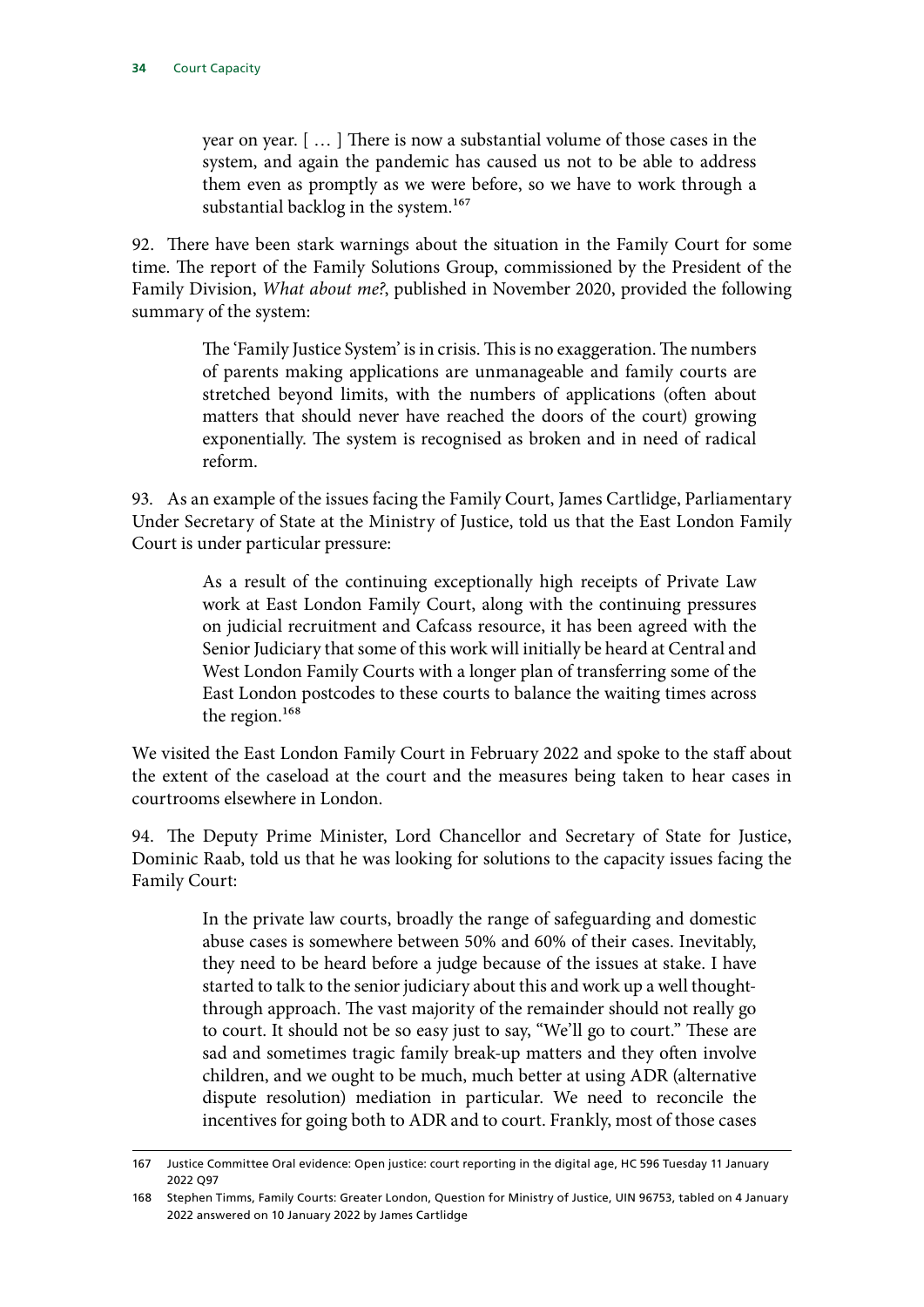> year on year. [ … ] There is now a substantial volume of those cases in the system, and again the pandemic has caused us not to be able to address them even as promptly as we were before, so we have to work through a substantial backlog in the system.[167]

92. There have been stark warnings about the situation in the Family Court for some time. The report of the Family Solutions Group, commissioned by the President of the Family Division, *What about me?*, published in November 2020, provided the following summary of the system:

> The 'Family Justice System' is in crisis. This is no exaggeration. The numbers of parents making applications are unmanageable and family courts are stretched beyond limits, with the numbers of applications (often about matters that should never have reached the doors of the court) growing exponentially. The system is recognised as broken and in need of radical reform.

93. As an example of the issues facing the Family Court, James Cartlidge, Parliamentary Under Secretary of State at the Ministry of Justice, told us that the East London Family Court is under particular pressure:

> As a result of the continuing exceptionally high receipts of Private Law work at East London Family Court, along with the continuing pressures on judicial recruitment and Cafcass resource, it has been agreed with the Senior Judiciary that some of this work will initially be heard at Central and West London Family Courts with a longer plan of transferring some of the East London postcodes to these courts to balance the waiting times across the region.[168]

We visited the East London Family Court in February 2022 and spoke to the staff about the extent of the caseload at the court and the measures being taken to hear cases in courtrooms elsewhere in London.

94. The Deputy Prime Minister, Lord Chancellor and Secretary of State for Justice, Dominic Raab, told us that he was looking for solutions to the capacity issues facing the Family Court:

> In the private law courts, broadly the range of safeguarding and domestic abuse cases is somewhere between 50% and 60% of their cases. Inevitably, they need to be heard before a judge because of the issues at stake. I have started to talk to the senior judiciary about this and work up a well thought-through approach. The vast majority of the remainder should not really go to court. It should not be so easy just to say, "We'll go to court." These are sad and sometimes tragic family break-up matters and they often involve children, and we ought to be much, much better at using ADR (alternative dispute resolution) mediation in particular. We need to reconcile the incentives for going both to ADR and to court. Frankly, most of those cases

167 Justice Committee Oral evidence: Open justice: court reporting in the digital age, HC 596 Tuesday 11 January 2022 Q97

168 Stephen Timms, Family Courts: Greater London, Question for Ministry of Justice, UIN 96753, tabled on 4 January 2022 answered on 10 January 2022 by James Cartlidge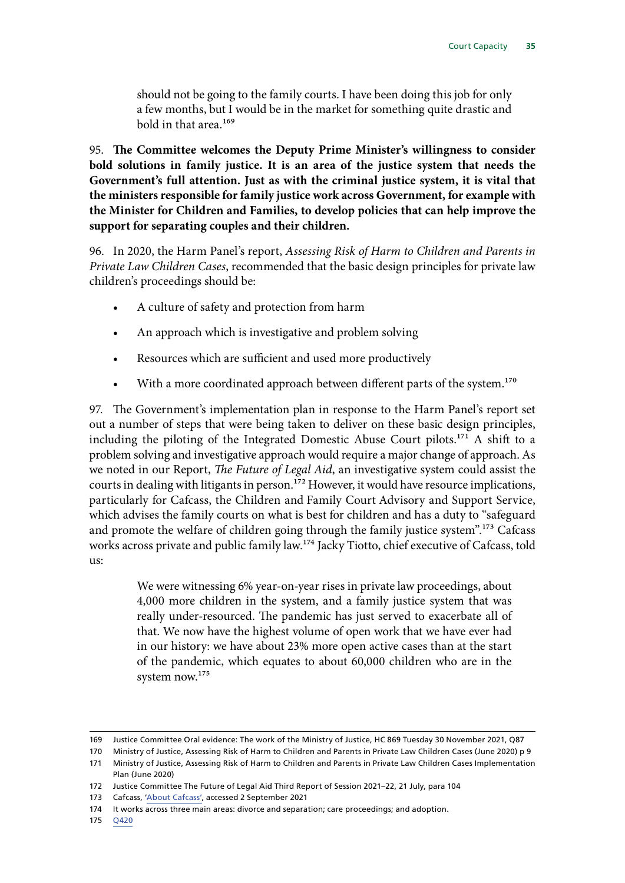should not be going to the family courts. I have been doing this job for only a few months, but I would be in the market for something quite drastic and bold in that area.[169]

95. **The Committee welcomes the Deputy Prime Minister's willingness to consider bold solutions in family justice. It is an area of the justice system that needs the Government's full attention. Just as with the criminal justice system, it is vital that the ministers responsible for family justice work across Government, for example with the Minister for Children and Families, to develop policies that can help improve the support for separating couples and their children.**

96. In 2020, the Harm Panel's report, *Assessing Risk of Harm to Children and Parents in Private Law Children Cases*, recommended that the basic design principles for private law children's proceedings should be:

- A culture of safety and protection from harm
- An approach which is investigative and problem solving
- Resources which are sufficient and used more productively
- With a more coordinated approach between different parts of the system.[170]

97. The Government's implementation plan in response to the Harm Panel's report set out a number of steps that were being taken to deliver on these basic design principles, including the piloting of the Integrated Domestic Abuse Court pilots.[171] A shift to a problem solving and investigative approach would require a major change of approach. As we noted in our Report, *The Future of Legal Aid*, an investigative system could assist the courts in dealing with litigants in person.[172] However, it would have resource implications, particularly for Cafcass, the Children and Family Court Advisory and Support Service, which advises the family courts on what is best for children and has a duty to "safeguard and promote the welfare of children going through the family justice system".[173] Cafcass works across private and public family law.[174] Jacky Tiotto, chief executive of Cafcass, told us:

> We were witnessing 6% year-on-year rises in private law proceedings, about 4,000 more children in the system, and a family justice system that was really under-resourced. The pandemic has just served to exacerbate all of that. We now have the highest volume of open work that we have ever had in our history: we have about 23% more open active cases than at the start of the pandemic, which equates to about 60,000 children who are in the system now.[175]

---

169 Justice Committee Oral evidence: The work of the Ministry of Justice, HC 869 Tuesday 30 November 2021, Q87

170 Ministry of Justice, Assessing Risk of Harm to Children and Parents in Private Law Children Cases (June 2020) p 9

171 Ministry of Justice, Assessing Risk of Harm to Children and Parents in Private Law Children Cases Implementation Plan (June 2020)

172 Justice Committee The Future of Legal Aid Third Report of Session 2021–22, 21 July, para 104

173 Cafcass, 'About Cafcass', accessed 2 September 2021

174 It works across three main areas: divorce and separation; care proceedings; and adoption.

175 Q420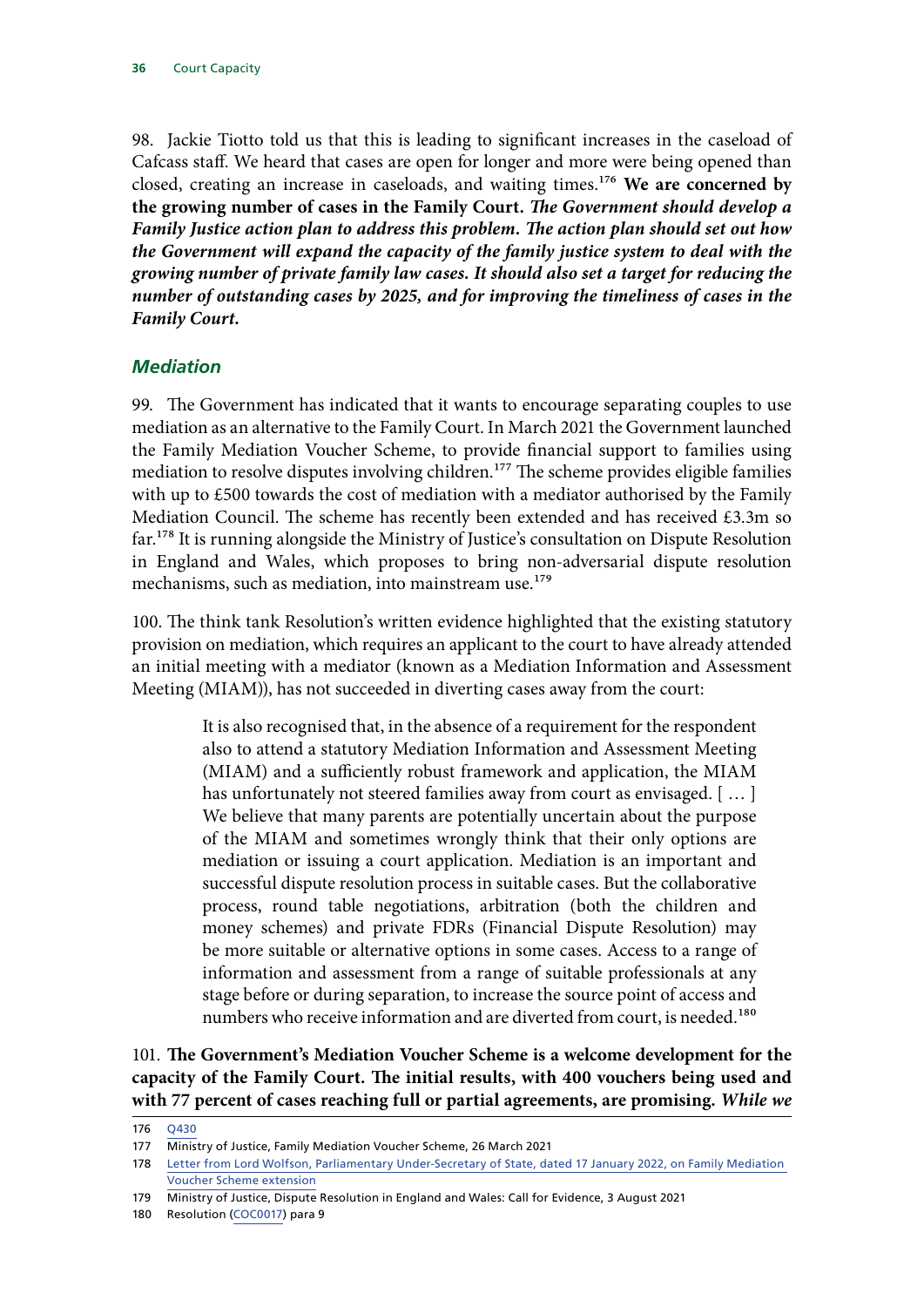98. Jackie Tiotto told us that this is leading to significant increases in the caseload of Cafcass staff. We heard that cases are open for longer and more were being opened than closed, creating an increase in caseloads, and waiting times.[176] **We are concerned by the growing number of cases in the Family Court.** ***The Government should develop a Family Justice action plan to address this problem. The action plan should set out how the Government will expand the capacity of the family justice system to deal with the growing number of private family law cases. It should also set a target for reducing the number of outstanding cases by 2025, and for improving the timeliness of cases in the Family Court.***

### *Mediation*

99. The Government has indicated that it wants to encourage separating couples to use mediation as an alternative to the Family Court. In March 2021 the Government launched the Family Mediation Voucher Scheme, to provide financial support to families using mediation to resolve disputes involving children.[177] The scheme provides eligible families with up to £500 towards the cost of mediation with a mediator authorised by the Family Mediation Council. The scheme has recently been extended and has received £3.3m so far.[178] It is running alongside the Ministry of Justice's consultation on Dispute Resolution in England and Wales, which proposes to bring non-adversarial dispute resolution mechanisms, such as mediation, into mainstream use.[179]

100. The think tank Resolution's written evidence highlighted that the existing statutory provision on mediation, which requires an applicant to the court to have already attended an initial meeting with a mediator (known as a Mediation Information and Assessment Meeting (MIAM)), has not succeeded in diverting cases away from the court:

> It is also recognised that, in the absence of a requirement for the respondent also to attend a statutory Mediation Information and Assessment Meeting (MIAM) and a sufficiently robust framework and application, the MIAM has unfortunately not steered families away from court as envisaged. [ … ] We believe that many parents are potentially uncertain about the purpose of the MIAM and sometimes wrongly think that their only options are mediation or issuing a court application. Mediation is an important and successful dispute resolution process in suitable cases. But the collaborative process, round table negotiations, arbitration (both the children and money schemes) and private FDRs (Financial Dispute Resolution) may be more suitable or alternative options in some cases. Access to a range of information and assessment from a range of suitable professionals at any stage before or during separation, to increase the source point of access and numbers who receive information and are diverted from court, is needed.[180]

101. **The Government's Mediation Voucher Scheme is a welcome development for the capacity of the Family Court. The initial results, with 400 vouchers being used and with 77 percent of cases reaching full or partial agreements, are promising.** ***While we***

176 Q430

177 Ministry of Justice, Family Mediation Voucher Scheme, 26 March 2021

178 Letter from Lord Wolfson, Parliamentary Under-Secretary of State, dated 17 January 2022, on Family Mediation Voucher Scheme extension

179 Ministry of Justice, Dispute Resolution in England and Wales: Call for Evidence, 3 August 2021

180 Resolution (COC0017) para 9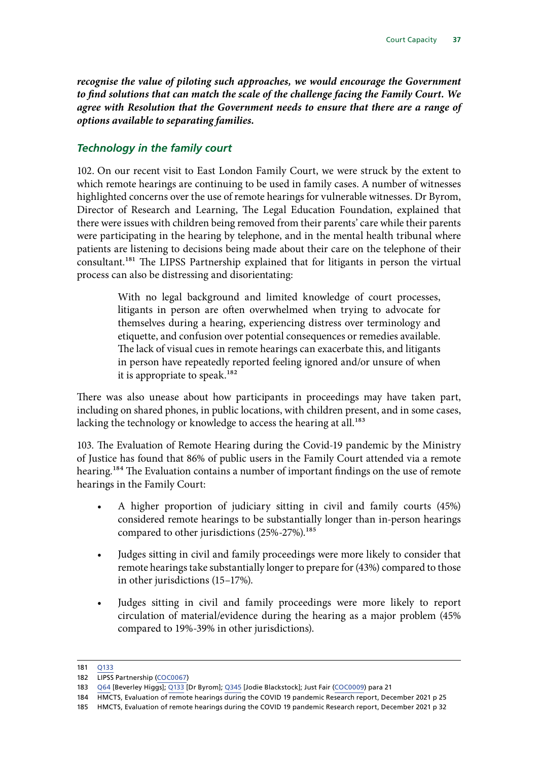***recognise the value of piloting such approaches, we would encourage the Government to find solutions that can match the scale of the challenge facing the Family Court. We agree with Resolution that the Government needs to ensure that there are a range of options available to separating families.***

### *Technology in the family court*

102. On our recent visit to East London Family Court, we were struck by the extent to which remote hearings are continuing to be used in family cases. A number of witnesses highlighted concerns over the use of remote hearings for vulnerable witnesses. Dr Byrom, Director of Research and Learning, The Legal Education Foundation, explained that there were issues with children being removed from their parents' care while their parents were participating in the hearing by telephone, and in the mental health tribunal where patients are listening to decisions being made about their care on the telephone of their consultant.[181] The LIPSS Partnership explained that for litigants in person the virtual process can also be distressing and disorientating:

> With no legal background and limited knowledge of court processes, litigants in person are often overwhelmed when trying to advocate for themselves during a hearing, experiencing distress over terminology and etiquette, and confusion over potential consequences or remedies available. The lack of visual cues in remote hearings can exacerbate this, and litigants in person have repeatedly reported feeling ignored and/or unsure of when it is appropriate to speak.[182]

There was also unease about how participants in proceedings may have taken part, including on shared phones, in public locations, with children present, and in some cases, lacking the technology or knowledge to access the hearing at all.[183]

103. The Evaluation of Remote Hearing during the Covid-19 pandemic by the Ministry of Justice has found that 86% of public users in the Family Court attended via a remote hearing.[184] The Evaluation contains a number of important findings on the use of remote hearings in the Family Court:

- A higher proportion of judiciary sitting in civil and family courts (45%) considered remote hearings to be substantially longer than in-person hearings compared to other jurisdictions (25%-27%).[185]
- Judges sitting in civil and family proceedings were more likely to consider that remote hearings take substantially longer to prepare for (43%) compared to those in other jurisdictions (15–17%).
- Judges sitting in civil and family proceedings were more likely to report circulation of material/evidence during the hearing as a major problem (45% compared to 19%-39% in other jurisdictions).

---

181 Q133

182 LIPSS Partnership (COC0067)

183 Q64 [Beverley Higgs]; Q133 [Dr Byrom]; Q345 [Jodie Blackstock]; Just Fair (COC0009) para 21

184 HMCTS, Evaluation of remote hearings during the COVID 19 pandemic Research report, December 2021 p 25

185 HMCTS, Evaluation of remote hearings during the COVID 19 pandemic Research report, December 2021 p 32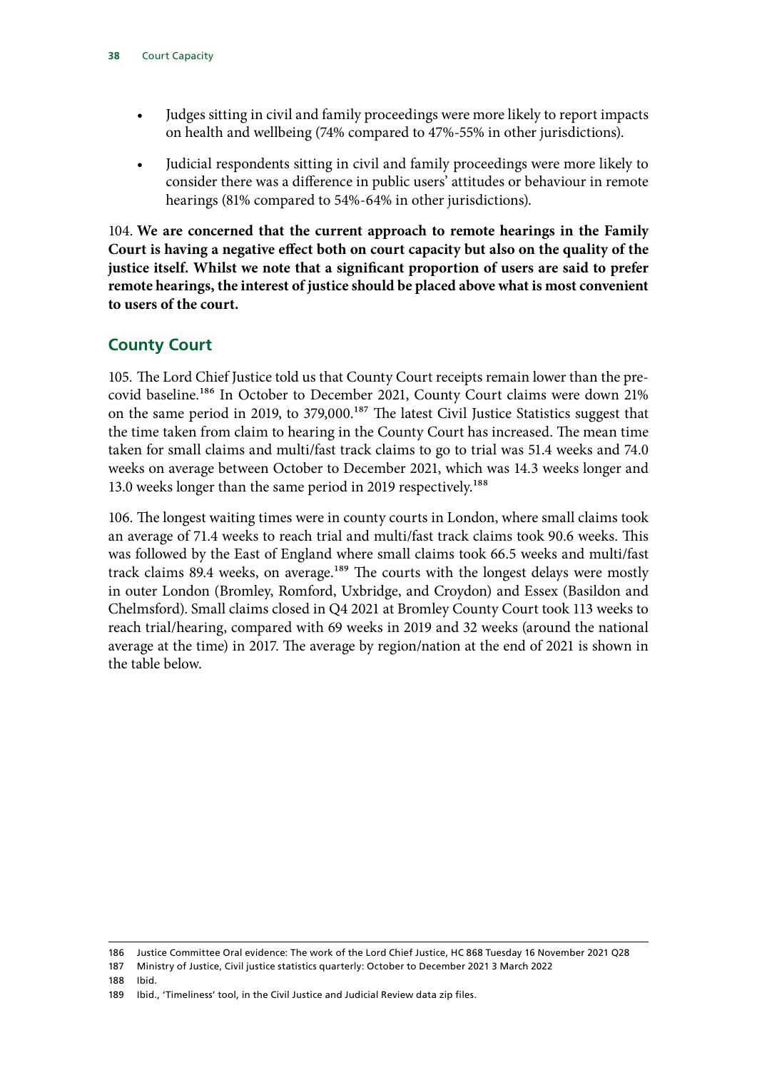- Judges sitting in civil and family proceedings were more likely to report impacts on health and wellbeing (74% compared to 47%-55% in other jurisdictions).
- Judicial respondents sitting in civil and family proceedings were more likely to consider there was a difference in public users' attitudes or behaviour in remote hearings (81% compared to 54%-64% in other jurisdictions).

104. **We are concerned that the current approach to remote hearings in the Family Court is having a negative effect both on court capacity but also on the quality of the justice itself. Whilst we note that a significant proportion of users are said to prefer remote hearings, the interest of justice should be placed above what is most convenient to users of the court.**

## County Court

105. The Lord Chief Justice told us that County Court receipts remain lower than the pre-covid baseline.[186] In October to December 2021, County Court claims were down 21% on the same period in 2019, to 379,000.[187] The latest Civil Justice Statistics suggest that the time taken from claim to hearing in the County Court has increased. The mean time taken for small claims and multi/fast track claims to go to trial was 51.4 weeks and 74.0 weeks on average between October to December 2021, which was 14.3 weeks longer and 13.0 weeks longer than the same period in 2019 respectively.[188]

106. The longest waiting times were in county courts in London, where small claims took an average of 71.4 weeks to reach trial and multi/fast track claims took 90.6 weeks. This was followed by the East of England where small claims took 66.5 weeks and multi/fast track claims 89.4 weeks, on average.[189] The courts with the longest delays were mostly in outer London (Bromley, Romford, Uxbridge, and Croydon) and Essex (Basildon and Chelmsford). Small claims closed in Q4 2021 at Bromley County Court took 113 weeks to reach trial/hearing, compared with 69 weeks in 2019 and 32 weeks (around the national average at the time) in 2017. The average by region/nation at the end of 2021 is shown in the table below.

---

186 Justice Committee Oral evidence: The work of the Lord Chief Justice, HC 868 Tuesday 16 November 2021 Q28

187 Ministry of Justice, Civil justice statistics quarterly: October to December 2021 3 March 2022

188 Ibid.

189 Ibid., 'Timeliness' tool, in the Civil Justice and Judicial Review data zip files.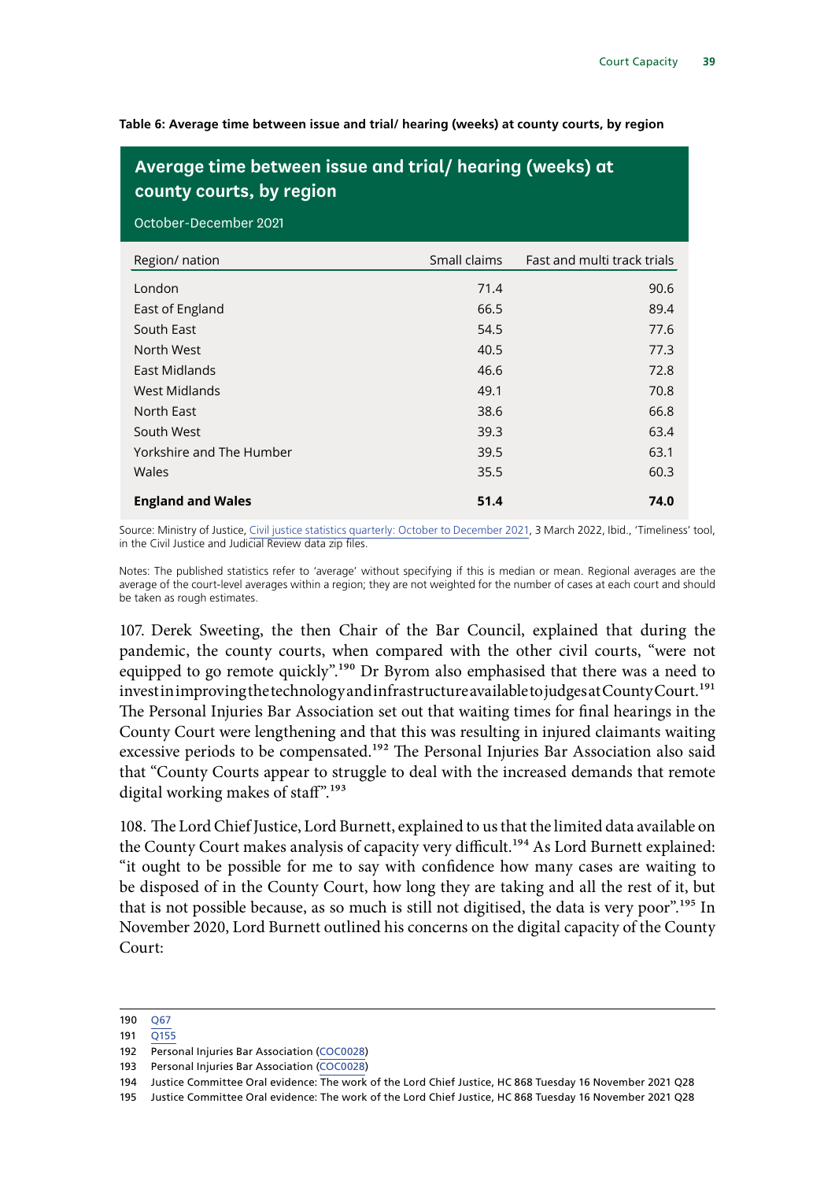**Table 6: Average time between issue and trial/ hearing (weeks) at county courts, by region**

**Average time between issue and trial/ hearing (weeks) at county courts, by region**

October-December 2021

| Region/ nation | Small claims | Fast and multi track trials |
|---|---|---|
| London | 71.4 | 90.6 |
| East of England | 66.5 | 89.4 |
| South East | 54.5 | 77.6 |
| North West | 40.5 | 77.3 |
| East Midlands | 46.6 | 72.8 |
| West Midlands | 49.1 | 70.8 |
| North East | 38.6 | 66.8 |
| South West | 39.3 | 63.4 |
| Yorkshire and The Humber | 39.5 | 63.1 |
| Wales | 35.5 | 60.3 |
| **England and Wales** | **51.4** | **74.0** |

Source: Ministry of Justice, Civil justice statistics quarterly: October to December 2021, 3 March 2022, Ibid., 'Timeliness' tool, in the Civil Justice and Judicial Review data zip files.

Notes: The published statistics refer to 'average' without specifying if this is median or mean. Regional averages are the average of the court-level averages within a region; they are not weighted for the number of cases at each court and should be taken as rough estimates.

107. Derek Sweeting, the then Chair of the Bar Council, explained that during the pandemic, the county courts, when compared with the other civil courts, "were not equipped to go remote quickly".[190] Dr Byrom also emphasised that there was a need to invest in improving the technology and infrastructure available to judges at County Court.[191] The Personal Injuries Bar Association set out that waiting times for final hearings in the County Court were lengthening and that this was resulting in injured claimants waiting excessive periods to be compensated.[192] The Personal Injuries Bar Association also said that "County Courts appear to struggle to deal with the increased demands that remote digital working makes of staff".[193]

108. The Lord Chief Justice, Lord Burnett, explained to us that the limited data available on the County Court makes analysis of capacity very difficult.[194] As Lord Burnett explained: "it ought to be possible for me to say with confidence how many cases are waiting to be disposed of in the County Court, how long they are taking and all the rest of it, but that is not possible because, as so much is still not digitised, the data is very poor".[195] In November 2020, Lord Burnett outlined his concerns on the digital capacity of the County Court:

190 Q67
191 Q155
192 Personal Injuries Bar Association (COC0028)
193 Personal Injuries Bar Association (COC0028)
194 Justice Committee Oral evidence: The work of the Lord Chief Justice, HC 868 Tuesday 16 November 2021 Q28
195 Justice Committee Oral evidence: The work of the Lord Chief Justice, HC 868 Tuesday 16 November 2021 Q28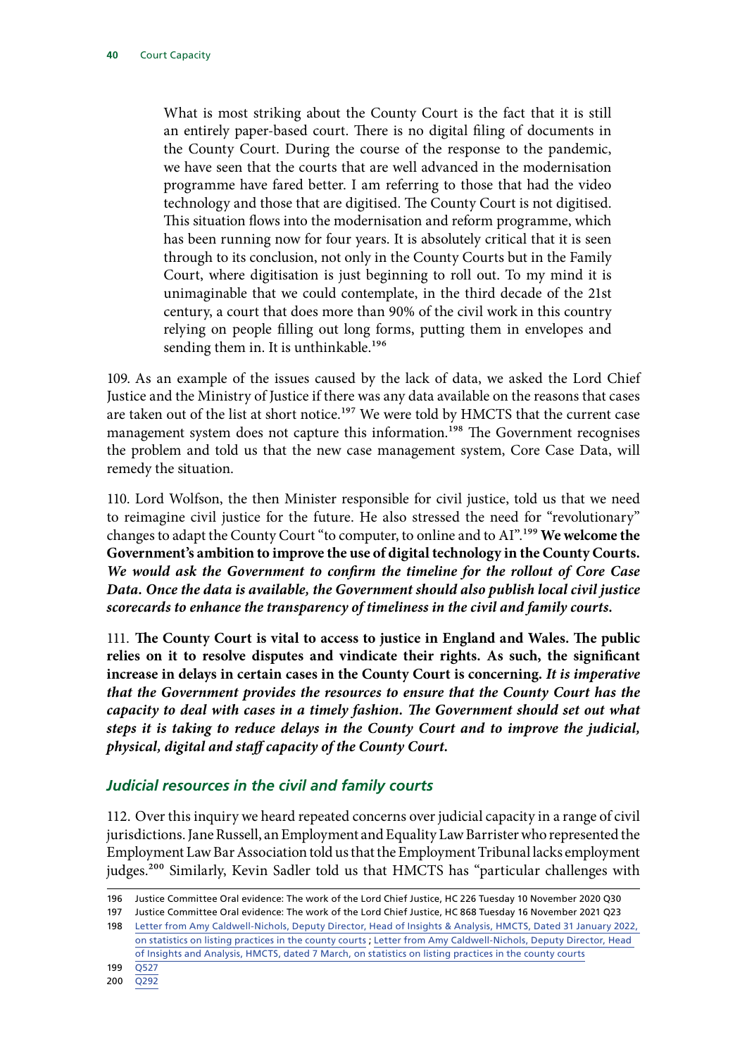> What is most striking about the County Court is the fact that it is still an entirely paper-based court. There is no digital filing of documents in the County Court. During the course of the response to the pandemic, we have seen that the courts that are well advanced in the modernisation programme have fared better. I am referring to those that had the video technology and those that are digitised. The County Court is not digitised. This situation flows into the modernisation and reform programme, which has been running now for four years. It is absolutely critical that it is seen through to its conclusion, not only in the County Courts but in the Family Court, where digitisation is just beginning to roll out. To my mind it is unimaginable that we could contemplate, in the third decade of the 21st century, a court that does more than 90% of the civil work in this country relying on people filling out long forms, putting them in envelopes and sending them in. It is unthinkable.[196]

109. As an example of the issues caused by the lack of data, we asked the Lord Chief Justice and the Ministry of Justice if there was any data available on the reasons that cases are taken out of the list at short notice.[197] We were told by HMCTS that the current case management system does not capture this information.[198] The Government recognises the problem and told us that the new case management system, Core Case Data, will remedy the situation.

110. Lord Wolfson, the then Minister responsible for civil justice, told us that we need to reimagine civil justice for the future. He also stressed the need for "revolutionary" changes to adapt the County Court "to computer, to online and to AI".[199] **We welcome the Government's ambition to improve the use of digital technology in the County Courts.** ***We would ask the Government to confirm the timeline for the rollout of Core Case Data. Once the data is available, the Government should also publish local civil justice scorecards to enhance the transparency of timeliness in the civil and family courts.***

111. **The County Court is vital to access to justice in England and Wales. The public relies on it to resolve disputes and vindicate their rights. As such, the significant increase in delays in certain cases in the County Court is concerning.** ***It is imperative that the Government provides the resources to ensure that the County Court has the capacity to deal with cases in a timely fashion. The Government should set out what steps it is taking to reduce delays in the County Court and to improve the judicial, physical, digital and staff capacity of the County Court.***

### *Judicial resources in the civil and family courts*

112. Over this inquiry we heard repeated concerns over judicial capacity in a range of civil jurisdictions. Jane Russell, an Employment and Equality Law Barrister who represented the Employment Law Bar Association told us that the Employment Tribunal lacks employment judges.[200] Similarly, Kevin Sadler told us that HMCTS has "particular challenges with

---

196 Justice Committee Oral evidence: The work of the Lord Chief Justice, HC 226 Tuesday 10 November 2020 Q30

197 Justice Committee Oral evidence: The work of the Lord Chief Justice, HC 868 Tuesday 16 November 2021 Q23

198 Letter from Amy Caldwell-Nichols, Deputy Director, Head of Insights & Analysis, HMCTS, Dated 31 January 2022, on statistics on listing practices in the county courts ; Letter from Amy Caldwell-Nichols, Deputy Director, Head of Insights and Analysis, HMCTS, dated 7 March, on statistics on listing practices in the county courts

199 Q527

200 Q292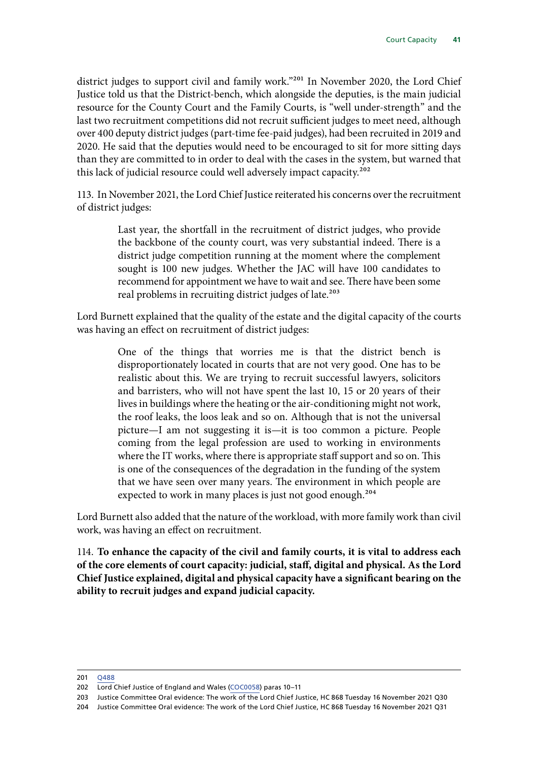district judges to support civil and family work."[201] In November 2020, the Lord Chief Justice told us that the District-bench, which alongside the deputies, is the main judicial resource for the County Court and the Family Courts, is "well under-strength" and the last two recruitment competitions did not recruit sufficient judges to meet need, although over 400 deputy district judges (part-time fee-paid judges), had been recruited in 2019 and 2020. He said that the deputies would need to be encouraged to sit for more sitting days than they are committed to in order to deal with the cases in the system, but warned that this lack of judicial resource could well adversely impact capacity.[202]

113. In November 2021, the Lord Chief Justice reiterated his concerns over the recruitment of district judges:

> Last year, the shortfall in the recruitment of district judges, who provide the backbone of the county court, was very substantial indeed. There is a district judge competition running at the moment where the complement sought is 100 new judges. Whether the JAC will have 100 candidates to recommend for appointment we have to wait and see. There have been some real problems in recruiting district judges of late.[203]

Lord Burnett explained that the quality of the estate and the digital capacity of the courts was having an effect on recruitment of district judges:

> One of the things that worries me is that the district bench is disproportionately located in courts that are not very good. One has to be realistic about this. We are trying to recruit successful lawyers, solicitors and barristers, who will not have spent the last 10, 15 or 20 years of their lives in buildings where the heating or the air-conditioning might not work, the roof leaks, the loos leak and so on. Although that is not the universal picture—I am not suggesting it is—it is too common a picture. People coming from the legal profession are used to working in environments where the IT works, where there is appropriate staff support and so on. This is one of the consequences of the degradation in the funding of the system that we have seen over many years. The environment in which people are expected to work in many places is just not good enough.[204]

Lord Burnett also added that the nature of the workload, with more family work than civil work, was having an effect on recruitment.

114. **To enhance the capacity of the civil and family courts, it is vital to address each of the core elements of court capacity: judicial, staff, digital and physical. As the Lord Chief Justice explained, digital and physical capacity have a significant bearing on the ability to recruit judges and expand judicial capacity.**

---

201 Q488

202 Lord Chief Justice of England and Wales (COC0058) paras 10–11

203 Justice Committee Oral evidence: The work of the Lord Chief Justice, HC 868 Tuesday 16 November 2021 Q30

204 Justice Committee Oral evidence: The work of the Lord Chief Justice, HC 868 Tuesday 16 November 2021 Q31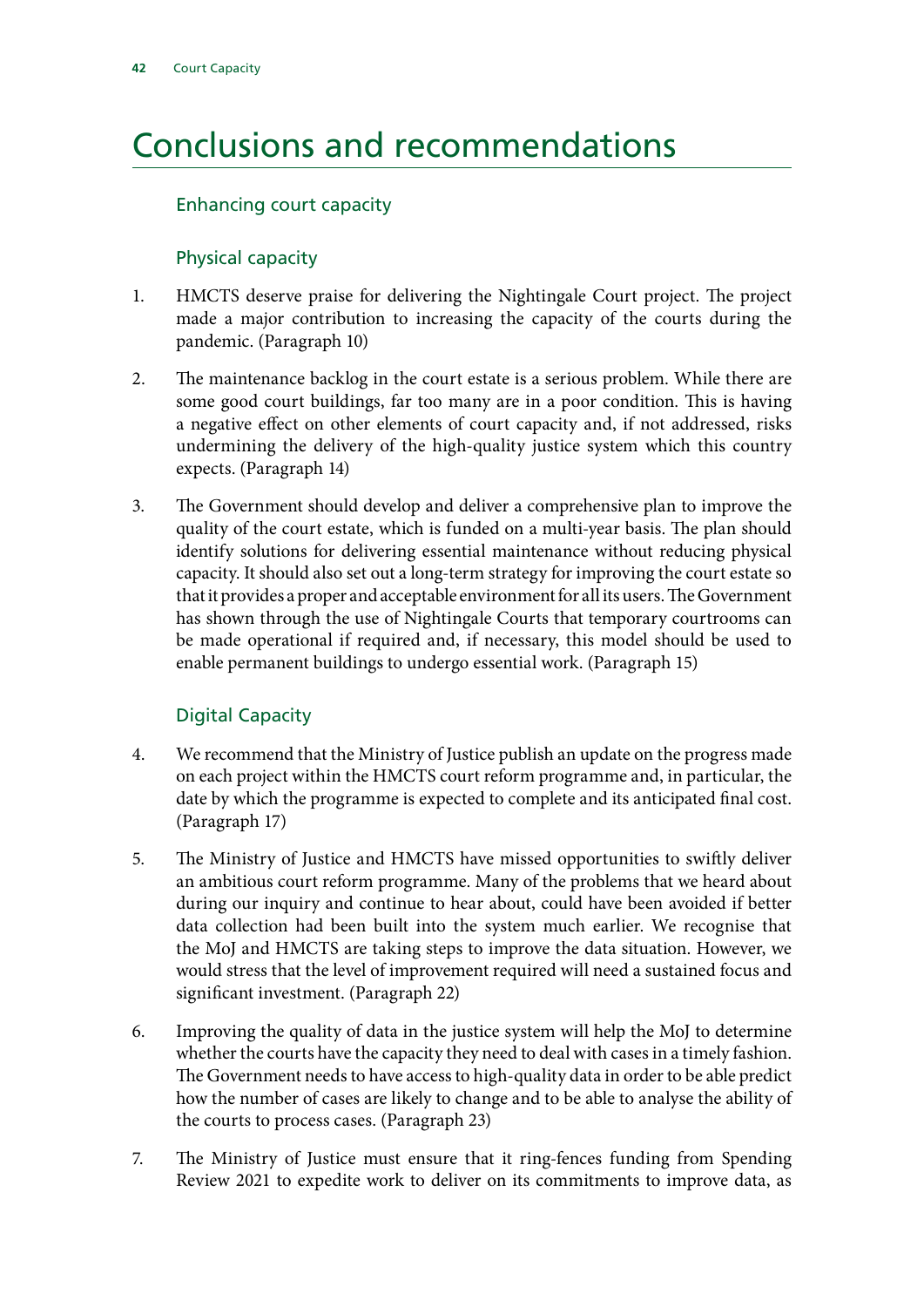# Conclusions and recommendations

## Enhancing court capacity

### Physical capacity

1. HMCTS deserve praise for delivering the Nightingale Court project. The project made a major contribution to increasing the capacity of the courts during the pandemic. (Paragraph 10)

2. The maintenance backlog in the court estate is a serious problem. While there are some good court buildings, far too many are in a poor condition. This is having a negative effect on other elements of court capacity and, if not addressed, risks undermining the delivery of the high-quality justice system which this country expects. (Paragraph 14)

3. The Government should develop and deliver a comprehensive plan to improve the quality of the court estate, which is funded on a multi-year basis. The plan should identify solutions for delivering essential maintenance without reducing physical capacity. It should also set out a long-term strategy for improving the court estate so that it provides a proper and acceptable environment for all its users. The Government has shown through the use of Nightingale Courts that temporary courtrooms can be made operational if required and, if necessary, this model should be used to enable permanent buildings to undergo essential work. (Paragraph 15)

### Digital Capacity

4. We recommend that the Ministry of Justice publish an update on the progress made on each project within the HMCTS court reform programme and, in particular, the date by which the programme is expected to complete and its anticipated final cost. (Paragraph 17)

5. The Ministry of Justice and HMCTS have missed opportunities to swiftly deliver an ambitious court reform programme. Many of the problems that we heard about during our inquiry and continue to hear about, could have been avoided if better data collection had been built into the system much earlier. We recognise that the MoJ and HMCTS are taking steps to improve the data situation. However, we would stress that the level of improvement required will need a sustained focus and significant investment. (Paragraph 22)

6. Improving the quality of data in the justice system will help the MoJ to determine whether the courts have the capacity they need to deal with cases in a timely fashion. The Government needs to have access to high-quality data in order to be able predict how the number of cases are likely to change and to be able to analyse the ability of the courts to process cases. (Paragraph 23)

7. The Ministry of Justice must ensure that it ring-fences funding from Spending Review 2021 to expedite work to deliver on its commitments to improve data, as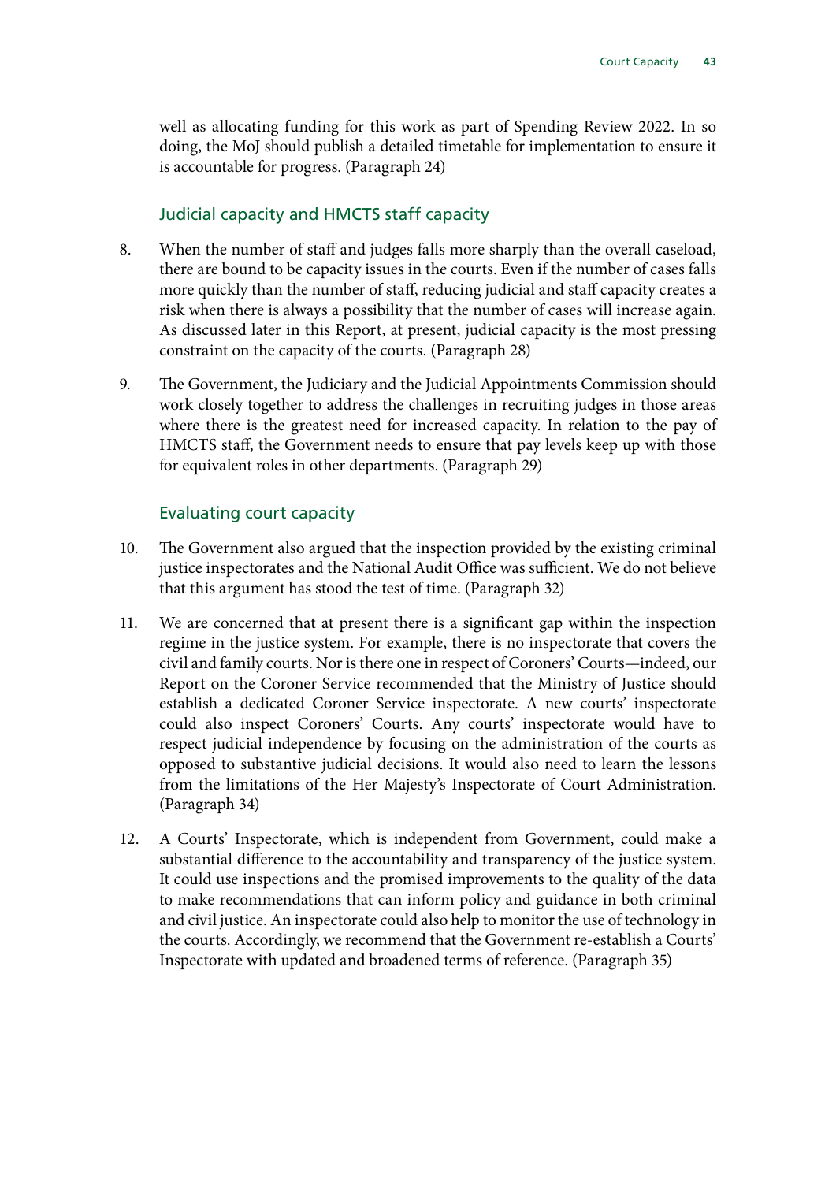well as allocating funding for this work as part of Spending Review 2022. In so doing, the MoJ should publish a detailed timetable for implementation to ensure it is accountable for progress. (Paragraph 24)

### Judicial capacity and HMCTS staff capacity

8. When the number of staff and judges falls more sharply than the overall caseload, there are bound to be capacity issues in the courts. Even if the number of cases falls more quickly than the number of staff, reducing judicial and staff capacity creates a risk when there is always a possibility that the number of cases will increase again. As discussed later in this Report, at present, judicial capacity is the most pressing constraint on the capacity of the courts. (Paragraph 28)

9. The Government, the Judiciary and the Judicial Appointments Commission should work closely together to address the challenges in recruiting judges in those areas where there is the greatest need for increased capacity. In relation to the pay of HMCTS staff, the Government needs to ensure that pay levels keep up with those for equivalent roles in other departments. (Paragraph 29)

### Evaluating court capacity

10. The Government also argued that the inspection provided by the existing criminal justice inspectorates and the National Audit Office was sufficient. We do not believe that this argument has stood the test of time. (Paragraph 32)

11. We are concerned that at present there is a significant gap within the inspection regime in the justice system. For example, there is no inspectorate that covers the civil and family courts. Nor is there one in respect of Coroners' Courts—indeed, our Report on the Coroner Service recommended that the Ministry of Justice should establish a dedicated Coroner Service inspectorate. A new courts' inspectorate could also inspect Coroners' Courts. Any courts' inspectorate would have to respect judicial independence by focusing on the administration of the courts as opposed to substantive judicial decisions. It would also need to learn the lessons from the limitations of the Her Majesty's Inspectorate of Court Administration. (Paragraph 34)

12. A Courts' Inspectorate, which is independent from Government, could make a substantial difference to the accountability and transparency of the justice system. It could use inspections and the promised improvements to the quality of the data to make recommendations that can inform policy and guidance in both criminal and civil justice. An inspectorate could also help to monitor the use of technology in the courts. Accordingly, we recommend that the Government re-establish a Courts' Inspectorate with updated and broadened terms of reference. (Paragraph 35)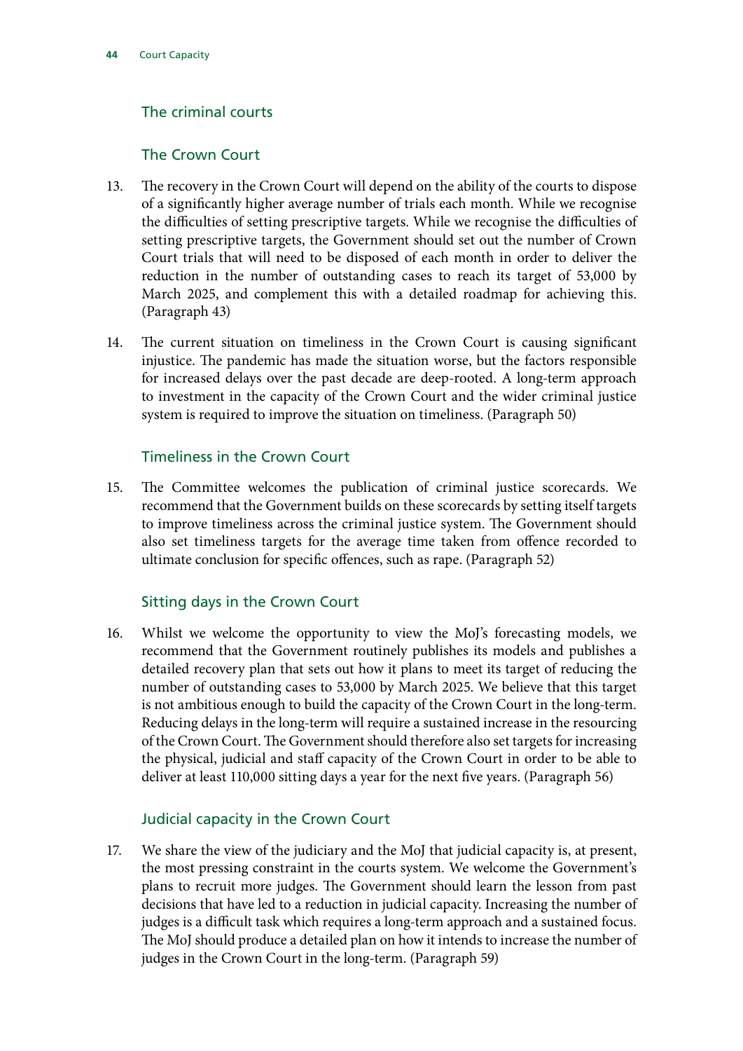## The criminal courts

### The Crown Court

13. The recovery in the Crown Court will depend on the ability of the courts to dispose of a significantly higher average number of trials each month. While we recognise the difficulties of setting prescriptive targets. While we recognise the difficulties of setting prescriptive targets, the Government should set out the number of Crown Court trials that will need to be disposed of each month in order to deliver the reduction in the number of outstanding cases to reach its target of 53,000 by March 2025, and complement this with a detailed roadmap for achieving this. (Paragraph 43)

14. The current situation on timeliness in the Crown Court is causing significant injustice. The pandemic has made the situation worse, but the factors responsible for increased delays over the past decade are deep-rooted. A long-term approach to investment in the capacity of the Crown Court and the wider criminal justice system is required to improve the situation on timeliness. (Paragraph 50)

### Timeliness in the Crown Court

15. The Committee welcomes the publication of criminal justice scorecards. We recommend that the Government builds on these scorecards by setting itself targets to improve timeliness across the criminal justice system. The Government should also set timeliness targets for the average time taken from offence recorded to ultimate conclusion for specific offences, such as rape. (Paragraph 52)

### Sitting days in the Crown Court

16. Whilst we welcome the opportunity to view the MoJ's forecasting models, we recommend that the Government routinely publishes its models and publishes a detailed recovery plan that sets out how it plans to meet its target of reducing the number of outstanding cases to 53,000 by March 2025. We believe that this target is not ambitious enough to build the capacity of the Crown Court in the long-term. Reducing delays in the long-term will require a sustained increase in the resourcing of the Crown Court. The Government should therefore also set targets for increasing the physical, judicial and staff capacity of the Crown Court in order to be able to deliver at least 110,000 sitting days a year for the next five years. (Paragraph 56)

### Judicial capacity in the Crown Court

17. We share the view of the judiciary and the MoJ that judicial capacity is, at present, the most pressing constraint in the courts system. We welcome the Government's plans to recruit more judges. The Government should learn the lesson from past decisions that have led to a reduction in judicial capacity. Increasing the number of judges is a difficult task which requires a long-term approach and a sustained focus. The MoJ should produce a detailed plan on how it intends to increase the number of judges in the Crown Court in the long-term. (Paragraph 59)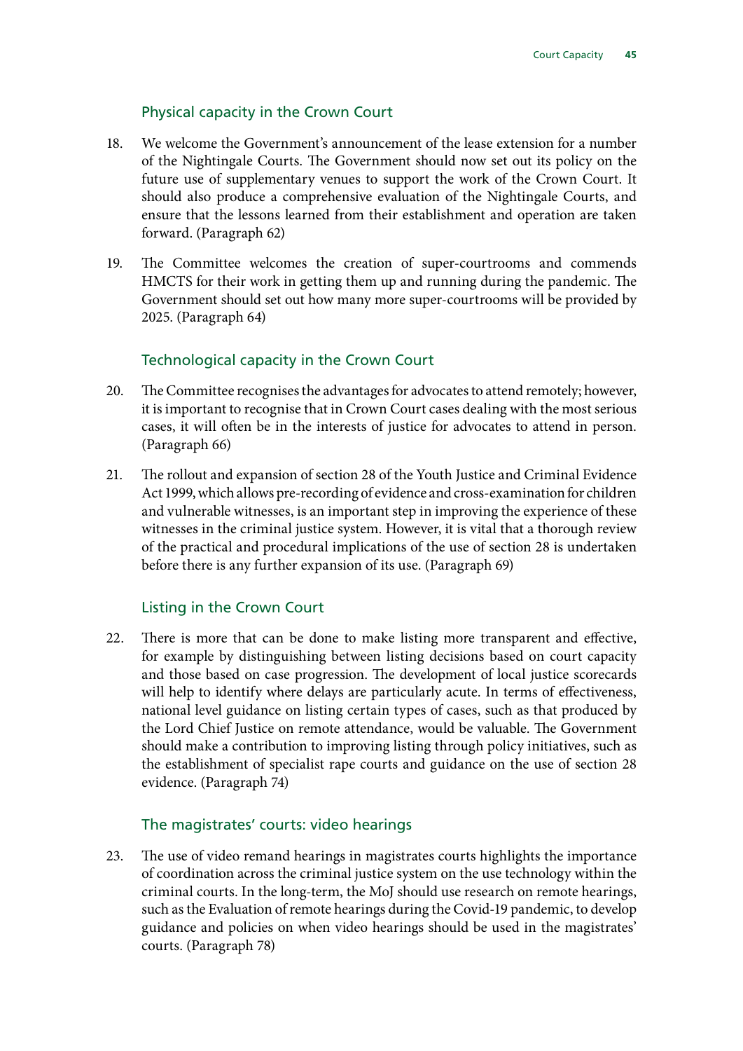### Physical capacity in the Crown Court

18. We welcome the Government's announcement of the lease extension for a number of the Nightingale Courts. The Government should now set out its policy on the future use of supplementary venues to support the work of the Crown Court. It should also produce a comprehensive evaluation of the Nightingale Courts, and ensure that the lessons learned from their establishment and operation are taken forward. (Paragraph 62)

19. The Committee welcomes the creation of super-courtrooms and commends HMCTS for their work in getting them up and running during the pandemic. The Government should set out how many more super-courtrooms will be provided by 2025. (Paragraph 64)

### Technological capacity in the Crown Court

20. The Committee recognises the advantages for advocates to attend remotely; however, it is important to recognise that in Crown Court cases dealing with the most serious cases, it will often be in the interests of justice for advocates to attend in person. (Paragraph 66)

21. The rollout and expansion of section 28 of the Youth Justice and Criminal Evidence Act 1999, which allows pre-recording of evidence and cross-examination for children and vulnerable witnesses, is an important step in improving the experience of these witnesses in the criminal justice system. However, it is vital that a thorough review of the practical and procedural implications of the use of section 28 is undertaken before there is any further expansion of its use. (Paragraph 69)

### Listing in the Crown Court

22. There is more that can be done to make listing more transparent and effective, for example by distinguishing between listing decisions based on court capacity and those based on case progression. The development of local justice scorecards will help to identify where delays are particularly acute. In terms of effectiveness, national level guidance on listing certain types of cases, such as that produced by the Lord Chief Justice on remote attendance, would be valuable. The Government should make a contribution to improving listing through policy initiatives, such as the establishment of specialist rape courts and guidance on the use of section 28 evidence. (Paragraph 74)

### The magistrates' courts: video hearings

23. The use of video remand hearings in magistrates courts highlights the importance of coordination across the criminal justice system on the use technology within the criminal courts. In the long-term, the MoJ should use research on remote hearings, such as the Evaluation of remote hearings during the Covid-19 pandemic, to develop guidance and policies on when video hearings should be used in the magistrates' courts. (Paragraph 78)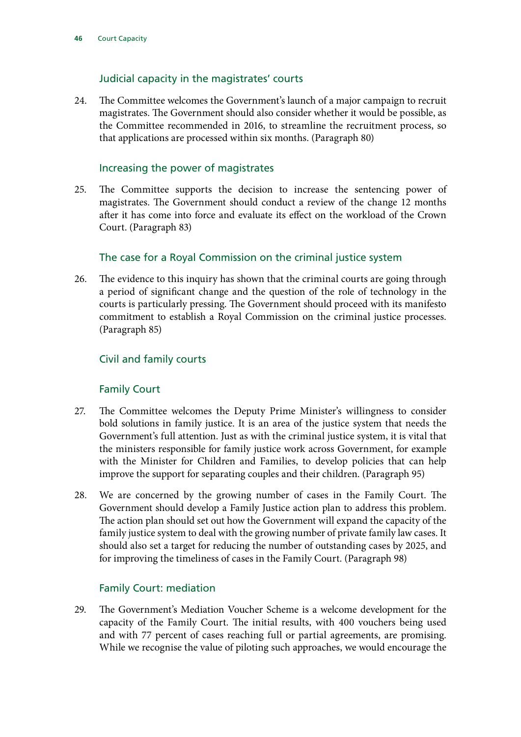### Judicial capacity in the magistrates' courts

24. The Committee welcomes the Government's launch of a major campaign to recruit magistrates. The Government should also consider whether it would be possible, as the Committee recommended in 2016, to streamline the recruitment process, so that applications are processed within six months. (Paragraph 80)

### Increasing the power of magistrates

25. The Committee supports the decision to increase the sentencing power of magistrates. The Government should conduct a review of the change 12 months after it has come into force and evaluate its effect on the workload of the Crown Court. (Paragraph 83)

### The case for a Royal Commission on the criminal justice system

26. The evidence to this inquiry has shown that the criminal courts are going through a period of significant change and the question of the role of technology in the courts is particularly pressing. The Government should proceed with its manifesto commitment to establish a Royal Commission on the criminal justice processes. (Paragraph 85)

### Civil and family courts

### Family Court

27. The Committee welcomes the Deputy Prime Minister's willingness to consider bold solutions in family justice. It is an area of the justice system that needs the Government's full attention. Just as with the criminal justice system, it is vital that the ministers responsible for family justice work across Government, for example with the Minister for Children and Families, to develop policies that can help improve the support for separating couples and their children. (Paragraph 95)

28. We are concerned by the growing number of cases in the Family Court. The Government should develop a Family Justice action plan to address this problem. The action plan should set out how the Government will expand the capacity of the family justice system to deal with the growing number of private family law cases. It should also set a target for reducing the number of outstanding cases by 2025, and for improving the timeliness of cases in the Family Court. (Paragraph 98)

### Family Court: mediation

29. The Government's Mediation Voucher Scheme is a welcome development for the capacity of the Family Court. The initial results, with 400 vouchers being used and with 77 percent of cases reaching full or partial agreements, are promising. While we recognise the value of piloting such approaches, we would encourage the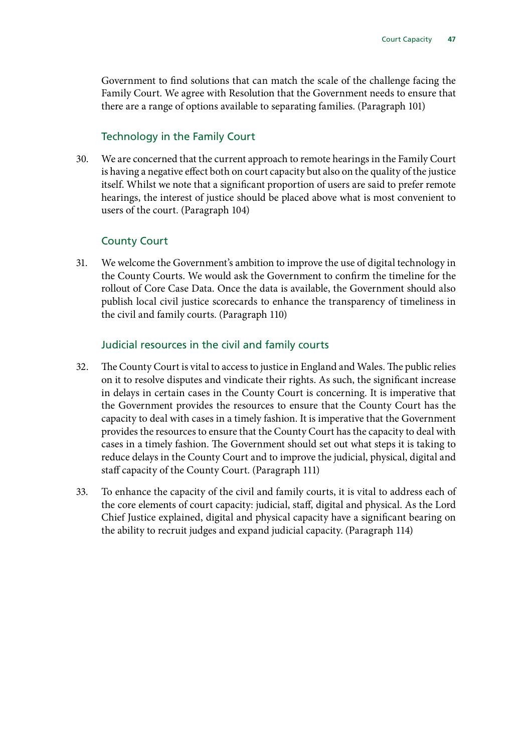Government to find solutions that can match the scale of the challenge facing the Family Court. We agree with Resolution that the Government needs to ensure that there are a range of options available to separating families. (Paragraph 101)

### Technology in the Family Court

30. We are concerned that the current approach to remote hearings in the Family Court is having a negative effect both on court capacity but also on the quality of the justice itself. Whilst we note that a significant proportion of users are said to prefer remote hearings, the interest of justice should be placed above what is most convenient to users of the court. (Paragraph 104)

### County Court

31. We welcome the Government's ambition to improve the use of digital technology in the County Courts. We would ask the Government to confirm the timeline for the rollout of Core Case Data. Once the data is available, the Government should also publish local civil justice scorecards to enhance the transparency of timeliness in the civil and family courts. (Paragraph 110)

### Judicial resources in the civil and family courts

32. The County Court is vital to access to justice in England and Wales. The public relies on it to resolve disputes and vindicate their rights. As such, the significant increase in delays in certain cases in the County Court is concerning. It is imperative that the Government provides the resources to ensure that the County Court has the capacity to deal with cases in a timely fashion. It is imperative that the Government provides the resources to ensure that the County Court has the capacity to deal with cases in a timely fashion. The Government should set out what steps it is taking to reduce delays in the County Court and to improve the judicial, physical, digital and staff capacity of the County Court. (Paragraph 111)

33. To enhance the capacity of the civil and family courts, it is vital to address each of the core elements of court capacity: judicial, staff, digital and physical. As the Lord Chief Justice explained, digital and physical capacity have a significant bearing on the ability to recruit judges and expand judicial capacity. (Paragraph 114)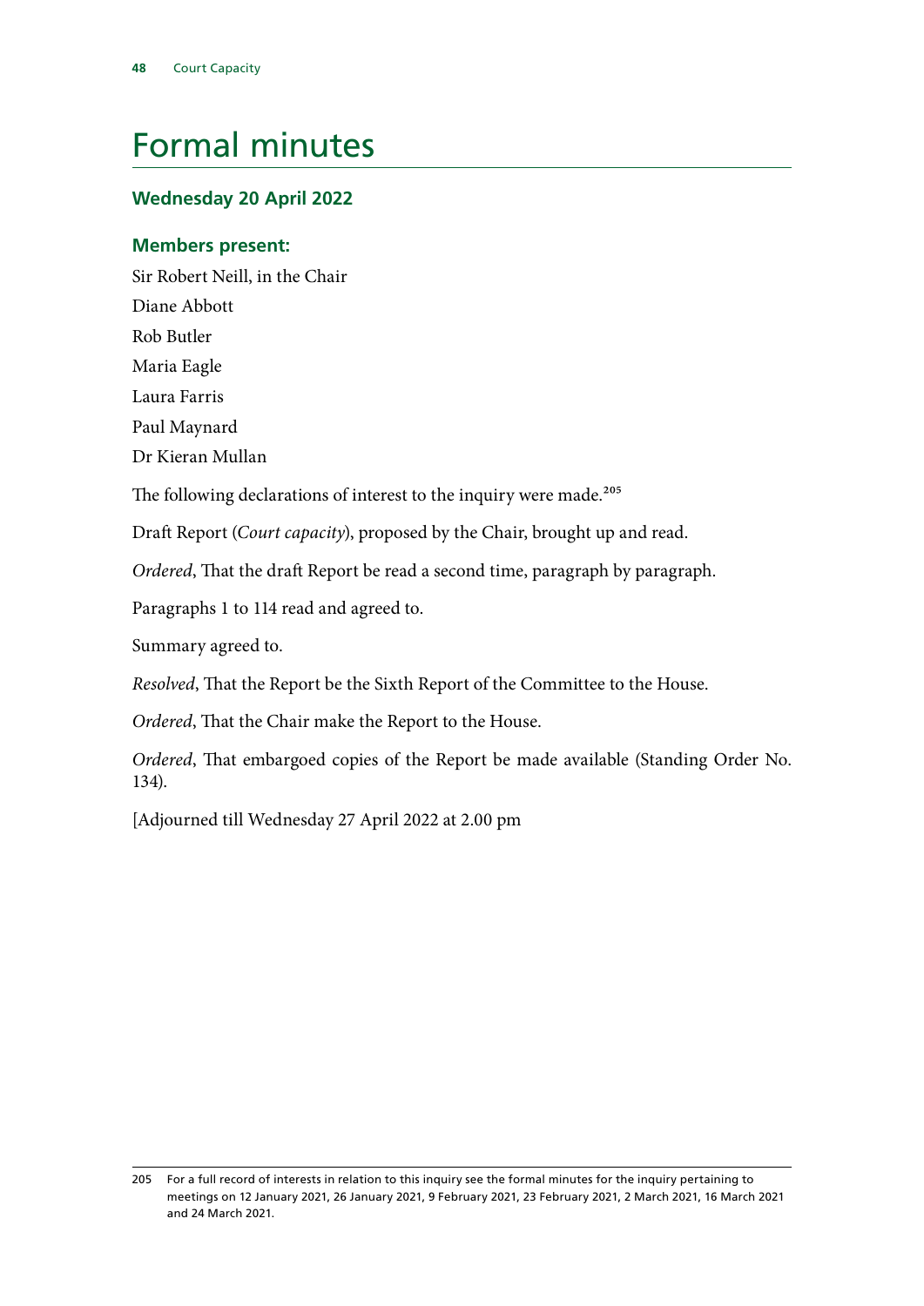# Formal minutes

## Wednesday 20 April 2022

### Members present:

Sir Robert Neill, in the Chair

Diane Abbott

Rob Butler

Maria Eagle

Laura Farris

Paul Maynard

Dr Kieran Mullan

The following declarations of interest to the inquiry were made.[205]

Draft Report (*Court capacity*), proposed by the Chair, brought up and read.

*Ordered*, That the draft Report be read a second time, paragraph by paragraph.

Paragraphs 1 to 114 read and agreed to.

Summary agreed to.

*Resolved*, That the Report be the Sixth Report of the Committee to the House.

*Ordered*, That the Chair make the Report to the House.

*Ordered*, That embargoed copies of the Report be made available (Standing Order No. 134).

[Adjourned till Wednesday 27 April 2022 at 2.00 pm

---

205 For a full record of interests in relation to this inquiry see the formal minutes for the inquiry pertaining to meetings on 12 January 2021, 26 January 2021, 9 February 2021, 23 February 2021, 2 March 2021, 16 March 2021 and 24 March 2021.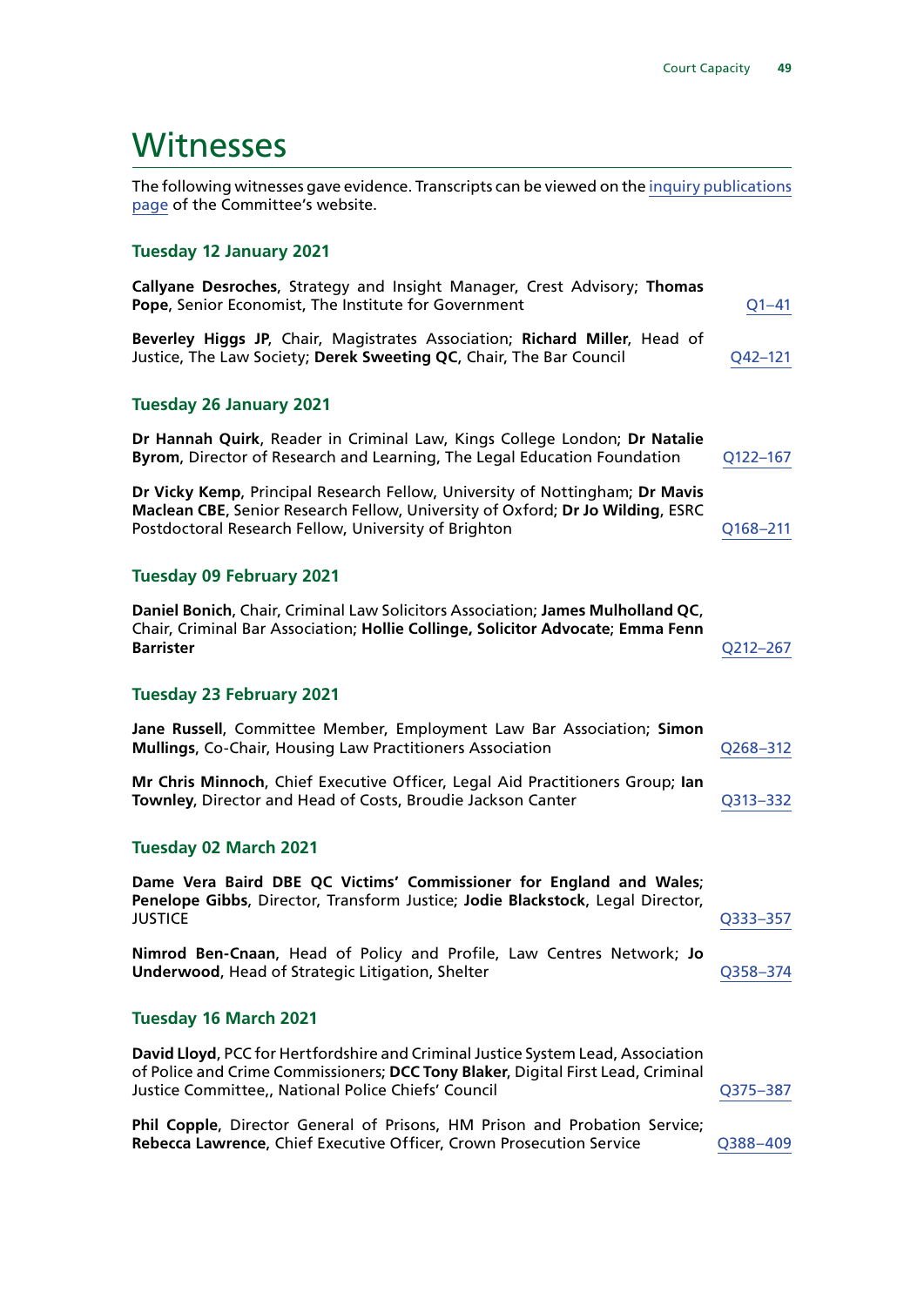# Witnesses

The following witnesses gave evidence. Transcripts can be viewed on the inquiry publications page of the Committee's website.

### Tuesday 12 January 2021

**Callyane Desroches**, Strategy and Insight Manager, Crest Advisory; **Thomas Pope**, Senior Economist, The Institute for Government — Q1–41

**Beverley Higgs JP**, Chair, Magistrates Association; **Richard Miller**, Head of Justice, The Law Society; **Derek Sweeting QC**, Chair, The Bar Council — Q42–121

### Tuesday 26 January 2021

**Dr Hannah Quirk**, Reader in Criminal Law, Kings College London; **Dr Natalie Byrom**, Director of Research and Learning, The Legal Education Foundation — Q122–167

**Dr Vicky Kemp**, Principal Research Fellow, University of Nottingham; **Dr Mavis Maclean CBE**, Senior Research Fellow, University of Oxford; **Dr Jo Wilding**, ESRC Postdoctoral Research Fellow, University of Brighton — Q168–211

### Tuesday 09 February 2021

**Daniel Bonich**, Chair, Criminal Law Solicitors Association; **James Mulholland QC**, Chair, Criminal Bar Association; **Hollie Collinge, Solicitor Advocate**; **Emma Fenn Barrister** — Q212–267

### Tuesday 23 February 2021

**Jane Russell**, Committee Member, Employment Law Bar Association; **Simon Mullings**, Co-Chair, Housing Law Practitioners Association — Q268–312

**Mr Chris Minnoch**, Chief Executive Officer, Legal Aid Practitioners Group; **Ian Townley**, Director and Head of Costs, Broudie Jackson Canter — Q313–332

### Tuesday 02 March 2021

**Dame Vera Baird DBE QC Victims' Commissioner for England and Wales**; **Penelope Gibbs**, Director, Transform Justice; **Jodie Blackstock**, Legal Director, JUSTICE — Q333–357

**Nimrod Ben-Cnaan**, Head of Policy and Profile, Law Centres Network; **Jo Underwood**, Head of Strategic Litigation, Shelter — Q358–374

### Tuesday 16 March 2021

**David Lloyd**, PCC for Hertfordshire and Criminal Justice System Lead, Association of Police and Crime Commissioners; **DCC Tony Blaker**, Digital First Lead, Criminal Justice Committee,, National Police Chiefs' Council — Q375–387

**Phil Copple**, Director General of Prisons, HM Prison and Probation Service; **Rebecca Lawrence**, Chief Executive Officer, Crown Prosecution Service — Q388–409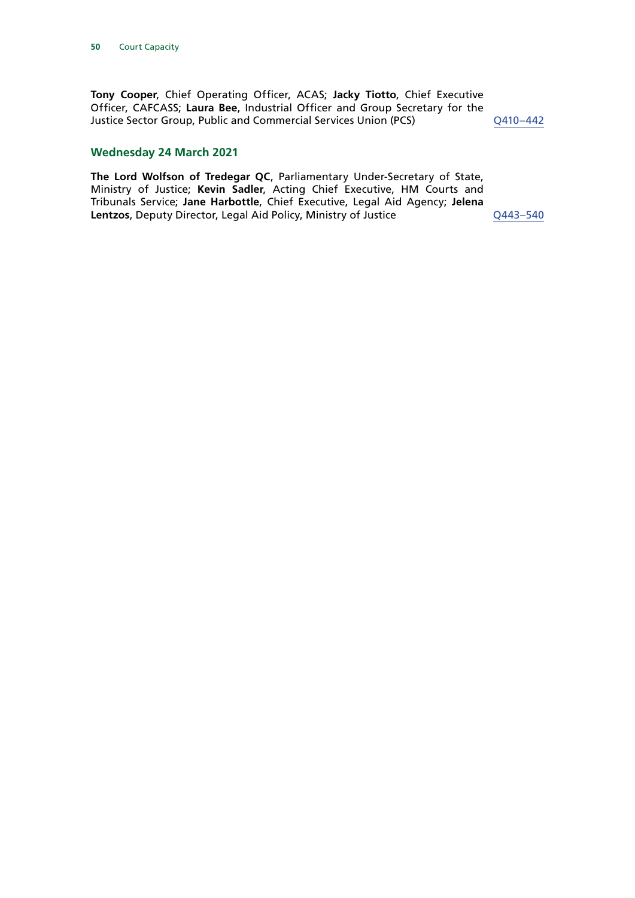**Tony Cooper**, Chief Operating Officer, ACAS; **Jacky Tiotto**, Chief Executive Officer, CAFCASS; **Laura Bee**, Industrial Officer and Group Secretary for the Justice Sector Group, Public and Commercial Services Union (PCS) — Q410–442

## Wednesday 24 March 2021

**The Lord Wolfson of Tredegar QC**, Parliamentary Under-Secretary of State, Ministry of Justice; **Kevin Sadler**, Acting Chief Executive, HM Courts and Tribunals Service; **Jane Harbottle**, Chief Executive, Legal Aid Agency; **Jelena Lentzos**, Deputy Director, Legal Aid Policy, Ministry of Justice — Q443–540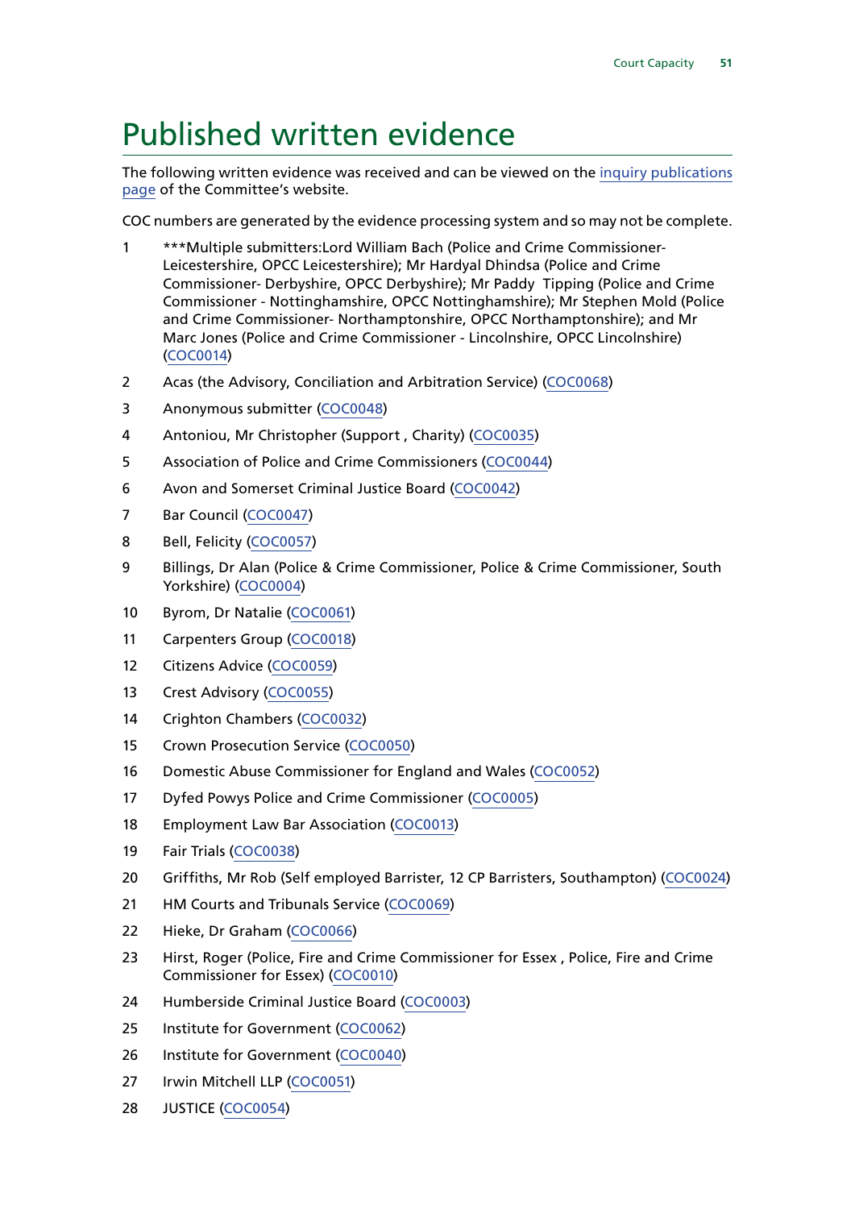# Published written evidence

The following written evidence was received and can be viewed on the inquiry publications page of the Committee's website.

COC numbers are generated by the evidence processing system and so may not be complete.

1. ***Multiple submitters:Lord William Bach (Police and Crime Commissioner-Leicestershire, OPCC Leicestershire); Mr Hardyal Dhindsa (Police and Crime Commissioner- Derbyshire, OPCC Derbyshire); Mr Paddy Tipping (Police and Crime Commissioner - Nottinghamshire, OPCC Nottinghamshire); Mr Stephen Mold (Police and Crime Commissioner- Northamptonshire, OPCC Northamptonshire); and Mr Marc Jones (Police and Crime Commissioner - Lincolnshire, OPCC Lincolnshire) (COC0014)
2. Acas (the Advisory, Conciliation and Arbitration Service) (COC0068)
3. Anonymous submitter (COC0048)
4. Antoniou, Mr Christopher (Support , Charity) (COC0035)
5. Association of Police and Crime Commissioners (COC0044)
6. Avon and Somerset Criminal Justice Board (COC0042)
7. Bar Council (COC0047)
8. Bell, Felicity (COC0057)
9. Billings, Dr Alan (Police & Crime Commissioner, Police & Crime Commissioner, South Yorkshire) (COC0004)
10. Byrom, Dr Natalie (COC0061)
11. Carpenters Group (COC0018)
12. Citizens Advice (COC0059)
13. Crest Advisory (COC0055)
14. Crighton Chambers (COC0032)
15. Crown Prosecution Service (COC0050)
16. Domestic Abuse Commissioner for England and Wales (COC0052)
17. Dyfed Powys Police and Crime Commissioner (COC0005)
18. Employment Law Bar Association (COC0013)
19. Fair Trials (COC0038)
20. Griffiths, Mr Rob (Self employed Barrister, 12 CP Barristers, Southampton) (COC0024)
21. HM Courts and Tribunals Service (COC0069)
22. Hieke, Dr Graham (COC0066)
23. Hirst, Roger (Police, Fire and Crime Commissioner for Essex , Police, Fire and Crime Commissioner for Essex) (COC0010)
24. Humberside Criminal Justice Board (COC0003)
25. Institute for Government (COC0062)
26. Institute for Government (COC0040)
27. Irwin Mitchell LLP (COC0051)
28. JUSTICE (COC0054)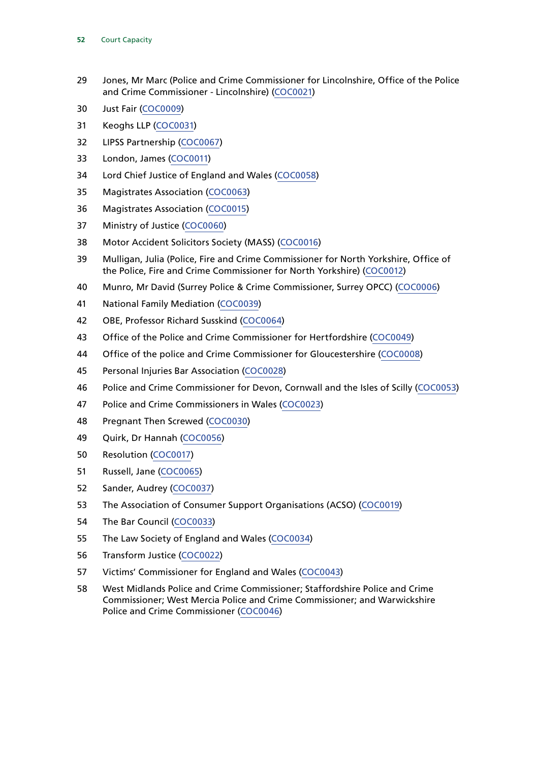29 Jones, Mr Marc (Police and Crime Commissioner for Lincolnshire, Office of the Police and Crime Commissioner - Lincolnshire) (COC0021)

30 Just Fair (COC0009)

31 Keoghs LLP (COC0031)

32 LIPSS Partnership (COC0067)

33 London, James (COC0011)

34 Lord Chief Justice of England and Wales (COC0058)

35 Magistrates Association (COC0063)

36 Magistrates Association (COC0015)

37 Ministry of Justice (COC0060)

38 Motor Accident Solicitors Society (MASS) (COC0016)

39 Mulligan, Julia (Police, Fire and Crime Commissioner for North Yorkshire, Office of the Police, Fire and Crime Commissioner for North Yorkshire) (COC0012)

40 Munro, Mr David (Surrey Police & Crime Commissioner, Surrey OPCC) (COC0006)

41 National Family Mediation (COC0039)

42 OBE, Professor Richard Susskind (COC0064)

43 Office of the Police and Crime Commissioner for Hertfordshire (COC0049)

44 Office of the police and Crime Commissioner for Gloucestershire (COC0008)

45 Personal Injuries Bar Association (COC0028)

46 Police and Crime Commissioner for Devon, Cornwall and the Isles of Scilly (COC0053)

47 Police and Crime Commissioners in Wales (COC0023)

48 Pregnant Then Screwed (COC0030)

49 Quirk, Dr Hannah (COC0056)

50 Resolution (COC0017)

51 Russell, Jane (COC0065)

52 Sander, Audrey (COC0037)

53 The Association of Consumer Support Organisations (ACSO) (COC0019)

54 The Bar Council (COC0033)

55 The Law Society of England and Wales (COC0034)

56 Transform Justice (COC0022)

57 Victims' Commissioner for England and Wales (COC0043)

58 West Midlands Police and Crime Commissioner; Staffordshire Police and Crime Commissioner; West Mercia Police and Crime Commissioner; and Warwickshire Police and Crime Commissioner (COC0046)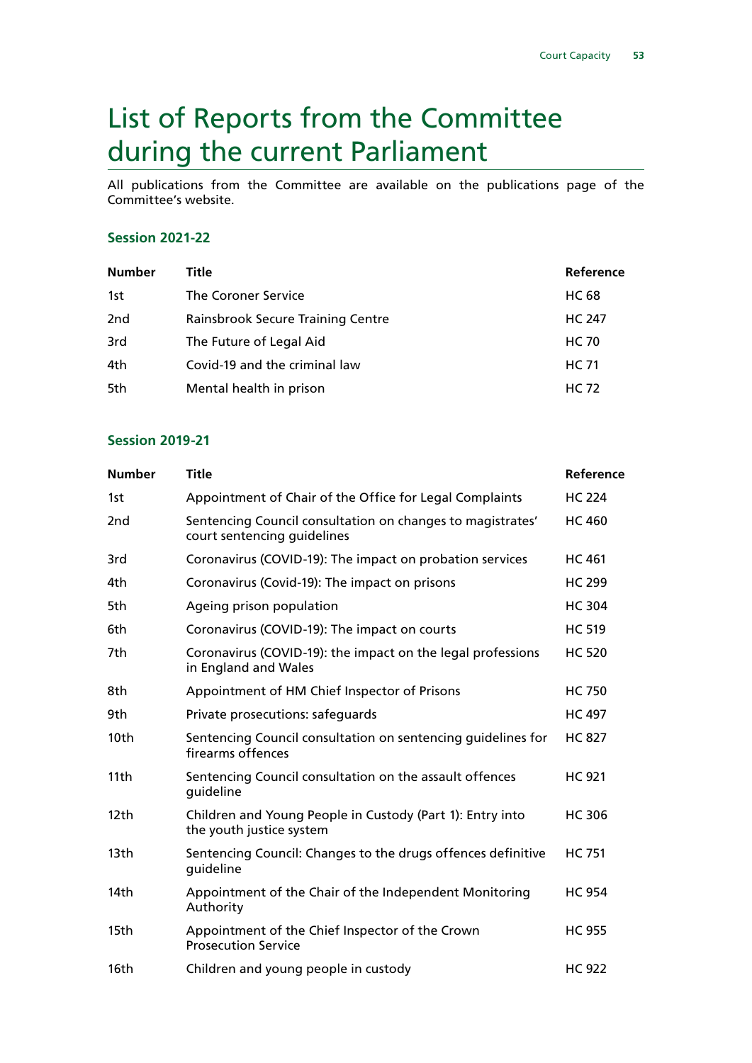# List of Reports from the Committee during the current Parliament

All publications from the Committee are available on the publications page of the Committee's website.

### Session 2021-22

| Number | Title | Reference |
| --- | --- | --- |
| 1st | The Coroner Service | HC 68 |
| 2nd | Rainsbrook Secure Training Centre | HC 247 |
| 3rd | The Future of Legal Aid | HC 70 |
| 4th | Covid-19 and the criminal law | HC 71 |
| 5th | Mental health in prison | HC 72 |

### Session 2019-21

| Number | Title | Reference |
| --- | --- | --- |
| 1st | Appointment of Chair of the Office for Legal Complaints | HC 224 |
| 2nd | Sentencing Council consultation on changes to magistrates' court sentencing guidelines | HC 460 |
| 3rd | Coronavirus (COVID-19): The impact on probation services | HC 461 |
| 4th | Coronavirus (Covid-19): The impact on prisons | HC 299 |
| 5th | Ageing prison population | HC 304 |
| 6th | Coronavirus (COVID-19): The impact on courts | HC 519 |
| 7th | Coronavirus (COVID-19): the impact on the legal professions in England and Wales | HC 520 |
| 8th | Appointment of HM Chief Inspector of Prisons | HC 750 |
| 9th | Private prosecutions: safeguards | HC 497 |
| 10th | Sentencing Council consultation on sentencing guidelines for firearms offences | HC 827 |
| 11th | Sentencing Council consultation on the assault offences guideline | HC 921 |
| 12th | Children and Young People in Custody (Part 1): Entry into the youth justice system | HC 306 |
| 13th | Sentencing Council: Changes to the drugs offences definitive guideline | HC 751 |
| 14th | Appointment of the Chair of the Independent Monitoring Authority | HC 954 |
| 15th | Appointment of the Chief Inspector of the Crown Prosecution Service | HC 955 |
| 16th | Children and young people in custody | HC 922 |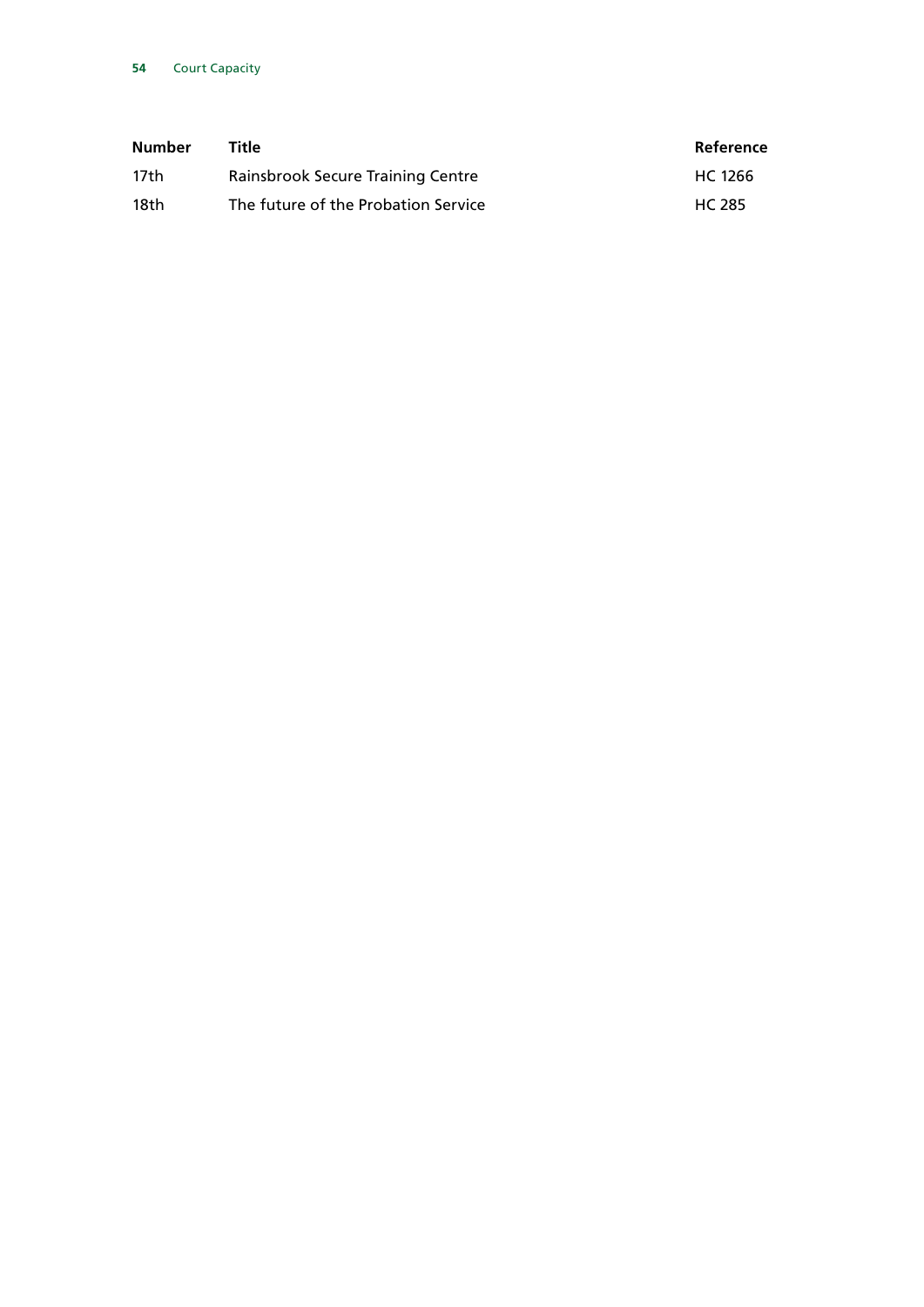| Number | Title | Reference |
|---|---|---|
| 17th | Rainsbrook Secure Training Centre | HC 1266 |
| 18th | The future of the Probation Service | HC 285 |